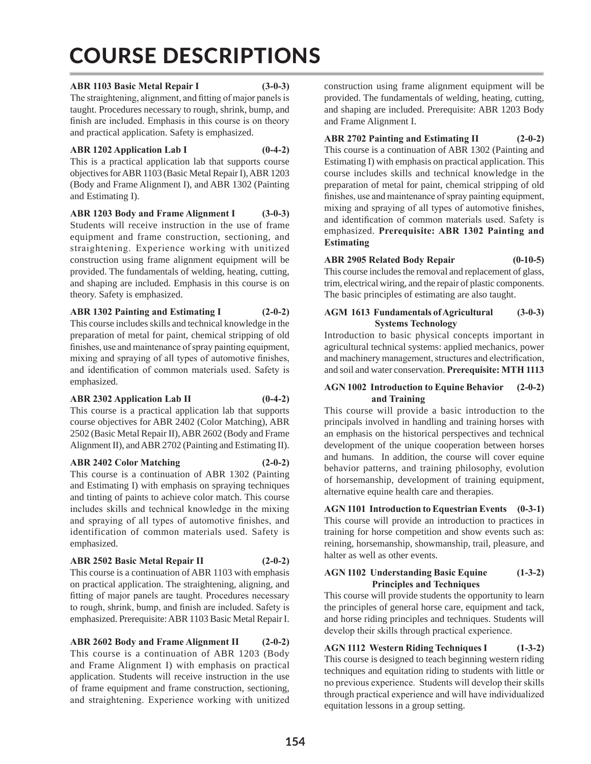# COURSE DESCRIPTIONS

**ABR 1103 Basic Metal Repair I (3-0-3)**
The straightening, alignment, and fitting of major panels is taught. Procedures necessary to rough, shrink, bump, and finish are included. Emphasis in this course is on theory and practical application. Safety is emphasized.

**ABR 1202 Application Lab I (0-4-2)**
This is a practical application lab that supports course objectives for ABR 1103 (Basic Metal Repair I), ABR 1203 (Body and Frame Alignment I), and ABR 1302 (Painting and Estimating I).

**ABR 1203 Body and Frame Alignment I (3-0-3)**
Students will receive instruction in the use of frame equipment and frame construction, sectioning, and straightening. Experience working with unitized construction using frame alignment equipment will be provided. The fundamentals of welding, heating, cutting, and shaping are included. Emphasis in this course is on theory. Safety is emphasized.

**ABR 1302 Painting and Estimating I (2-0-2)**
This course includes skills and technical knowledge in the preparation of metal for paint, chemical stripping of old finishes, use and maintenance of spray painting equipment, mixing and spraying of all types of automotive finishes, and identification of common materials used. Safety is emphasized.

**ABR 2302 Application Lab II (0-4-2)**
This course is a practical application lab that supports course objectives for ABR 2402 (Color Matching), ABR 2502 (Basic Metal Repair II), ABR 2602 (Body and Frame Alignment II), and ABR 2702 (Painting and Estimating II).

**ABR 2402 Color Matching (2-0-2)**
This course is a continuation of ABR 1302 (Painting and Estimating I) with emphasis on spraying techniques and tinting of paints to achieve color match. This course includes skills and technical knowledge in the mixing and spraying of all types of automotive finishes, and identification of common materials used. Safety is emphasized.

**ABR 2502 Basic Metal Repair II (2-0-2)**
This course is a continuation of ABR 1103 with emphasis on practical application. The straightening, aligning, and fitting of major panels are taught. Procedures necessary to rough, shrink, bump, and finish are included. Safety is emphasized. Prerequisite: ABR 1103 Basic Metal Repair I.

**ABR 2602 Body and Frame Alignment II (2-0-2)**
This course is a continuation of ABR 1203 (Body and Frame Alignment I) with emphasis on practical application. Students will receive instruction in the use of frame equipment and frame construction, sectioning, and straightening. Experience working with unitized construction using frame alignment equipment will be provided. The fundamentals of welding, heating, cutting, and shaping are included. Prerequisite: ABR 1203 Body and Frame Alignment I.

**ABR 2702 Painting and Estimating II (2-0-2)**
This course is a continuation of ABR 1302 (Painting and Estimating I) with emphasis on practical application. This course includes skills and technical knowledge in the preparation of metal for paint, chemical stripping of old finishes, use and maintenance of spray painting equipment, mixing and spraying of all types of automotive finishes, and identification of common materials used. Safety is emphasized. **Prerequisite: ABR 1302 Painting and Estimating**

**ABR 2905 Related Body Repair (0-10-5)**
This course includes the removal and replacement of glass, trim, electrical wiring, and the repair of plastic components. The basic principles of estimating are also taught.

**AGM 1613 Fundamentals of Agricultural Systems Technology (3-0-3)**
Introduction to basic physical concepts important in agricultural technical systems: applied mechanics, power and machinery management, structures and electrification, and soil and water conservation. **Prerequisite: MTH 1113**

**AGN 1002 Introduction to Equine Behavior and Training (2-0-2)**
This course will provide a basic introduction to the principals involved in handling and training horses with an emphasis on the historical perspectives and technical development of the unique cooperation between horses and humans. In addition, the course will cover equine behavior patterns, and training philosophy, evolution of horsemanship, development of training equipment, alternative equine health care and therapies.

**AGN 1101 Introduction to Equestrian Events (0-3-1)**
This course will provide an introduction to practices in training for horse competition and show events such as: reining, horsemanship, showmanship, trail, pleasure, and halter as well as other events.

**AGN 1102 Understanding Basic Equine Principles and Techniques (1-3-2)**
This course will provide students the opportunity to learn the principles of general horse care, equipment and tack, and horse riding principles and techniques. Students will develop their skills through practical experience.

**AGN 1112 Western Riding Techniques I (1-3-2)**
This course is designed to teach beginning western riding techniques and equitation riding to students with little or no previous experience. Students will develop their skills through practical experience and will have individualized equitation lessons in a group setting.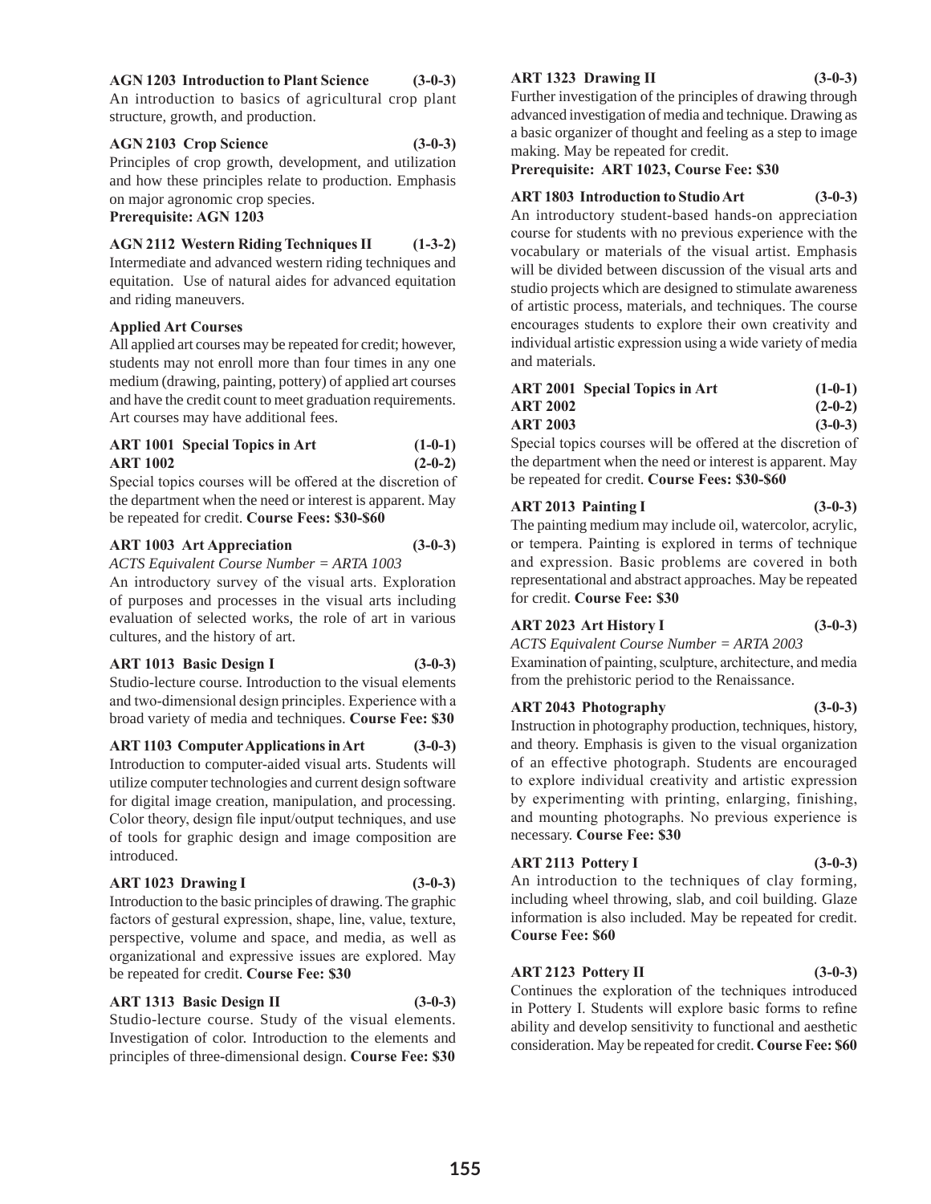**AGN 1203 Introduction to Plant Science (3-0-3)**
An introduction to basics of agricultural crop plant structure, growth, and production.

**AGN 2103 Crop Science (3-0-3)**
Principles of crop growth, development, and utilization and how these principles relate to production. Emphasis on major agronomic crop species.
**Prerequisite: AGN 1203**

**AGN 2112 Western Riding Techniques II (1-3-2)**
Intermediate and advanced western riding techniques and equitation. Use of natural aides for advanced equitation and riding maneuvers.

**Applied Art Courses**
All applied art courses may be repeated for credit; however, students may not enroll more than four times in any one medium (drawing, painting, pottery) of applied art courses and have the credit count to meet graduation requirements. Art courses may have additional fees.

**ART 1001 Special Topics in Art (1-0-1)**
**ART 1002 (2-0-2)**
Special topics courses will be offered at the discretion of the department when the need or interest is apparent. May be repeated for credit. **Course Fees: $30-$60**

**ART 1003 Art Appreciation (3-0-3)**
*ACTS Equivalent Course Number = ARTA 1003*
An introductory survey of the visual arts. Exploration of purposes and processes in the visual arts including evaluation of selected works, the role of art in various cultures, and the history of art.

**ART 1013 Basic Design I (3-0-3)**
Studio-lecture course. Introduction to the visual elements and two-dimensional design principles. Experience with a broad variety of media and techniques. **Course Fee: $30**

**ART 1103 Computer Applications in Art (3-0-3)**
Introduction to computer-aided visual arts. Students will utilize computer technologies and current design software for digital image creation, manipulation, and processing. Color theory, design file input/output techniques, and use of tools for graphic design and image composition are introduced.

**ART 1023 Drawing I (3-0-3)**
Introduction to the basic principles of drawing. The graphic factors of gestural expression, shape, line, value, texture, perspective, volume and space, and media, as well as organizational and expressive issues are explored. May be repeated for credit. **Course Fee: $30**

**ART 1313 Basic Design II (3-0-3)**
Studio-lecture course. Study of the visual elements. Investigation of color. Introduction to the elements and principles of three-dimensional design. **Course Fee: $30**

**ART 1323 Drawing II (3-0-3)**
Further investigation of the principles of drawing through advanced investigation of media and technique. Drawing as a basic organizer of thought and feeling as a step to image making. May be repeated for credit.
**Prerequisite: ART 1023, Course Fee: $30**

**ART 1803 Introduction to Studio Art (3-0-3)**
An introductory student-based hands-on appreciation course for students with no previous experience with the vocabulary or materials of the visual artist. Emphasis will be divided between discussion of the visual arts and studio projects which are designed to stimulate awareness of artistic process, materials, and techniques. The course encourages students to explore their own creativity and individual artistic expression using a wide variety of media and materials.

**ART 2001 Special Topics in Art (1-0-1)**
**ART 2002 (2-0-2)**
**ART 2003 (3-0-3)**
Special topics courses will be offered at the discretion of the department when the need or interest is apparent. May be repeated for credit. **Course Fees: $30-$60**

**ART 2013 Painting I (3-0-3)**
The painting medium may include oil, watercolor, acrylic, or tempera. Painting is explored in terms of technique and expression. Basic problems are covered in both representational and abstract approaches. May be repeated for credit. **Course Fee: $30**

**ART 2023 Art History I (3-0-3)**
*ACTS Equivalent Course Number = ARTA 2003*
Examination of painting, sculpture, architecture, and media from the prehistoric period to the Renaissance.

**ART 2043 Photography (3-0-3)**
Instruction in photography production, techniques, history, and theory. Emphasis is given to the visual organization of an effective photograph. Students are encouraged to explore individual creativity and artistic expression by experimenting with printing, enlarging, finishing, and mounting photographs. No previous experience is necessary. **Course Fee: $30**

**ART 2113 Pottery I (3-0-3)**
An introduction to the techniques of clay forming, including wheel throwing, slab, and coil building. Glaze information is also included. May be repeated for credit. **Course Fee: $60**

**ART 2123 Pottery II (3-0-3)**
Continues the exploration of the techniques introduced in Pottery I. Students will explore basic forms to refine ability and develop sensitivity to functional and aesthetic consideration. May be repeated for credit. **Course Fee: $60**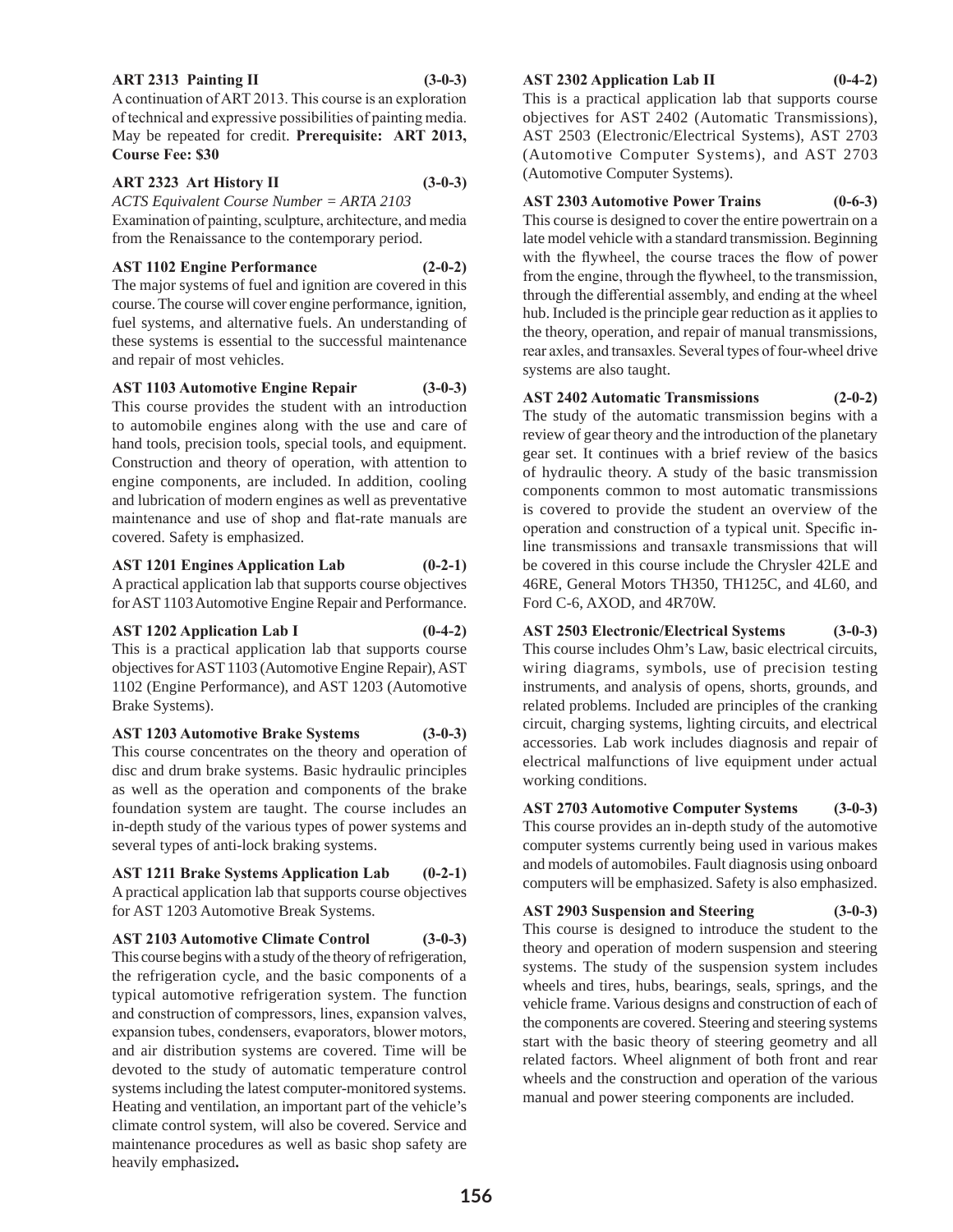**ART 2313 Painting II (3-0-3)**
A continuation of ART 2013. This course is an exploration of technical and expressive possibilities of painting media. May be repeated for credit. **Prerequisite: ART 2013, Course Fee: $30**

**ART 2323 Art History II (3-0-3)**
*ACTS Equivalent Course Number = ARTA 2103*
Examination of painting, sculpture, architecture, and media from the Renaissance to the contemporary period.

**AST 1102 Engine Performance (2-0-2)**
The major systems of fuel and ignition are covered in this course. The course will cover engine performance, ignition, fuel systems, and alternative fuels. An understanding of these systems is essential to the successful maintenance and repair of most vehicles.

**AST 1103 Automotive Engine Repair (3-0-3)**
This course provides the student with an introduction to automobile engines along with the use and care of hand tools, precision tools, special tools, and equipment. Construction and theory of operation, with attention to engine components, are included. In addition, cooling and lubrication of modern engines as well as preventative maintenance and use of shop and flat-rate manuals are covered. Safety is emphasized.

**AST 1201 Engines Application Lab (0-2-1)**
A practical application lab that supports course objectives for AST 1103 Automotive Engine Repair and Performance.

**AST 1202 Application Lab I (0-4-2)**
This is a practical application lab that supports course objectives for AST 1103 (Automotive Engine Repair), AST 1102 (Engine Performance), and AST 1203 (Automotive Brake Systems).

**AST 1203 Automotive Brake Systems (3-0-3)**
This course concentrates on the theory and operation of disc and drum brake systems. Basic hydraulic principles as well as the operation and components of the brake foundation system are taught. The course includes an in-depth study of the various types of power systems and several types of anti-lock braking systems.

**AST 1211 Brake Systems Application Lab (0-2-1)**
A practical application lab that supports course objectives for AST 1203 Automotive Break Systems.

**AST 2103 Automotive Climate Control (3-0-3)**
This course begins with a study of the theory of refrigeration, the refrigeration cycle, and the basic components of a typical automotive refrigeration system. The function and construction of compressors, lines, expansion valves, expansion tubes, condensers, evaporators, blower motors, and air distribution systems are covered. Time will be devoted to the study of automatic temperature control systems including the latest computer-monitored systems. Heating and ventilation, an important part of the vehicle's climate control system, will also be covered. Service and maintenance procedures as well as basic shop safety are heavily emphasized**.**

**AST 2302 Application Lab II (0-4-2)**
This is a practical application lab that supports course objectives for AST 2402 (Automatic Transmissions), AST 2503 (Electronic/Electrical Systems), AST 2703 (Automotive Computer Systems), and AST 2703 (Automotive Computer Systems).

**AST 2303 Automotive Power Trains (0-6-3)**
This course is designed to cover the entire powertrain on a late model vehicle with a standard transmission. Beginning with the flywheel, the course traces the flow of power from the engine, through the flywheel, to the transmission, through the differential assembly, and ending at the wheel hub. Included is the principle gear reduction as it applies to the theory, operation, and repair of manual transmissions, rear axles, and transaxles. Several types of four-wheel drive systems are also taught.

**AST 2402 Automatic Transmissions (2-0-2)**
The study of the automatic transmission begins with a review of gear theory and the introduction of the planetary gear set. It continues with a brief review of the basics of hydraulic theory. A study of the basic transmission components common to most automatic transmissions is covered to provide the student an overview of the operation and construction of a typical unit. Specific in-line transmissions and transaxle transmissions that will be covered in this course include the Chrysler 42LE and 46RE, General Motors TH350, TH125C, and 4L60, and Ford C-6, AXOD, and 4R70W.

**AST 2503 Electronic/Electrical Systems (3-0-3)**
This course includes Ohm's Law, basic electrical circuits, wiring diagrams, symbols, use of precision testing instruments, and analysis of opens, shorts, grounds, and related problems. Included are principles of the cranking circuit, charging systems, lighting circuits, and electrical accessories. Lab work includes diagnosis and repair of electrical malfunctions of live equipment under actual working conditions.

**AST 2703 Automotive Computer Systems (3-0-3)**
This course provides an in-depth study of the automotive computer systems currently being used in various makes and models of automobiles. Fault diagnosis using onboard computers will be emphasized. Safety is also emphasized.

**AST 2903 Suspension and Steering (3-0-3)**
This course is designed to introduce the student to the theory and operation of modern suspension and steering systems. The study of the suspension system includes wheels and tires, hubs, bearings, seals, springs, and the vehicle frame. Various designs and construction of each of the components are covered. Steering and steering systems start with the basic theory of steering geometry and all related factors. Wheel alignment of both front and rear wheels and the construction and operation of the various manual and power steering components are included.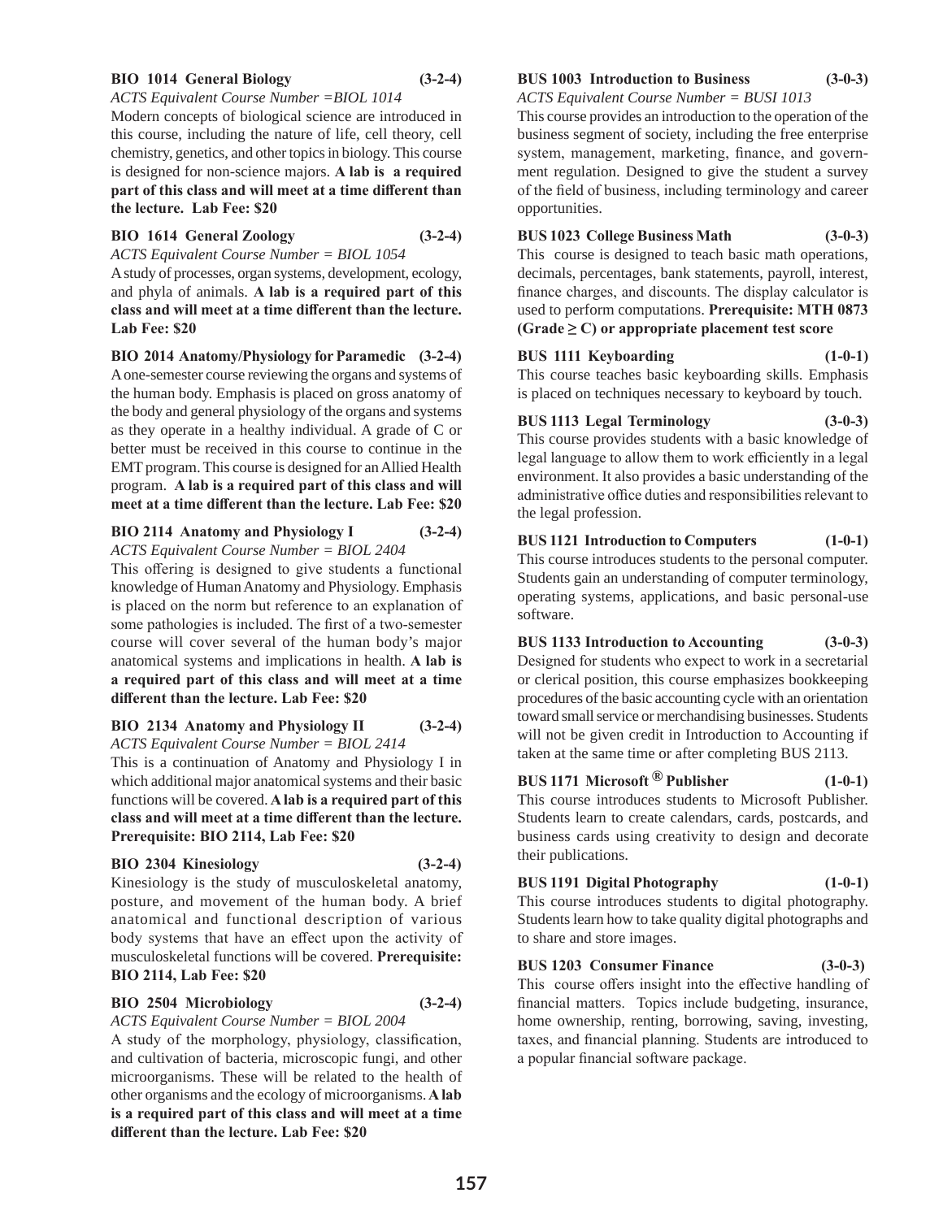**BIO 1014 General Biology (3-2-4)**
*ACTS Equivalent Course Number =BIOL 1014*
Modern concepts of biological science are introduced in this course, including the nature of life, cell theory, cell chemistry, genetics, and other topics in biology. This course is designed for non-science majors. **A lab is a required part of this class and will meet at a time different than the lecture. Lab Fee: $20**

**BIO 1614 General Zoology (3-2-4)**
*ACTS Equivalent Course Number = BIOL 1054*
A study of processes, organ systems, development, ecology, and phyla of animals. **A lab is a required part of this class and will meet at a time different than the lecture. Lab Fee: $20**

**BIO 2014 Anatomy/Physiology for Paramedic (3-2-4)**
A one-semester course reviewing the organs and systems of the human body. Emphasis is placed on gross anatomy of the body and general physiology of the organs and systems as they operate in a healthy individual. A grade of C or better must be received in this course to continue in the EMT program. This course is designed for an Allied Health program. **A lab is a required part of this class and will meet at a time different than the lecture. Lab Fee: $20**

**BIO 2114 Anatomy and Physiology I (3-2-4)**
*ACTS Equivalent Course Number = BIOL 2404*
This offering is designed to give students a functional knowledge of Human Anatomy and Physiology. Emphasis is placed on the norm but reference to an explanation of some pathologies is included. The first of a two-semester course will cover several of the human body's major anatomical systems and implications in health. **A lab is a required part of this class and will meet at a time different than the lecture. Lab Fee: $20**

**BIO 2134 Anatomy and Physiology II (3-2-4)**
*ACTS Equivalent Course Number = BIOL 2414*
This is a continuation of Anatomy and Physiology I in which additional major anatomical systems and their basic functions will be covered. **A lab is a required part of this class and will meet at a time different than the lecture. Prerequisite: BIO 2114, Lab Fee: $20**

**BIO 2304 Kinesiology (3-2-4)**
Kinesiology is the study of musculoskeletal anatomy, posture, and movement of the human body. A brief anatomical and functional description of various body systems that have an effect upon the activity of musculoskeletal functions will be covered. **Prerequisite: BIO 2114, Lab Fee: $20**

**BIO 2504 Microbiology (3-2-4)**
*ACTS Equivalent Course Number = BIOL 2004*
A study of the morphology, physiology, classification, and cultivation of bacteria, microscopic fungi, and other microorganisms. These will be related to the health of other organisms and the ecology of microorganisms. **A lab is a required part of this class and will meet at a time different than the lecture. Lab Fee: $20**

**BUS 1003 Introduction to Business (3-0-3)**
*ACTS Equivalent Course Number = BUSI 1013*
This course provides an introduction to the operation of the business segment of society, including the free enterprise system, management, marketing, finance, and government regulation. Designed to give the student a survey of the field of business, including terminology and career opportunities.

**BUS 1023 College Business Math (3-0-3)**
This course is designed to teach basic math operations, decimals, percentages, bank statements, payroll, interest, finance charges, and discounts. The display calculator is used to perform computations. **Prerequisite: MTH 0873 (Grade ≥ C) or appropriate placement test score**

**BUS 1111 Keyboarding (1-0-1)**
This course teaches basic keyboarding skills. Emphasis is placed on techniques necessary to keyboard by touch.

**BUS 1113 Legal Terminology (3-0-3)**
This course provides students with a basic knowledge of legal language to allow them to work efficiently in a legal environment. It also provides a basic understanding of the administrative office duties and responsibilities relevant to the legal profession.

**BUS 1121 Introduction to Computers (1-0-1)**
This course introduces students to the personal computer. Students gain an understanding of computer terminology, operating systems, applications, and basic personal-use software.

**BUS 1133 Introduction to Accounting (3-0-3)**
Designed for students who expect to work in a secretarial or clerical position, this course emphasizes bookkeeping procedures of the basic accounting cycle with an orientation toward small service or merchandising businesses. Students will not be given credit in Introduction to Accounting if taken at the same time or after completing BUS 2113.

**BUS 1171 Microsoft® Publisher (1-0-1)**
This course introduces students to Microsoft Publisher. Students learn to create calendars, cards, postcards, and business cards using creativity to design and decorate their publications.

**BUS 1191 Digital Photography (1-0-1)**
This course introduces students to digital photography. Students learn how to take quality digital photographs and to share and store images.

**BUS 1203 Consumer Finance (3-0-3)**
This course offers insight into the effective handling of financial matters. Topics include budgeting, insurance, home ownership, renting, borrowing, saving, investing, taxes, and financial planning. Students are introduced to a popular financial software package.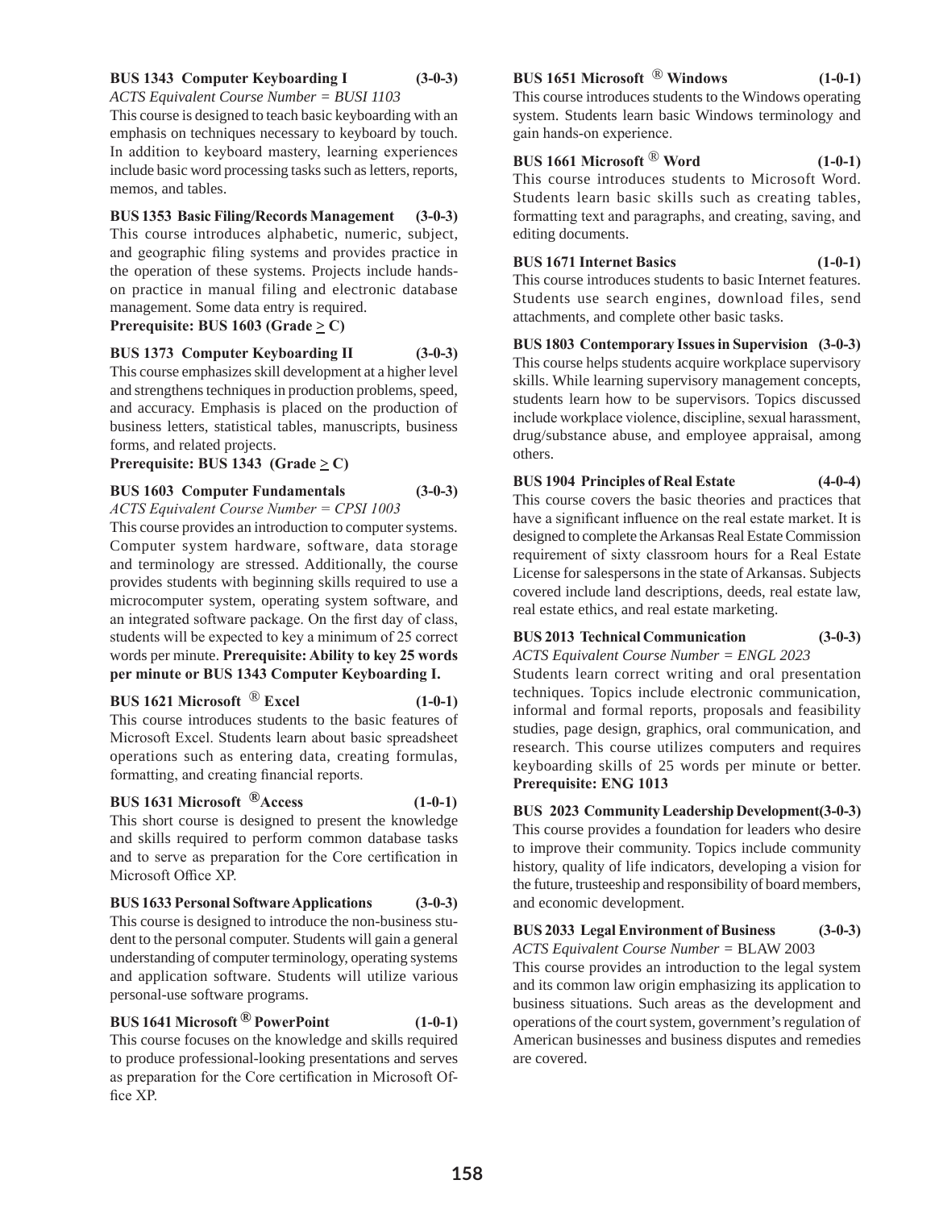**BUS 1343 Computer Keyboarding I (3-0-3)**
*ACTS Equivalent Course Number = BUSI 1103*
This course is designed to teach basic keyboarding with an emphasis on techniques necessary to keyboard by touch. In addition to keyboard mastery, learning experiences include basic word processing tasks such as letters, reports, memos, and tables.

**BUS 1353 Basic Filing/Records Management (3-0-3)**
This course introduces alphabetic, numeric, subject, and geographic filing systems and provides practice in the operation of these systems. Projects include hands-on practice in manual filing and electronic database management. Some data entry is required.
**Prerequisite: BUS 1603 (Grade ≥ C)**

**BUS 1373 Computer Keyboarding II (3-0-3)**
This course emphasizes skill development at a higher level and strengthens techniques in production problems, speed, and accuracy. Emphasis is placed on the production of business letters, statistical tables, manuscripts, business forms, and related projects.
**Prerequisite: BUS 1343 (Grade ≥ C)**

**BUS 1603 Computer Fundamentals (3-0-3)**
*ACTS Equivalent Course Number = CPSI 1003*
This course provides an introduction to computer systems. Computer system hardware, software, data storage and terminology are stressed. Additionally, the course provides students with beginning skills required to use a microcomputer system, operating system software, and an integrated software package. On the first day of class, students will be expected to key a minimum of 25 correct words per minute. **Prerequisite: Ability to key 25 words per minute or BUS 1343 Computer Keyboarding I.**

**BUS 1621 Microsoft ® Excel (1-0-1)**
This course introduces students to the basic features of Microsoft Excel. Students learn about basic spreadsheet operations such as entering data, creating formulas, formatting, and creating financial reports.

**BUS 1631 Microsoft ®Access (1-0-1)**
This short course is designed to present the knowledge and skills required to perform common database tasks and to serve as preparation for the Core certification in Microsoft Office XP.

**BUS 1633 Personal Software Applications (3-0-3)**
This course is designed to introduce the non-business student to the personal computer. Students will gain a general understanding of computer terminology, operating systems and application software. Students will utilize various personal-use software programs.

**BUS 1641 Microsoft ® PowerPoint (1-0-1)**
This course focuses on the knowledge and skills required to produce professional-looking presentations and serves as preparation for the Core certification in Microsoft Office XP.

**BUS 1651 Microsoft ® Windows (1-0-1)**
This course introduces students to the Windows operating system. Students learn basic Windows terminology and gain hands-on experience.

**BUS 1661 Microsoft ® Word (1-0-1)**
This course introduces students to Microsoft Word. Students learn basic skills such as creating tables, formatting text and paragraphs, and creating, saving, and editing documents.

**BUS 1671 Internet Basics (1-0-1)**
This course introduces students to basic Internet features. Students use search engines, download files, send attachments, and complete other basic tasks.

**BUS 1803 Contemporary Issues in Supervision (3-0-3)**
This course helps students acquire workplace supervisory skills. While learning supervisory management concepts, students learn how to be supervisors. Topics discussed include workplace violence, discipline, sexual harassment, drug/substance abuse, and employee appraisal, among others.

**BUS 1904 Principles of Real Estate (4-0-4)**
This course covers the basic theories and practices that have a significant influence on the real estate market. It is designed to complete the Arkansas Real Estate Commission requirement of sixty classroom hours for a Real Estate License for salespersons in the state of Arkansas. Subjects covered include land descriptions, deeds, real estate law, real estate ethics, and real estate marketing.

**BUS 2013 Technical Communication (3-0-3)**
*ACTS Equivalent Course Number = ENGL 2023*
Students learn correct writing and oral presentation techniques. Topics include electronic communication, informal and formal reports, proposals and feasibility studies, page design, graphics, oral communication, and research. This course utilizes computers and requires keyboarding skills of 25 words per minute or better.
**Prerequisite: ENG 1013**

**BUS 2023 Community Leadership Development(3-0-3)**
This course provides a foundation for leaders who desire to improve their community. Topics include community history, quality of life indicators, developing a vision for the future, trusteeship and responsibility of board members, and economic development.

**BUS 2033 Legal Environment of Business (3-0-3)**
*ACTS Equivalent Course Number =* BLAW 2003
This course provides an introduction to the legal system and its common law origin emphasizing its application to business situations. Such areas as the development and operations of the court system, government's regulation of American businesses and business disputes and remedies are covered.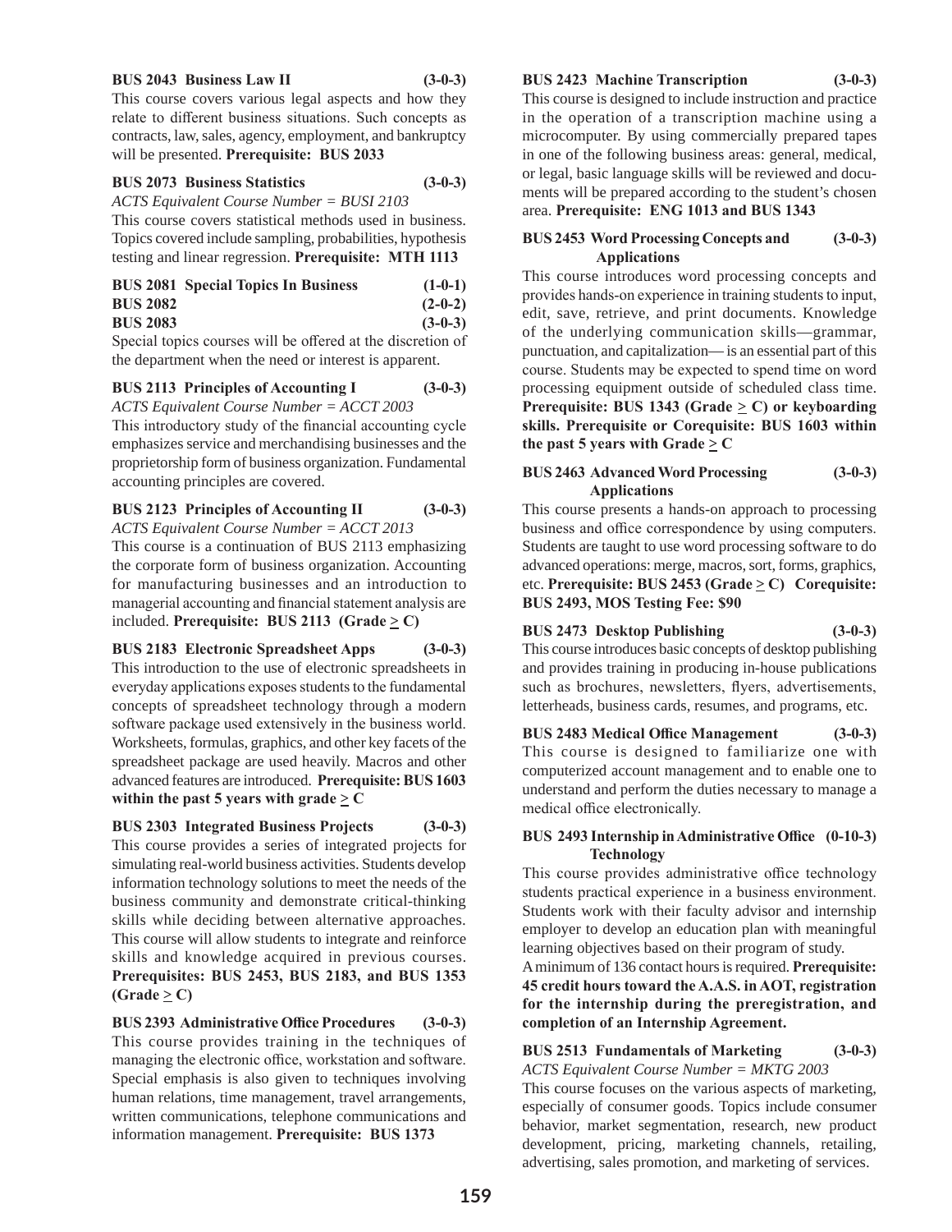**BUS 2043 Business Law II (3-0-3)**

This course covers various legal aspects and how they relate to different business situations. Such concepts as contracts, law, sales, agency, employment, and bankruptcy will be presented. **Prerequisite: BUS 2033**

**BUS 2073 Business Statistics (3-0-3)**

*ACTS Equivalent Course Number = BUSI 2103*

This course covers statistical methods used in business. Topics covered include sampling, probabilities, hypothesis testing and linear regression. **Prerequisite: MTH 1113**

**BUS 2081 Special Topics In Business (1-0-1)**
**BUS 2082 (2-0-2)**
**BUS 2083 (3-0-3)**

Special topics courses will be offered at the discretion of the department when the need or interest is apparent.

**BUS 2113 Principles of Accounting I (3-0-3)**

*ACTS Equivalent Course Number = ACCT 2003*

This introductory study of the financial accounting cycle emphasizes service and merchandising businesses and the proprietorship form of business organization. Fundamental accounting principles are covered.

**BUS 2123 Principles of Accounting II (3-0-3)**

*ACTS Equivalent Course Number = ACCT 2013*

This course is a continuation of BUS 2113 emphasizing the corporate form of business organization. Accounting for manufacturing businesses and an introduction to managerial accounting and financial statement analysis are included. **Prerequisite: BUS 2113 (Grade ≥ C)**

**BUS 2183 Electronic Spreadsheet Apps (3-0-3)**

This introduction to the use of electronic spreadsheets in everyday applications exposes students to the fundamental concepts of spreadsheet technology through a modern software package used extensively in the business world. Worksheets, formulas, graphics, and other key facets of the spreadsheet package are used heavily. Macros and other advanced features are introduced. **Prerequisite: BUS 1603 within the past 5 years with grade ≥ C**

**BUS 2303 Integrated Business Projects (3-0-3)**

This course provides a series of integrated projects for simulating real-world business activities. Students develop information technology solutions to meet the needs of the business community and demonstrate critical-thinking skills while deciding between alternative approaches. This course will allow students to integrate and reinforce skills and knowledge acquired in previous courses. **Prerequisites: BUS 2453, BUS 2183, and BUS 1353 (Grade ≥ C)**

**BUS 2393 Administrative Office Procedures (3-0-3)**

This course provides training in the techniques of managing the electronic office, workstation and software. Special emphasis is also given to techniques involving human relations, time management, travel arrangements, written communications, telephone communications and information management. **Prerequisite: BUS 1373**

**BUS 2423 Machine Transcription (3-0-3)**

This course is designed to include instruction and practice in the operation of a transcription machine using a microcomputer. By using commercially prepared tapes in one of the following business areas: general, medical, or legal, basic language skills will be reviewed and documents will be prepared according to the student's chosen area. **Prerequisite: ENG 1013 and BUS 1343**

**BUS 2453 Word Processing Concepts and Applications (3-0-3)**

This course introduces word processing concepts and provides hands-on experience in training students to input, edit, save, retrieve, and print documents. Knowledge of the underlying communication skills—grammar, punctuation, and capitalization— is an essential part of this course. Students may be expected to spend time on word processing equipment outside of scheduled class time. **Prerequisite: BUS 1343 (Grade ≥ C) or keyboarding skills. Prerequisite or Corequisite: BUS 1603 within the past 5 years with Grade ≥ C**

**BUS 2463 Advanced Word Processing Applications (3-0-3)**

This course presents a hands-on approach to processing business and office correspondence by using computers. Students are taught to use word processing software to do advanced operations: merge, macros, sort, forms, graphics, etc. **Prerequisite: BUS 2453 (Grade ≥ C) Corequisite: BUS 2493, MOS Testing Fee: $90**

**BUS 2473 Desktop Publishing (3-0-3)**

This course introduces basic concepts of desktop publishing and provides training in producing in-house publications such as brochures, newsletters, flyers, advertisements, letterheads, business cards, resumes, and programs, etc.

**BUS 2483 Medical Office Management (3-0-3)**

This course is designed to familiarize one with computerized account management and to enable one to understand and perform the duties necessary to manage a medical office electronically.

**BUS 2493 Internship in Administrative Office Technology (0-10-3)**

This course provides administrative office technology students practical experience in a business environment. Students work with their faculty advisor and internship employer to develop an education plan with meaningful learning objectives based on their program of study.

A minimum of 136 contact hours is required. **Prerequisite: 45 credit hours toward the A.A.S. in AOT, registration for the internship during the preregistration, and completion of an Internship Agreement.**

**BUS 2513 Fundamentals of Marketing (3-0-3)**

*ACTS Equivalent Course Number = MKTG 2003*

This course focuses on the various aspects of marketing, especially of consumer goods. Topics include consumer behavior, market segmentation, research, new product development, pricing, marketing channels, retailing, advertising, sales promotion, and marketing of services.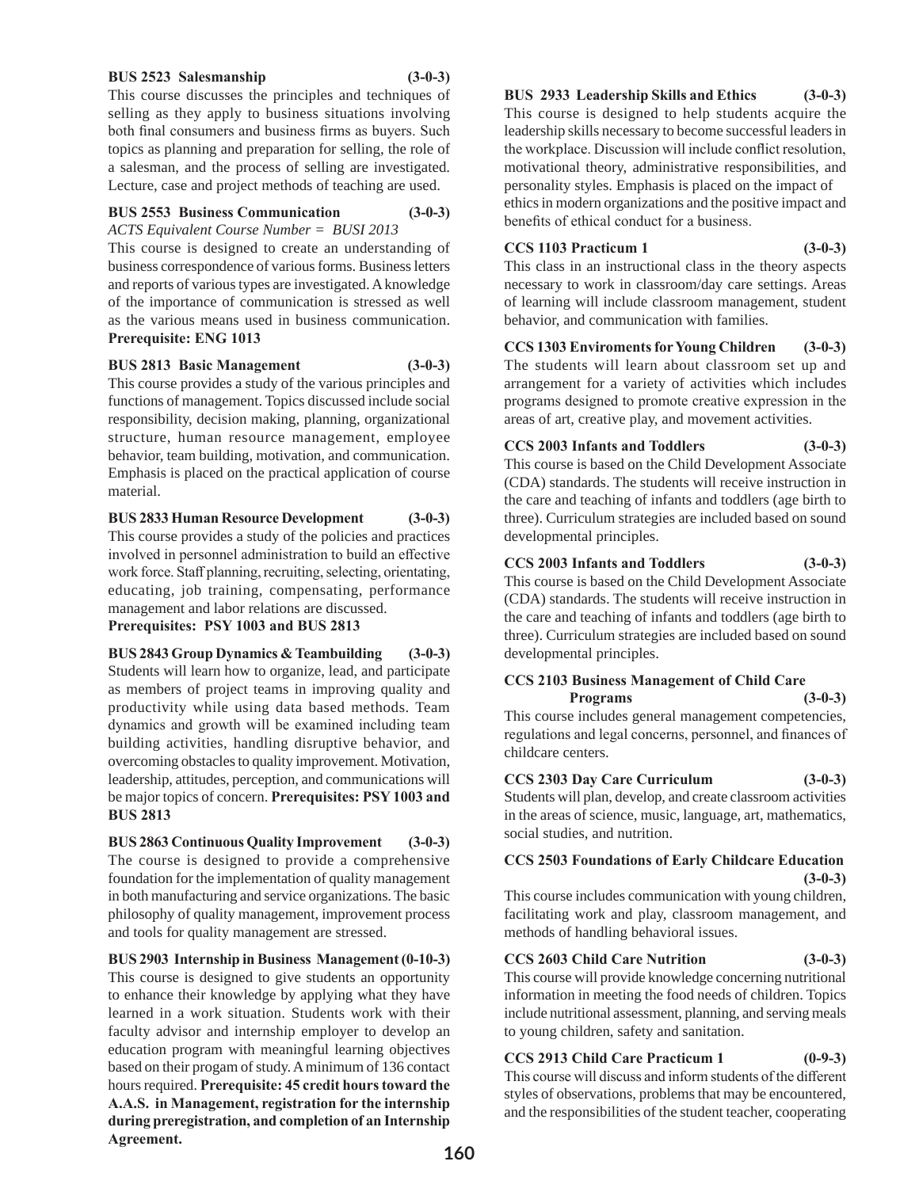**BUS 2523 Salesmanship (3-0-3)**
This course discusses the principles and techniques of selling as they apply to business situations involving both final consumers and business firms as buyers. Such topics as planning and preparation for selling, the role of a salesman, and the process of selling are investigated. Lecture, case and project methods of teaching are used.

**BUS 2553 Business Communication (3-0-3)**
*ACTS Equivalent Course Number = BUSI 2013*
This course is designed to create an understanding of business correspondence of various forms. Business letters and reports of various types are investigated. A knowledge of the importance of communication is stressed as well as the various means used in business communication. **Prerequisite: ENG 1013**

**BUS 2813 Basic Management (3-0-3)**
This course provides a study of the various principles and functions of management. Topics discussed include social responsibility, decision making, planning, organizational structure, human resource management, employee behavior, team building, motivation, and communication. Emphasis is placed on the practical application of course material.

**BUS 2833 Human Resource Development (3-0-3)**
This course provides a study of the policies and practices involved in personnel administration to build an effective work force. Staff planning, recruiting, selecting, orientating, educating, job training, compensating, performance management and labor relations are discussed.
**Prerequisites: PSY 1003 and BUS 2813**

**BUS 2843 Group Dynamics & Teambuilding (3-0-3)**
Students will learn how to organize, lead, and participate as members of project teams in improving quality and productivity while using data based methods. Team dynamics and growth will be examined including team building activities, handling disruptive behavior, and overcoming obstacles to quality improvement. Motivation, leadership, attitudes, perception, and communications will be major topics of concern. **Prerequisites: PSY 1003 and BUS 2813**

**BUS 2863 Continuous Quality Improvement (3-0-3)**
The course is designed to provide a comprehensive foundation for the implementation of quality management in both manufacturing and service organizations. The basic philosophy of quality management, improvement process and tools for quality management are stressed.

**BUS 2903 Internship in Business Management (0-10-3)**
This course is designed to give students an opportunity to enhance their knowledge by applying what they have learned in a work situation. Students work with their faculty advisor and internship employer to develop an education program with meaningful learning objectives based on their progam of study. A minimum of 136 contact hours required. **Prerequisite: 45 credit hours toward the A.A.S. in Management, registration for the internship during preregistration, and completion of an Internship Agreement.**

**BUS 2933 Leadership Skills and Ethics (3-0-3)**
This course is designed to help students acquire the leadership skills necessary to become successful leaders in the workplace. Discussion will include conflict resolution, motivational theory, administrative responsibilities, and personality styles. Emphasis is placed on the impact of ethics in modern organizations and the positive impact and benefits of ethical conduct for a business.

**CCS 1103 Practicum 1 (3-0-3)**
This class in an instructional class in the theory aspects necessary to work in classroom/day care settings. Areas of learning will include classroom management, student behavior, and communication with families.

**CCS 1303 Enviroments for Young Children (3-0-3)**
The students will learn about classroom set up and arrangement for a variety of activities which includes programs designed to promote creative expression in the areas of art, creative play, and movement activities.

**CCS 2003 Infants and Toddlers (3-0-3)**
This course is based on the Child Development Associate (CDA) standards. The students will receive instruction in the care and teaching of infants and toddlers (age birth to three). Curriculum strategies are included based on sound developmental principles.

**CCS 2003 Infants and Toddlers (3-0-3)**
This course is based on the Child Development Associate (CDA) standards. The students will receive instruction in the care and teaching of infants and toddlers (age birth to three). Curriculum strategies are included based on sound developmental principles.

**CCS 2103 Business Management of Child Care Programs (3-0-3)**
This course includes general management competencies, regulations and legal concerns, personnel, and finances of childcare centers.

**CCS 2303 Day Care Curriculum (3-0-3)**
Students will plan, develop, and create classroom activities in the areas of science, music, language, art, mathematics, social studies, and nutrition.

**CCS 2503 Foundations of Early Childcare Education (3-0-3)**
This course includes communication with young children, facilitating work and play, classroom management, and methods of handling behavioral issues.

**CCS 2603 Child Care Nutrition (3-0-3)**
This course will provide knowledge concerning nutritional information in meeting the food needs of children. Topics include nutritional assessment, planning, and serving meals to young children, safety and sanitation.

**CCS 2913 Child Care Practicum 1 (0-9-3)**
This course will discuss and inform students of the different styles of observations, problems that may be encountered, and the responsibilities of the student teacher, cooperating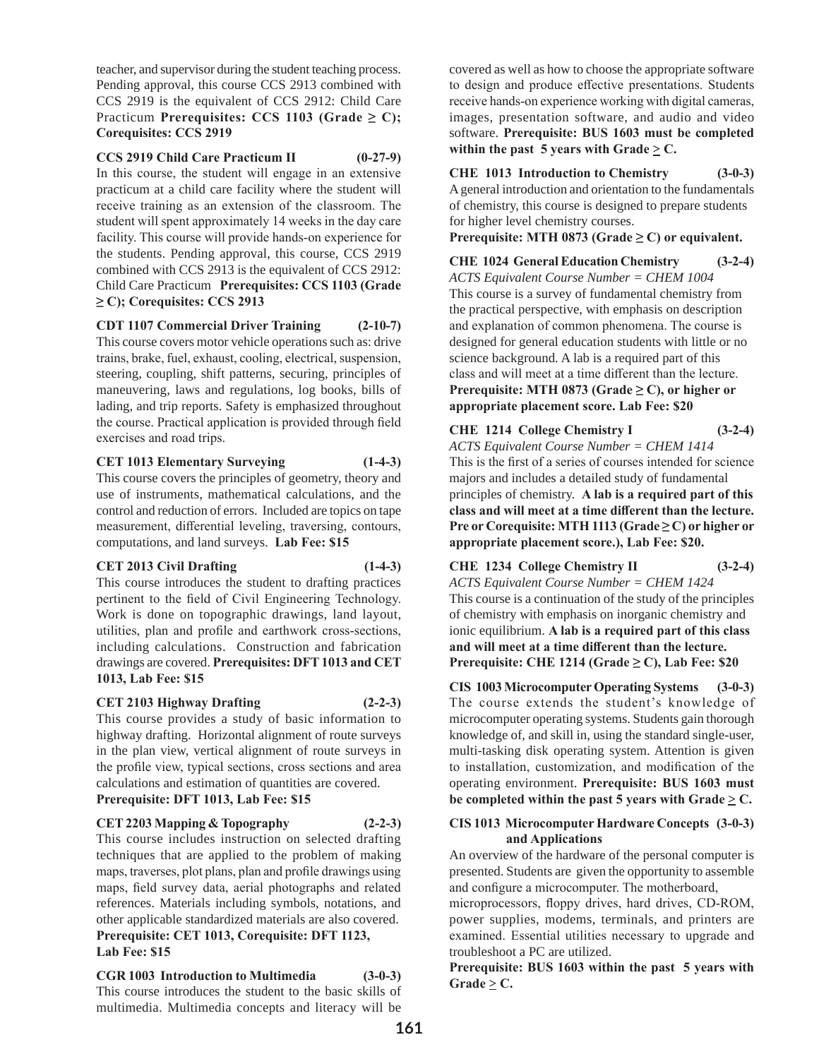teacher, and supervisor during the student teaching process. Pending approval, this course CCS 2913 combined with CCS 2919 is the equivalent of CCS 2912: Child Care Practicum **Prerequisites: CCS 1103 (Grade ≥ C); Corequisites: CCS 2919**

**CCS 2919 Child Care Practicum II (0-27-9)**
In this course, the student will engage in an extensive practicum at a child care facility where the student will receive training as an extension of the classroom. The student will spent approximately 14 weeks in the day care facility. This course will provide hands-on experience for the students. Pending approval, this course, CCS 2919 combined with CCS 2913 is the equivalent of CCS 2912: Child Care Practicum **Prerequisites: CCS 1103 (Grade ≥ C); Corequisites: CCS 2913**

**CDT 1107 Commercial Driver Training (2-10-7)**
This course covers motor vehicle operations such as: drive trains, brake, fuel, exhaust, cooling, electrical, suspension, steering, coupling, shift patterns, securing, principles of maneuvering, laws and regulations, log books, bills of lading, and trip reports. Safety is emphasized throughout the course. Practical application is provided through field exercises and road trips.

**CET 1013 Elementary Surveying (1-4-3)**
This course covers the principles of geometry, theory and use of instruments, mathematical calculations, and the control and reduction of errors. Included are topics on tape measurement, differential leveling, traversing, contours, computations, and land surveys. **Lab Fee: $15**

**CET 2013 Civil Drafting (1-4-3)**
This course introduces the student to drafting practices pertinent to the field of Civil Engineering Technology. Work is done on topographic drawings, land layout, utilities, plan and profile and earthwork cross-sections, including calculations. Construction and fabrication drawings are covered. **Prerequisites: DFT 1013 and CET 1013, Lab Fee: $15**

**CET 2103 Highway Drafting (2-2-3)**
This course provides a study of basic information to highway drafting. Horizontal alignment of route surveys in the plan view, vertical alignment of route surveys in the profile view, typical sections, cross sections and area calculations and estimation of quantities are covered. **Prerequisite: DFT 1013, Lab Fee: $15**

**CET 2203 Mapping & Topography (2-2-3)**
This course includes instruction on selected drafting techniques that are applied to the problem of making maps, traverses, plot plans, plan and profile drawings using maps, field survey data, aerial photographs and related references. Materials including symbols, notations, and other applicable standardized materials are also covered. **Prerequisite: CET 1013, Corequisite: DFT 1123, Lab Fee: $15**

**CGR 1003 Introduction to Multimedia (3-0-3)**
This course introduces the student to the basic skills of multimedia. Multimedia concepts and literacy will be covered as well as how to choose the appropriate software to design and produce effective presentations. Students receive hands-on experience working with digital cameras, images, presentation software, and audio and video software. **Prerequisite: BUS 1603 must be completed within the past 5 years with Grade ≥ C.**

**CHE 1013 Introduction to Chemistry (3-0-3)**
A general introduction and orientation to the fundamentals of chemistry, this course is designed to prepare students for higher level chemistry courses.
**Prerequisite: MTH 0873 (Grade ≥ C) or equivalent.**

**CHE 1024 General Education Chemistry (3-2-4)**
*ACTS Equivalent Course Number = CHEM 1004*
This course is a survey of fundamental chemistry from the practical perspective, with emphasis on description and explanation of common phenomena. The course is designed for general education students with little or no science background. A lab is a required part of this class and will meet at a time different than the lecture. **Prerequisite: MTH 0873 (Grade ≥ C), or higher or appropriate placement score. Lab Fee: $20**

**CHE 1214 College Chemistry I (3-2-4)**
*ACTS Equivalent Course Number = CHEM 1414*
This is the first of a series of courses intended for science majors and includes a detailed study of fundamental principles of chemistry. **A lab is a required part of this class and will meet at a time different than the lecture. Pre or Corequisite: MTH 1113 (Grade ≥ C) or higher or appropriate placement score.), Lab Fee: $20.**

**CHE 1234 College Chemistry II (3-2-4)**
*ACTS Equivalent Course Number = CHEM 1424*
This course is a continuation of the study of the principles of chemistry with emphasis on inorganic chemistry and ionic equilibrium. **A lab is a required part of this class and will meet at a time different than the lecture. Prerequisite: CHE 1214 (Grade ≥ C), Lab Fee: $20**

**CIS 1003 Microcomputer Operating Systems (3-0-3)**
The course extends the student's knowledge of microcomputer operating systems. Students gain thorough knowledge of, and skill in, using the standard single-user, multi-tasking disk operating system. Attention is given to installation, customization, and modification of the operating environment. **Prerequisite: BUS 1603 must be completed within the past 5 years with Grade ≥ C.**

**CIS 1013 Microcomputer Hardware Concepts and Applications (3-0-3)**
An overview of the hardware of the personal computer is presented. Students are given the opportunity to assemble and configure a microcomputer. The motherboard, microprocessors, floppy drives, hard drives, CD-ROM, power supplies, modems, terminals, and printers are examined. Essential utilities necessary to upgrade and troubleshoot a PC are utilized.
**Prerequisite: BUS 1603 within the past 5 years with Grade ≥ C.**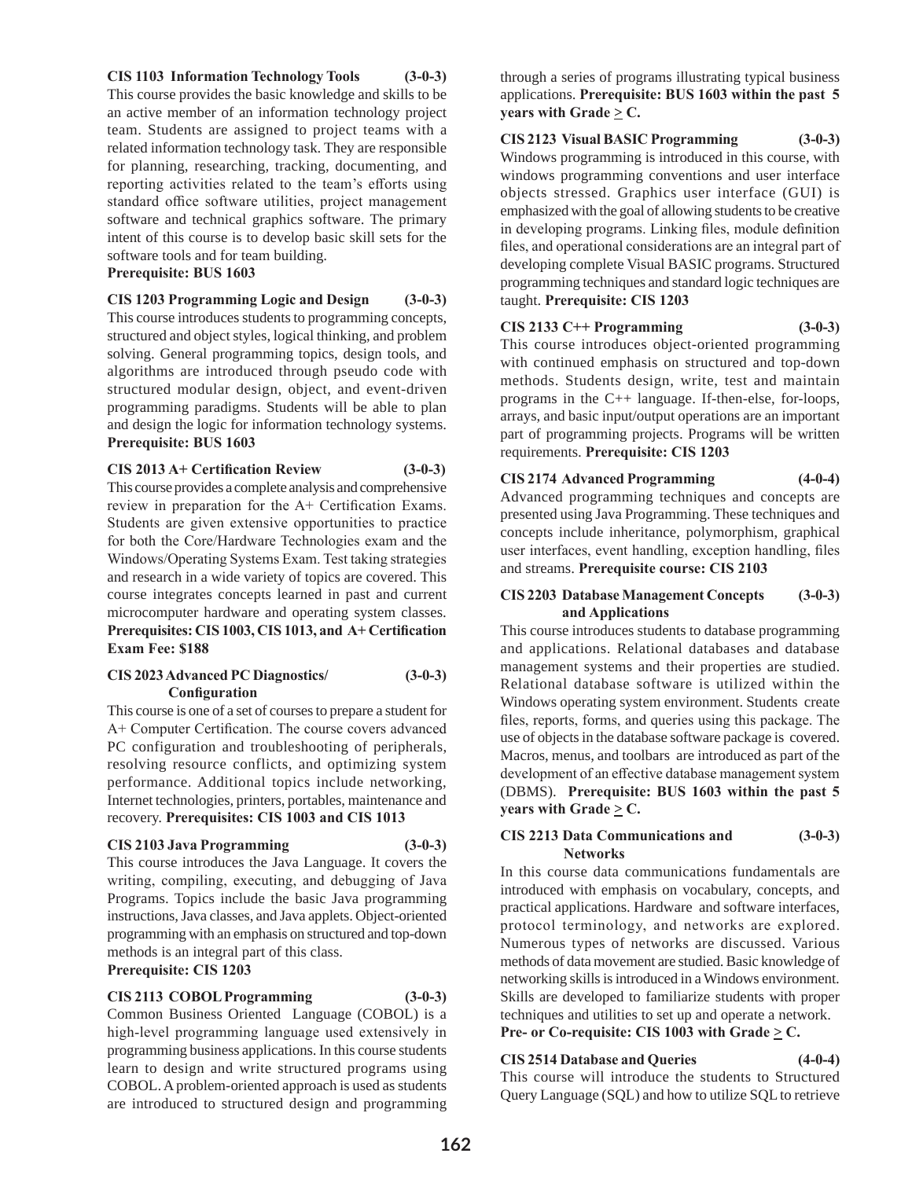**CIS 1103 Information Technology Tools (3-0-3)**
This course provides the basic knowledge and skills to be an active member of an information technology project team. Students are assigned to project teams with a related information technology task. They are responsible for planning, researching, tracking, documenting, and reporting activities related to the team's efforts using standard office software utilities, project management software and technical graphics software. The primary intent of this course is to develop basic skill sets for the software tools and for team building.
**Prerequisite: BUS 1603**

**CIS 1203 Programming Logic and Design (3-0-3)**
This course introduces students to programming concepts, structured and object styles, logical thinking, and problem solving. General programming topics, design tools, and algorithms are introduced through pseudo code with structured modular design, object, and event-driven programming paradigms. Students will be able to plan and design the logic for information technology systems.
**Prerequisite: BUS 1603**

**CIS 2013 A+ Certification Review (3-0-3)**
This course provides a complete analysis and comprehensive review in preparation for the A+ Certification Exams. Students are given extensive opportunities to practice for both the Core/Hardware Technologies exam and the Windows/Operating Systems Exam. Test taking strategies and research in a wide variety of topics are covered. This course integrates concepts learned in past and current microcomputer hardware and operating system classes.
**Prerequisites: CIS 1003, CIS 1013, and A+ Certification Exam Fee: $188**

**CIS 2023 Advanced PC Diagnostics/ Configuration (3-0-3)**
This course is one of a set of courses to prepare a student for A+ Computer Certification. The course covers advanced PC configuration and troubleshooting of peripherals, resolving resource conflicts, and optimizing system performance. Additional topics include networking, Internet technologies, printers, portables, maintenance and recovery. **Prerequisites: CIS 1003 and CIS 1013**

**CIS 2103 Java Programming (3-0-3)**
This course introduces the Java Language. It covers the writing, compiling, executing, and debugging of Java Programs. Topics include the basic Java programming instructions, Java classes, and Java applets. Object-oriented programming with an emphasis on structured and top-down methods is an integral part of this class.
**Prerequisite: CIS 1203**

**CIS 2113 COBOL Programming (3-0-3)**
Common Business Oriented Language (COBOL) is a high-level programming language used extensively in programming business applications. In this course students learn to design and write structured programs using COBOL. A problem-oriented approach is used as students are introduced to structured design and programming through a series of programs illustrating typical business applications. **Prerequisite: BUS 1603 within the past 5 years with Grade > C.**

**CIS 2123 Visual BASIC Programming (3-0-3)**
Windows programming is introduced in this course, with windows programming conventions and user interface objects stressed. Graphics user interface (GUI) is emphasized with the goal of allowing students to be creative in developing programs. Linking files, module definition files, and operational considerations are an integral part of developing complete Visual BASIC programs. Structured programming techniques and standard logic techniques are taught. **Prerequisite: CIS 1203**

**CIS 2133 C++ Programming (3-0-3)**
This course introduces object-oriented programming with continued emphasis on structured and top-down methods. Students design, write, test and maintain programs in the C++ language. If-then-else, for-loops, arrays, and basic input/output operations are an important part of programming projects. Programs will be written requirements. **Prerequisite: CIS 1203**

**CIS 2174 Advanced Programming (4-0-4)**
Advanced programming techniques and concepts are presented using Java Programming. These techniques and concepts include inheritance, polymorphism, graphical user interfaces, event handling, exception handling, files and streams. **Prerequisite course: CIS 2103**

**CIS 2203 Database Management Concepts and Applications (3-0-3)**
This course introduces students to database programming and applications. Relational databases and database management systems and their properties are studied. Relational database software is utilized within the Windows operating system environment. Students create files, reports, forms, and queries using this package. The use of objects in the database software package is covered. Macros, menus, and toolbars are introduced as part of the development of an effective database management system (DBMS). **Prerequisite: BUS 1603 within the past 5 years with Grade > C.**

**CIS 2213 Data Communications and Networks (3-0-3)**
In this course data communications fundamentals are introduced with emphasis on vocabulary, concepts, and practical applications. Hardware and software interfaces, protocol terminology, and networks are explored. Numerous types of networks are discussed. Various methods of data movement are studied. Basic knowledge of networking skills is introduced in a Windows environment. Skills are developed to familiarize students with proper techniques and utilities to set up and operate a network.
**Pre- or Co-requisite: CIS 1003 with Grade > C.**

**CIS 2514 Database and Queries (4-0-4)**
This course will introduce the students to Structured Query Language (SQL) and how to utilize SQL to retrieve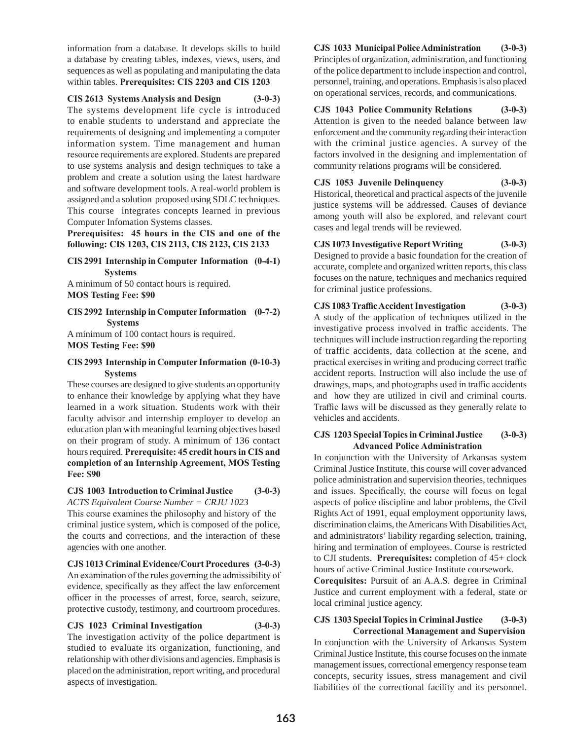information from a database. It develops skills to build a database by creating tables, indexes, views, users, and sequences as well as populating and manipulating the data within tables. **Prerequisites: CIS 2203 and CIS 1203**

**CIS 2613 Systems Analysis and Design (3-0-3)**
The systems development life cycle is introduced to enable students to understand and appreciate the requirements of designing and implementing a computer information system. Time management and human resource requirements are explored. Students are prepared to use systems analysis and design techniques to take a problem and create a solution using the latest hardware and software development tools. A real-world problem is assigned and a solution proposed using SDLC techniques. This course integrates concepts learned in previous Computer Infomation Systems classes.
**Prerequisites: 45 hours in the CIS and one of the following: CIS 1203, CIS 2113, CIS 2123, CIS 2133**

**CIS 2991 Internship in Computer Information Systems (0-4-1)**
A minimum of 50 contact hours is required.
**MOS Testing Fee: $90**

**CIS 2992 Internship in Computer Information Systems (0-7-2)**
A minimum of 100 contact hours is required.
**MOS Testing Fee: $90**

**CIS 2993 Internship in Computer Information Systems (0-10-3)**
These courses are designed to give students an opportunity to enhance their knowledge by applying what they have learned in a work situation. Students work with their faculty advisor and internship employer to develop an education plan with meaningful learning objectives based on their program of study. A minimum of 136 contact hours required. **Prerequisite: 45 credit hours in CIS and completion of an Internship Agreement, MOS Testing Fee: $90**

**CJS 1003 Introduction to Criminal Justice (3-0-3)**
*ACTS Equivalent Course Number = CRJU 1023*
This course examines the philosophy and history of the criminal justice system, which is composed of the police, the courts and corrections, and the interaction of these agencies with one another.

**CJS 1013 Criminal Evidence/Court Procedures (3-0-3)**
An examination of the rules governing the admissibility of evidence, specifically as they affect the law enforcement officer in the processes of arrest, force, search, seizure, protective custody, testimony, and courtroom procedures.

**CJS 1023 Criminal Investigation (3-0-3)**
The investigation activity of the police department is studied to evaluate its organization, functioning, and relationship with other divisions and agencies. Emphasis is placed on the administration, report writing, and procedural aspects of investigation.

**CJS 1033 Municipal Police Administration (3-0-3)**
Principles of organization, administration, and functioning of the police department to include inspection and control, personnel, training, and operations. Emphasis is also placed on operational services, records, and communications.

**CJS 1043 Police Community Relations (3-0-3)**
Attention is given to the needed balance between law enforcement and the community regarding their interaction with the criminal justice agencies. A survey of the factors involved in the designing and implementation of community relations programs will be considered.

**CJS 1053 Juvenile Delinquency (3-0-3)**
Historical, theoretical and practical aspects of the juvenile justice systems will be addressed. Causes of deviance among youth will also be explored, and relevant court cases and legal trends will be reviewed.

**CJS 1073 Investigative Report Writing (3-0-3)**
Designed to provide a basic foundation for the creation of accurate, complete and organized written reports, this class focuses on the nature, techniques and mechanics required for criminal justice professions.

**CJS 1083 Traffic Accident Investigation (3-0-3)**
A study of the application of techniques utilized in the investigative process involved in traffic accidents. The techniques will include instruction regarding the reporting of traffic accidents, data collection at the scene, and practical exercises in writing and producing correct traffic accident reports. Instruction will also include the use of drawings, maps, and photographs used in traffic accidents and how they are utilized in civil and criminal courts. Traffic laws will be discussed as they generally relate to vehicles and accidents.

**CJS 1203 Special Topics in Criminal Justice Advanced Police Administration (3-0-3)**
In conjunction with the University of Arkansas system Criminal Justice Institute, this course will cover advanced police administration and supervision theories, techniques and issues. Specifically, the course will focus on legal aspects of police discipline and labor problems, the Civil Rights Act of 1991, equal employment opportunity laws, discrimination claims, the Americans With Disabilities Act, and administrators' liability regarding selection, training, hiring and termination of employees. Course is restricted to CJI students. **Prerequisites:** completion of 45+ clock hours of active Criminal Justice Institute coursework.
**Corequisites:** Pursuit of an A.A.S. degree in Criminal Justice and current employment with a federal, state or local criminal justice agency.

**CJS 1303 Special Topics in Criminal Justice Correctional Management and Supervision (3-0-3)**
In conjunction with the University of Arkansas System Criminal Justice Institute, this course focuses on the inmate management issues, correctional emergency response team concepts, security issues, stress management and civil liabilities of the correctional facility and its personnel.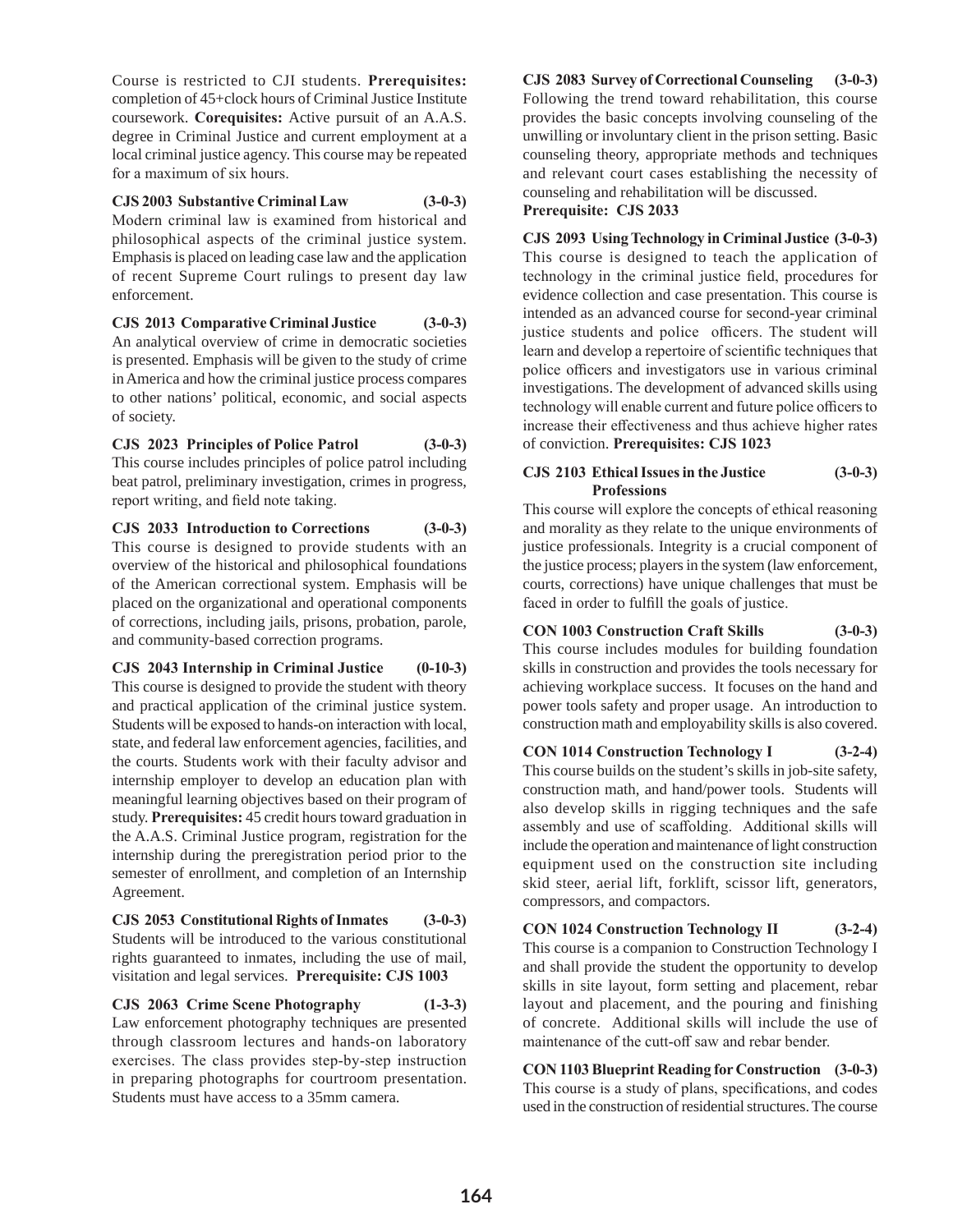Course is restricted to CJI students. **Prerequisites:** completion of 45+clock hours of Criminal Justice Institute coursework. **Corequisites:** Active pursuit of an A.A.S. degree in Criminal Justice and current employment at a local criminal justice agency. This course may be repeated for a maximum of six hours.

**CJS 2003 Substantive Criminal Law (3-0-3)**
Modern criminal law is examined from historical and philosophical aspects of the criminal justice system. Emphasis is placed on leading case law and the application of recent Supreme Court rulings to present day law enforcement.

**CJS 2013 Comparative Criminal Justice (3-0-3)**
An analytical overview of crime in democratic societies is presented. Emphasis will be given to the study of crime in America and how the criminal justice process compares to other nations' political, economic, and social aspects of society.

**CJS 2023 Principles of Police Patrol (3-0-3)**
This course includes principles of police patrol including beat patrol, preliminary investigation, crimes in progress, report writing, and field note taking.

**CJS 2033 Introduction to Corrections (3-0-3)**
This course is designed to provide students with an overview of the historical and philosophical foundations of the American correctional system. Emphasis will be placed on the organizational and operational components of corrections, including jails, prisons, probation, parole, and community-based correction programs.

**CJS 2043 Internship in Criminal Justice (0-10-3)**
This course is designed to provide the student with theory and practical application of the criminal justice system. Students will be exposed to hands-on interaction with local, state, and federal law enforcement agencies, facilities, and the courts. Students work with their faculty advisor and internship employer to develop an education plan with meaningful learning objectives based on their program of study. **Prerequisites:** 45 credit hours toward graduation in the A.A.S. Criminal Justice program, registration for the internship during the preregistration period prior to the semester of enrollment, and completion of an Internship Agreement.

**CJS 2053 Constitutional Rights of Inmates (3-0-3)**
Students will be introduced to the various constitutional rights guaranteed to inmates, including the use of mail, visitation and legal services. **Prerequisite: CJS 1003**

**CJS 2063 Crime Scene Photography (1-3-3)**
Law enforcement photography techniques are presented through classroom lectures and hands-on laboratory exercises. The class provides step-by-step instruction in preparing photographs for courtroom presentation. Students must have access to a 35mm camera.

**CJS 2083 Survey of Correctional Counseling (3-0-3)**
Following the trend toward rehabilitation, this course provides the basic concepts involving counseling of the unwilling or involuntary client in the prison setting. Basic counseling theory, appropriate methods and techniques and relevant court cases establishing the necessity of counseling and rehabilitation will be discussed.
**Prerequisite: CJS 2033**

**CJS 2093 Using Technology in Criminal Justice (3-0-3)**
This course is designed to teach the application of technology in the criminal justice field, procedures for evidence collection and case presentation. This course is intended as an advanced course for second-year criminal justice students and police officers. The student will learn and develop a repertoire of scientific techniques that police officers and investigators use in various criminal investigations. The development of advanced skills using technology will enable current and future police officers to increase their effectiveness and thus achieve higher rates of conviction. **Prerequisites: CJS 1023**

**CJS 2103 Ethical Issues in the Justice Professions (3-0-3)**
This course will explore the concepts of ethical reasoning and morality as they relate to the unique environments of justice professionals. Integrity is a crucial component of the justice process; players in the system (law enforcement, courts, corrections) have unique challenges that must be faced in order to fulfill the goals of justice.

**CON 1003 Construction Craft Skills (3-0-3)**
This course includes modules for building foundation skills in construction and provides the tools necessary for achieving workplace success. It focuses on the hand and power tools safety and proper usage. An introduction to construction math and employability skills is also covered.

**CON 1014 Construction Technology I (3-2-4)**
This course builds on the student's skills in job-site safety, construction math, and hand/power tools. Students will also develop skills in rigging techniques and the safe assembly and use of scaffolding. Additional skills will include the operation and maintenance of light construction equipment used on the construction site including skid steer, aerial lift, forklift, scissor lift, generators, compressors, and compactors.

**CON 1024 Construction Technology II (3-2-4)**
This course is a companion to Construction Technology I and shall provide the student the opportunity to develop skills in site layout, form setting and placement, rebar layout and placement, and the pouring and finishing of concrete. Additional skills will include the use of maintenance of the cutt-off saw and rebar bender.

**CON 1103 Blueprint Reading for Construction (3-0-3)**
This course is a study of plans, specifications, and codes used in the construction of residential structures. The course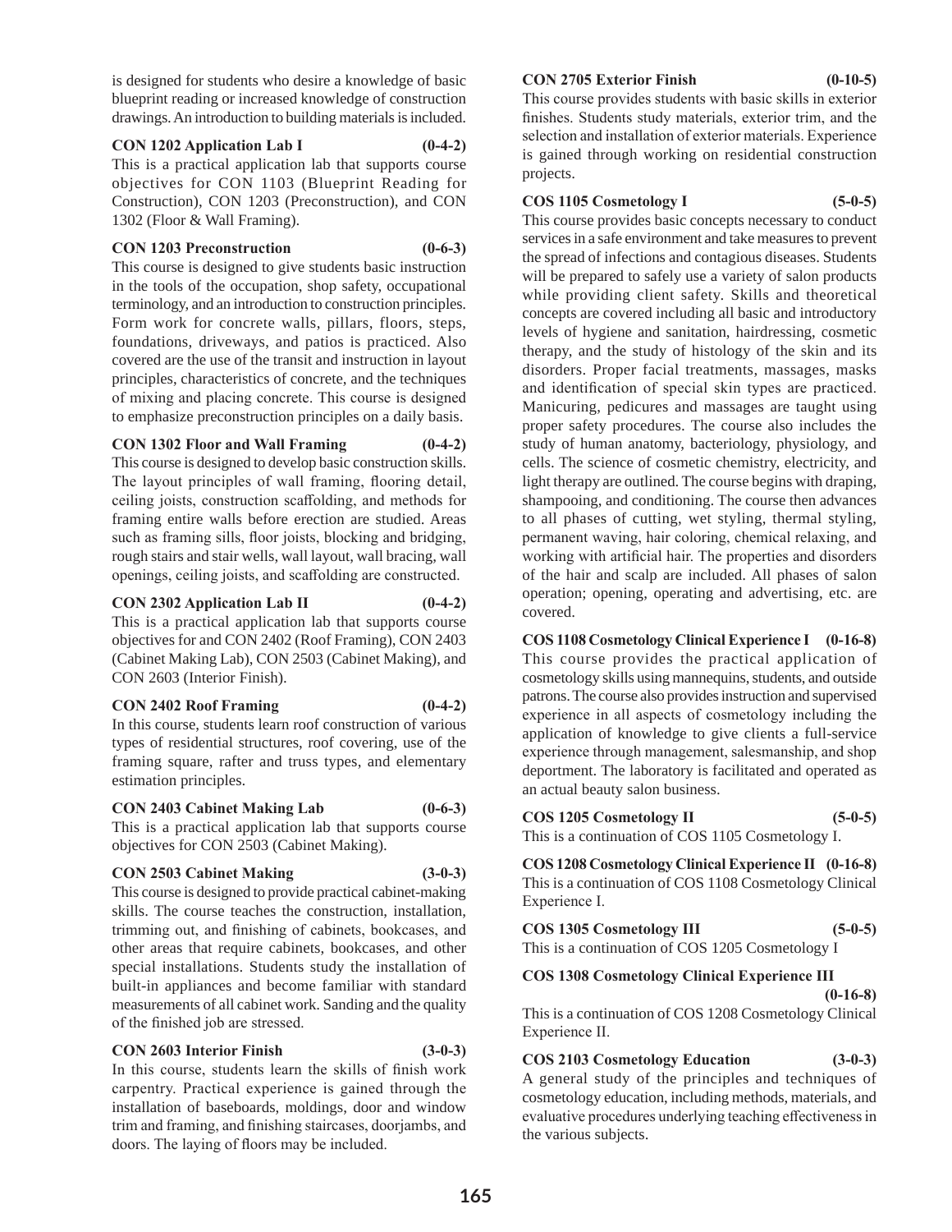is designed for students who desire a knowledge of basic blueprint reading or increased knowledge of construction drawings. An introduction to building materials is included.

**CON 1202 Application Lab I (0-4-2)**
This is a practical application lab that supports course objectives for CON 1103 (Blueprint Reading for Construction), CON 1203 (Preconstruction), and CON 1302 (Floor & Wall Framing).

**CON 1203 Preconstruction (0-6-3)**
This course is designed to give students basic instruction in the tools of the occupation, shop safety, occupational terminology, and an introduction to construction principles. Form work for concrete walls, pillars, floors, steps, foundations, driveways, and patios is practiced. Also covered are the use of the transit and instruction in layout principles, characteristics of concrete, and the techniques of mixing and placing concrete. This course is designed to emphasize preconstruction principles on a daily basis.

**CON 1302 Floor and Wall Framing (0-4-2)**
This course is designed to develop basic construction skills. The layout principles of wall framing, flooring detail, ceiling joists, construction scaffolding, and methods for framing entire walls before erection are studied. Areas such as framing sills, floor joists, blocking and bridging, rough stairs and stair wells, wall layout, wall bracing, wall openings, ceiling joists, and scaffolding are constructed.

**CON 2302 Application Lab II (0-4-2)**
This is a practical application lab that supports course objectives for and CON 2402 (Roof Framing), CON 2403 (Cabinet Making Lab), CON 2503 (Cabinet Making), and CON 2603 (Interior Finish).

**CON 2402 Roof Framing (0-4-2)**
In this course, students learn roof construction of various types of residential structures, roof covering, use of the framing square, rafter and truss types, and elementary estimation principles.

**CON 2403 Cabinet Making Lab (0-6-3)**
This is a practical application lab that supports course objectives for CON 2503 (Cabinet Making).

**CON 2503 Cabinet Making (3-0-3)**
This course is designed to provide practical cabinet-making skills. The course teaches the construction, installation, trimming out, and finishing of cabinets, bookcases, and other areas that require cabinets, bookcases, and other special installations. Students study the installation of built-in appliances and become familiar with standard measurements of all cabinet work. Sanding and the quality of the finished job are stressed.

**CON 2603 Interior Finish (3-0-3)**
In this course, students learn the skills of finish work carpentry. Practical experience is gained through the installation of baseboards, moldings, door and window trim and framing, and finishing staircases, doorjambs, and doors. The laying of floors may be included.

**CON 2705 Exterior Finish (0-10-5)**
This course provides students with basic skills in exterior finishes. Students study materials, exterior trim, and the selection and installation of exterior materials. Experience is gained through working on residential construction projects.

**COS 1105 Cosmetology I (5-0-5)**
This course provides basic concepts necessary to conduct services in a safe environment and take measures to prevent the spread of infections and contagious diseases. Students will be prepared to safely use a variety of salon products while providing client safety. Skills and theoretical concepts are covered including all basic and introductory levels of hygiene and sanitation, hairdressing, cosmetic therapy, and the study of histology of the skin and its disorders. Proper facial treatments, massages, masks and identification of special skin types are practiced. Manicuring, pedicures and massages are taught using proper safety procedures. The course also includes the study of human anatomy, bacteriology, physiology, and cells. The science of cosmetic chemistry, electricity, and light therapy are outlined. The course begins with draping, shampooing, and conditioning. The course then advances to all phases of cutting, wet styling, thermal styling, permanent waving, hair coloring, chemical relaxing, and working with artificial hair. The properties and disorders of the hair and scalp are included. All phases of salon operation; opening, operating and advertising, etc. are covered.

**COS 1108 Cosmetology Clinical Experience I (0-16-8)**
This course provides the practical application of cosmetology skills using mannequins, students, and outside patrons. The course also provides instruction and supervised experience in all aspects of cosmetology including the application of knowledge to give clients a full-service experience through management, salesmanship, and shop deportment. The laboratory is facilitated and operated as an actual beauty salon business.

**COS 1205 Cosmetology II (5-0-5)**
This is a continuation of COS 1105 Cosmetology I.

**COS 1208 Cosmetology Clinical Experience II (0-16-8)**
This is a continuation of COS 1108 Cosmetology Clinical Experience I.

**COS 1305 Cosmetology III (5-0-5)**
This is a continuation of COS 1205 Cosmetology I

**COS 1308 Cosmetology Clinical Experience III (0-16-8)**
This is a continuation of COS 1208 Cosmetology Clinical Experience II.

**COS 2103 Cosmetology Education (3-0-3)**
A general study of the principles and techniques of cosmetology education, including methods, materials, and evaluative procedures underlying teaching effectiveness in the various subjects.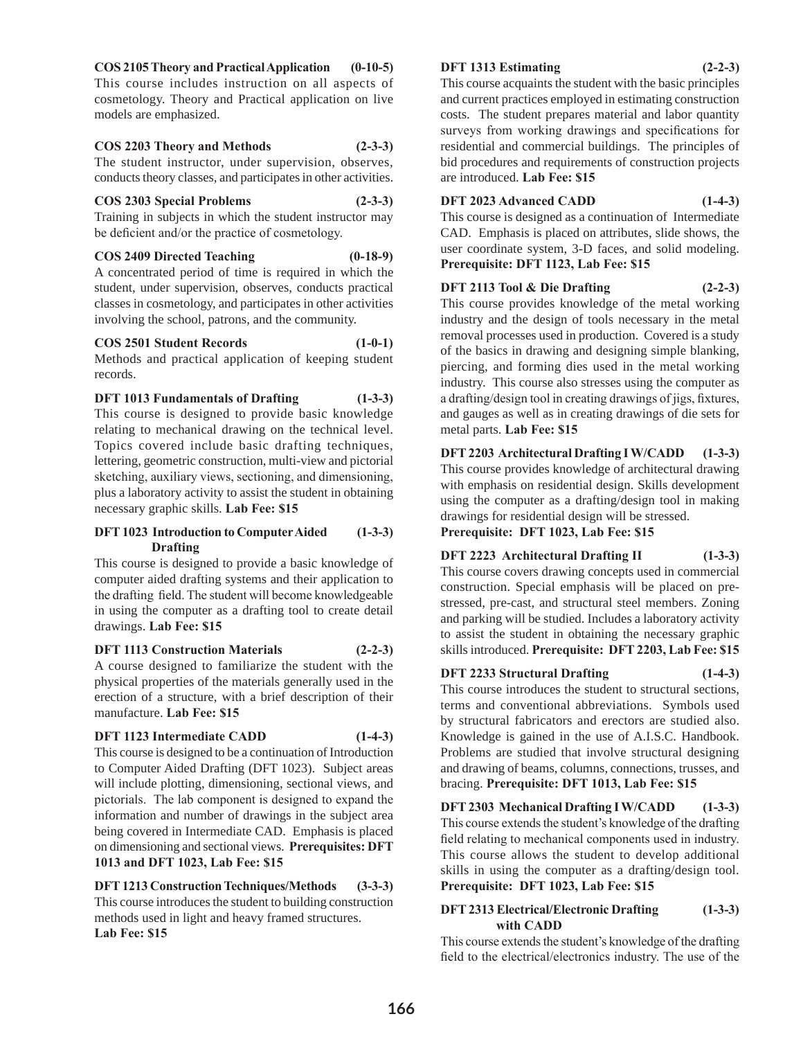**COS 2105 Theory and Practical Application (0-10-5)**
This course includes instruction on all aspects of cosmetology. Theory and Practical application on live models are emphasized.

**COS 2203 Theory and Methods (2-3-3)**
The student instructor, under supervision, observes, conducts theory classes, and participates in other activities.

**COS 2303 Special Problems (2-3-3)**
Training in subjects in which the student instructor may be deficient and/or the practice of cosmetology.

**COS 2409 Directed Teaching (0-18-9)**
A concentrated period of time is required in which the student, under supervision, observes, conducts practical classes in cosmetology, and participates in other activities involving the school, patrons, and the community.

**COS 2501 Student Records (1-0-1)**
Methods and practical application of keeping student records.

**DFT 1013 Fundamentals of Drafting (1-3-3)**
This course is designed to provide basic knowledge relating to mechanical drawing on the technical level. Topics covered include basic drafting techniques, lettering, geometric construction, multi-view and pictorial sketching, auxiliary views, sectioning, and dimensioning, plus a laboratory activity to assist the student in obtaining necessary graphic skills. **Lab Fee: $15**

**DFT 1023 Introduction to Computer Aided Drafting (1-3-3)**
This course is designed to provide a basic knowledge of computer aided drafting systems and their application to the drafting field. The student will become knowledgeable in using the computer as a drafting tool to create detail drawings. **Lab Fee: $15**

**DFT 1113 Construction Materials (2-2-3)**
A course designed to familiarize the student with the physical properties of the materials generally used in the erection of a structure, with a brief description of their manufacture. **Lab Fee: $15**

**DFT 1123 Intermediate CADD (1-4-3)**
This course is designed to be a continuation of Introduction to Computer Aided Drafting (DFT 1023). Subject areas will include plotting, dimensioning, sectional views, and pictorials. The lab component is designed to expand the information and number of drawings in the subject area being covered in Intermediate CAD. Emphasis is placed on dimensioning and sectional views. **Prerequisites: DFT 1013 and DFT 1023, Lab Fee: $15**

**DFT 1213 Construction Techniques/Methods (3-3-3)**
This course introduces the student to building construction methods used in light and heavy framed structures.
**Lab Fee: $15**

**DFT 1313 Estimating (2-2-3)**
This course acquaints the student with the basic principles and current practices employed in estimating construction costs. The student prepares material and labor quantity surveys from working drawings and specifications for residential and commercial buildings. The principles of bid procedures and requirements of construction projects are introduced. **Lab Fee: $15**

**DFT 2023 Advanced CADD (1-4-3)**
This course is designed as a continuation of Intermediate CAD. Emphasis is placed on attributes, slide shows, the user coordinate system, 3-D faces, and solid modeling.
**Prerequisite: DFT 1123, Lab Fee: $15**

**DFT 2113 Tool & Die Drafting (2-2-3)**
This course provides knowledge of the metal working industry and the design of tools necessary in the metal removal processes used in production. Covered is a study of the basics in drawing and designing simple blanking, piercing, and forming dies used in the metal working industry. This course also stresses using the computer as a drafting/design tool in creating drawings of jigs, fixtures, and gauges as well as in creating drawings of die sets for metal parts. **Lab Fee: $15**

**DFT 2203 Architectural Drafting I W/CADD (1-3-3)**
This course provides knowledge of architectural drawing with emphasis on residential design. Skills development using the computer as a drafting/design tool in making drawings for residential design will be stressed.
**Prerequisite: DFT 1023, Lab Fee: $15**

**DFT 2223 Architectural Drafting II (1-3-3)**
This course covers drawing concepts used in commercial construction. Special emphasis will be placed on pre-stressed, pre-cast, and structural steel members. Zoning and parking will be studied. Includes a laboratory activity to assist the student in obtaining the necessary graphic skills introduced. **Prerequisite: DFT 2203, Lab Fee: $15**

**DFT 2233 Structural Drafting (1-4-3)**
This course introduces the student to structural sections, terms and conventional abbreviations. Symbols used by structural fabricators and erectors are studied also. Knowledge is gained in the use of A.I.S.C. Handbook. Problems are studied that involve structural designing and drawing of beams, columns, connections, trusses, and bracing. **Prerequisite: DFT 1013, Lab Fee: $15**

**DFT 2303 Mechanical Drafting I W/CADD (1-3-3)**
This course extends the student's knowledge of the drafting field relating to mechanical components used in industry. This course allows the student to develop additional skills in using the computer as a drafting/design tool.
**Prerequisite: DFT 1023, Lab Fee: $15**

**DFT 2313 Electrical/Electronic Drafting with CADD (1-3-3)**
This course extends the student's knowledge of the drafting field to the electrical/electronics industry. The use of the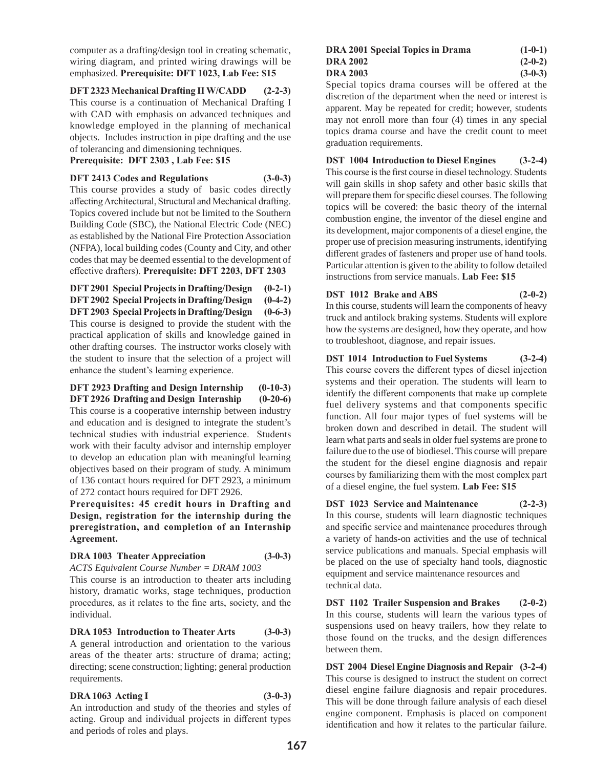computer as a drafting/design tool in creating schematic, wiring diagram, and printed wiring drawings will be emphasized. **Prerequisite: DFT 1023, Lab Fee: $15**

**DFT 2323 Mechanical Drafting II W/CADD (2-2-3)**
This course is a continuation of Mechanical Drafting I with CAD with emphasis on advanced techniques and knowledge employed in the planning of mechanical objects. Includes instruction in pipe drafting and the use of tolerancing and dimensioning techniques.
**Prerequisite: DFT 2303 , Lab Fee: $15**

**DFT 2413 Codes and Regulations (3-0-3)**
This course provides a study of basic codes directly affecting Architectural, Structural and Mechanical drafting. Topics covered include but not be limited to the Southern Building Code (SBC), the National Electric Code (NEC) as established by the National Fire Protection Association (NFPA), local building codes (County and City, and other codes that may be deemed essential to the development of effective drafters). **Prerequisite: DFT 2203, DFT 2303**

**DFT 2901 Special Projects in Drafting/Design (0-2-1)**
**DFT 2902 Special Projects in Drafting/Design (0-4-2)**
**DFT 2903 Special Projects in Drafting/Design (0-6-3)**
This course is designed to provide the student with the practical application of skills and knowledge gained in other drafting courses. The instructor works closely with the student to insure that the selection of a project will enhance the student's learning experience.

**DFT 2923 Drafting and Design Internship (0-10-3)**
**DFT 2926 Drafting and Design Internship (0-20-6)**
This course is a cooperative internship between industry and education and is designed to integrate the student's technical studies with industrial experience. Students work with their faculty advisor and internship employer to develop an education plan with meaningful learning objectives based on their program of study. A minimum of 136 contact hours required for DFT 2923, a minimum of 272 contact hours required for DFT 2926.
**Prerequisites: 45 credit hours in Drafting and Design, registration for the internship during the preregistration, and completion of an Internship Agreement.**

**DRA 1003 Theater Appreciation (3-0-3)**
*ACTS Equivalent Course Number = DRAM 1003*
This course is an introduction to theater arts including history, dramatic works, stage techniques, production procedures, as it relates to the fine arts, society, and the individual.

**DRA 1053 Introduction to Theater Arts (3-0-3)**
A general introduction and orientation to the various areas of the theater arts: structure of drama; acting; directing; scene construction; lighting; general production requirements.

**DRA 1063 Acting I (3-0-3)**
An introduction and study of the theories and styles of acting. Group and individual projects in different types and periods of roles and plays.

**DRA 2001 Special Topics in Drama (1-0-1)**
**DRA 2002 (2-0-2)**
**DRA 2003 (3-0-3)**
Special topics drama courses will be offered at the discretion of the department when the need or interest is apparent. May be repeated for credit; however, students may not enroll more than four (4) times in any special topics drama course and have the credit count to meet graduation requirements.

**DST 1004 Introduction to Diesel Engines (3-2-4)**
This course is the first course in diesel technology. Students will gain skills in shop safety and other basic skills that will prepare them for specific diesel courses. The following topics will be covered: the basic theory of the internal combustion engine, the inventor of the diesel engine and its development, major components of a diesel engine, the proper use of precision measuring instruments, identifying different grades of fasteners and proper use of hand tools. Particular attention is given to the ability to follow detailed instructions from service manuals. **Lab Fee: $15**

**DST 1012 Brake and ABS (2-0-2)**
In this course, students will learn the components of heavy truck and antilock braking systems. Students will explore how the systems are designed, how they operate, and how to troubleshoot, diagnose, and repair issues.

**DST 1014 Introduction to Fuel Systems (3-2-4)**
This course covers the different types of diesel injection systems and their operation. The students will learn to identify the different components that make up complete fuel delivery systems and that components specific function. All four major types of fuel systems will be broken down and described in detail. The student will learn what parts and seals in older fuel systems are prone to failure due to the use of biodiesel. This course will prepare the student for the diesel engine diagnosis and repair courses by familiarizing them with the most complex part of a diesel engine, the fuel system. **Lab Fee: $15**

**DST 1023 Service and Maintenance (2-2-3)**
In this course, students will learn diagnostic techniques and specific service and maintenance procedures through a variety of hands-on activities and the use of technical service publications and manuals. Special emphasis will be placed on the use of specialty hand tools, diagnostic equipment and service maintenance resources and technical data.

**DST 1102 Trailer Suspension and Brakes (2-0-2)**
In this course, students will learn the various types of suspensions used on heavy trailers, how they relate to those found on the trucks, and the design differences between them.

**DST 2004 Diesel Engine Diagnosis and Repair (3-2-4)**
This course is designed to instruct the student on correct diesel engine failure diagnosis and repair procedures. This will be done through failure analysis of each diesel engine component. Emphasis is placed on component identification and how it relates to the particular failure.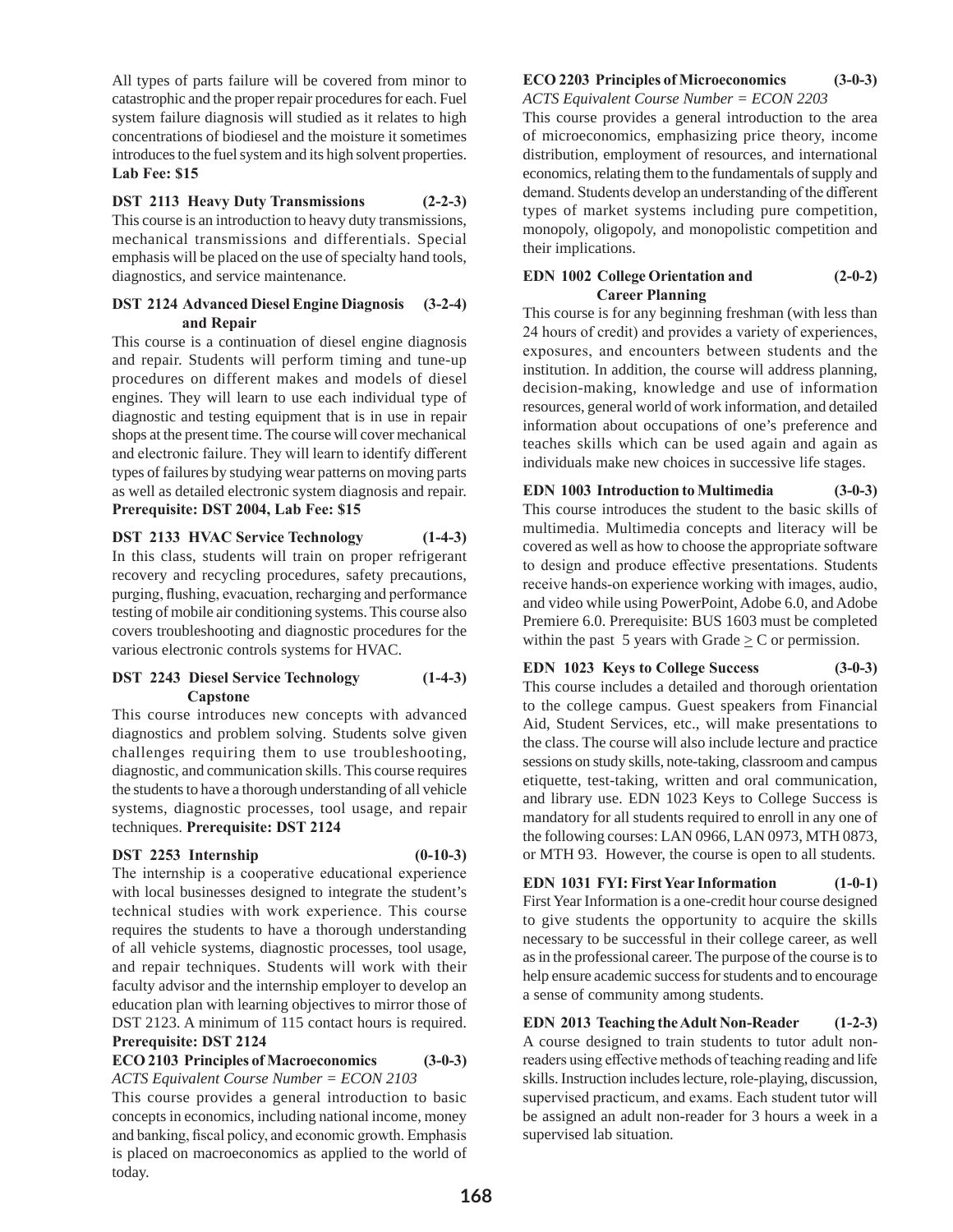All types of parts failure will be covered from minor to catastrophic and the proper repair procedures for each. Fuel system failure diagnosis will studied as it relates to high concentrations of biodiesel and the moisture it sometimes introduces to the fuel system and its high solvent properties. **Lab Fee: $15**

**DST 2113 Heavy Duty Transmissions (2-2-3)**
This course is an introduction to heavy duty transmissions, mechanical transmissions and differentials. Special emphasis will be placed on the use of specialty hand tools, diagnostics, and service maintenance.

**DST 2124 Advanced Diesel Engine Diagnosis and Repair (3-2-4)**
This course is a continuation of diesel engine diagnosis and repair. Students will perform timing and tune-up procedures on different makes and models of diesel engines. They will learn to use each individual type of diagnostic and testing equipment that is in use in repair shops at the present time. The course will cover mechanical and electronic failure. They will learn to identify different types of failures by studying wear patterns on moving parts as well as detailed electronic system diagnosis and repair. **Prerequisite: DST 2004, Lab Fee: $15**

**DST 2133 HVAC Service Technology (1-4-3)**
In this class, students will train on proper refrigerant recovery and recycling procedures, safety precautions, purging, flushing, evacuation, recharging and performance testing of mobile air conditioning systems. This course also covers troubleshooting and diagnostic procedures for the various electronic controls systems for HVAC.

**DST 2243 Diesel Service Technology Capstone (1-4-3)**
This course introduces new concepts with advanced diagnostics and problem solving. Students solve given challenges requiring them to use troubleshooting, diagnostic, and communication skills. This course requires the students to have a thorough understanding of all vehicle systems, diagnostic processes, tool usage, and repair techniques. **Prerequisite: DST 2124**

**DST 2253 Internship (0-10-3)**
The internship is a cooperative educational experience with local businesses designed to integrate the student's technical studies with work experience. This course requires the students to have a thorough understanding of all vehicle systems, diagnostic processes, tool usage, and repair techniques. Students will work with their faculty advisor and the internship employer to develop an education plan with learning objectives to mirror those of DST 2123. A minimum of 115 contact hours is required. **Prerequisite: DST 2124**

**ECO 2103 Principles of Macroeconomics (3-0-3)**
*ACTS Equivalent Course Number = ECON 2103*
This course provides a general introduction to basic concepts in economics, including national income, money and banking, fiscal policy, and economic growth. Emphasis is placed on macroeconomics as applied to the world of today.

**ECO 2203 Principles of Microeconomics (3-0-3)**
*ACTS Equivalent Course Number = ECON 2203*
This course provides a general introduction to the area of microeconomics, emphasizing price theory, income distribution, employment of resources, and international economics, relating them to the fundamentals of supply and demand. Students develop an understanding of the different types of market systems including pure competition, monopoly, oligopoly, and monopolistic competition and their implications.

**EDN 1002 College Orientation and Career Planning (2-0-2)**
This course is for any beginning freshman (with less than 24 hours of credit) and provides a variety of experiences, exposures, and encounters between students and the institution. In addition, the course will address planning, decision-making, knowledge and use of information resources, general world of work information, and detailed information about occupations of one's preference and teaches skills which can be used again and again as individuals make new choices in successive life stages.

**EDN 1003 Introduction to Multimedia (3-0-3)**
This course introduces the student to the basic skills of multimedia. Multimedia concepts and literacy will be covered as well as how to choose the appropriate software to design and produce effective presentations. Students receive hands-on experience working with images, audio, and video while using PowerPoint, Adobe 6.0, and Adobe Premiere 6.0. Prerequisite: BUS 1603 must be completed within the past 5 years with Grade $\geq$ C or permission.

**EDN 1023 Keys to College Success (3-0-3)**
This course includes a detailed and thorough orientation to the college campus. Guest speakers from Financial Aid, Student Services, etc., will make presentations to the class. The course will also include lecture and practice sessions on study skills, note-taking, classroom and campus etiquette, test-taking, written and oral communication, and library use. EDN 1023 Keys to College Success is mandatory for all students required to enroll in any one of the following courses: LAN 0966, LAN 0973, MTH 0873, or MTH 93. However, the course is open to all students.

**EDN 1031 FYI: First Year Information (1-0-1)**
First Year Information is a one-credit hour course designed to give students the opportunity to acquire the skills necessary to be successful in their college career, as well as in the professional career. The purpose of the course is to help ensure academic success for students and to encourage a sense of community among students.

**EDN 2013 Teaching the Adult Non-Reader (1-2-3)**
A course designed to train students to tutor adult non-readers using effective methods of teaching reading and life skills. Instruction includes lecture, role-playing, discussion, supervised practicum, and exams. Each student tutor will be assigned an adult non-reader for 3 hours a week in a supervised lab situation.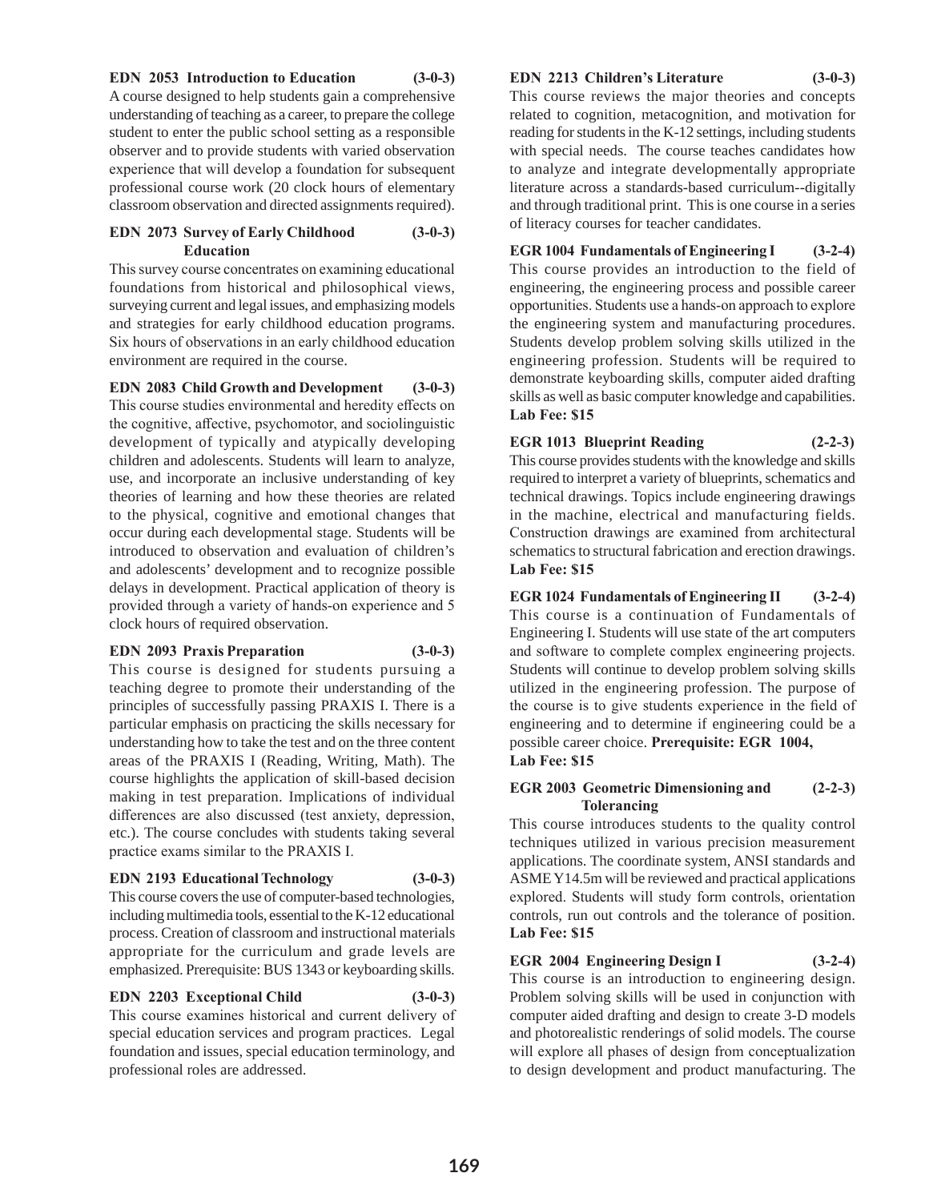**EDN 2053 Introduction to Education (3-0-3)**

A course designed to help students gain a comprehensive understanding of teaching as a career, to prepare the college student to enter the public school setting as a responsible observer and to provide students with varied observation experience that will develop a foundation for subsequent professional course work (20 clock hours of elementary classroom observation and directed assignments required).

**EDN 2073 Survey of Early Childhood Education (3-0-3)**

This survey course concentrates on examining educational foundations from historical and philosophical views, surveying current and legal issues, and emphasizing models and strategies for early childhood education programs. Six hours of observations in an early childhood education environment are required in the course.

**EDN 2083 Child Growth and Development (3-0-3)**

This course studies environmental and heredity effects on the cognitive, affective, psychomotor, and sociolinguistic development of typically and atypically developing children and adolescents. Students will learn to analyze, use, and incorporate an inclusive understanding of key theories of learning and how these theories are related to the physical, cognitive and emotional changes that occur during each developmental stage. Students will be introduced to observation and evaluation of children's and adolescents' development and to recognize possible delays in development. Practical application of theory is provided through a variety of hands-on experience and 5 clock hours of required observation.

**EDN 2093 Praxis Preparation (3-0-3)**

This course is designed for students pursuing a teaching degree to promote their understanding of the principles of successfully passing PRAXIS I. There is a particular emphasis on practicing the skills necessary for understanding how to take the test and on the three content areas of the PRAXIS I (Reading, Writing, Math). The course highlights the application of skill-based decision making in test preparation. Implications of individual differences are also discussed (test anxiety, depression, etc.). The course concludes with students taking several practice exams similar to the PRAXIS I.

**EDN 2193 Educational Technology (3-0-3)**

This course covers the use of computer-based technologies, including multimedia tools, essential to the K-12 educational process. Creation of classroom and instructional materials appropriate for the curriculum and grade levels are emphasized. Prerequisite: BUS 1343 or keyboarding skills.

**EDN 2203 Exceptional Child (3-0-3)**

This course examines historical and current delivery of special education services and program practices. Legal foundation and issues, special education terminology, and professional roles are addressed.

**EDN 2213 Children's Literature (3-0-3)**

This course reviews the major theories and concepts related to cognition, metacognition, and motivation for reading for students in the K-12 settings, including students with special needs. The course teaches candidates how to analyze and integrate developmentally appropriate literature across a standards-based curriculum--digitally and through traditional print. This is one course in a series of literacy courses for teacher candidates.

**EGR 1004 Fundamentals of Engineering I (3-2-4)**

This course provides an introduction to the field of engineering, the engineering process and possible career opportunities. Students use a hands-on approach to explore the engineering system and manufacturing procedures. Students develop problem solving skills utilized in the engineering profession. Students will be required to demonstrate keyboarding skills, computer aided drafting skills as well as basic computer knowledge and capabilities. **Lab Fee: $15**

**EGR 1013 Blueprint Reading (2-2-3)**

This course provides students with the knowledge and skills required to interpret a variety of blueprints, schematics and technical drawings. Topics include engineering drawings in the machine, electrical and manufacturing fields. Construction drawings are examined from architectural schematics to structural fabrication and erection drawings. **Lab Fee: $15**

**EGR 1024 Fundamentals of Engineering II (3-2-4)**

This course is a continuation of Fundamentals of Engineering I. Students will use state of the art computers and software to complete complex engineering projects. Students will continue to develop problem solving skills utilized in the engineering profession. The purpose of the course is to give students experience in the field of engineering and to determine if engineering could be a possible career choice. **Prerequisite: EGR 1004, Lab Fee: $15**

**EGR 2003 Geometric Dimensioning and Tolerancing (2-2-3)**

This course introduces students to the quality control techniques utilized in various precision measurement applications. The coordinate system, ANSI standards and ASME Y14.5m will be reviewed and practical applications explored. Students will study form controls, orientation controls, run out controls and the tolerance of position. **Lab Fee: $15**

**EGR 2004 Engineering Design I (3-2-4)**

This course is an introduction to engineering design. Problem solving skills will be used in conjunction with computer aided drafting and design to create 3-D models and photorealistic renderings of solid models. The course will explore all phases of design from conceptualization to design development and product manufacturing. The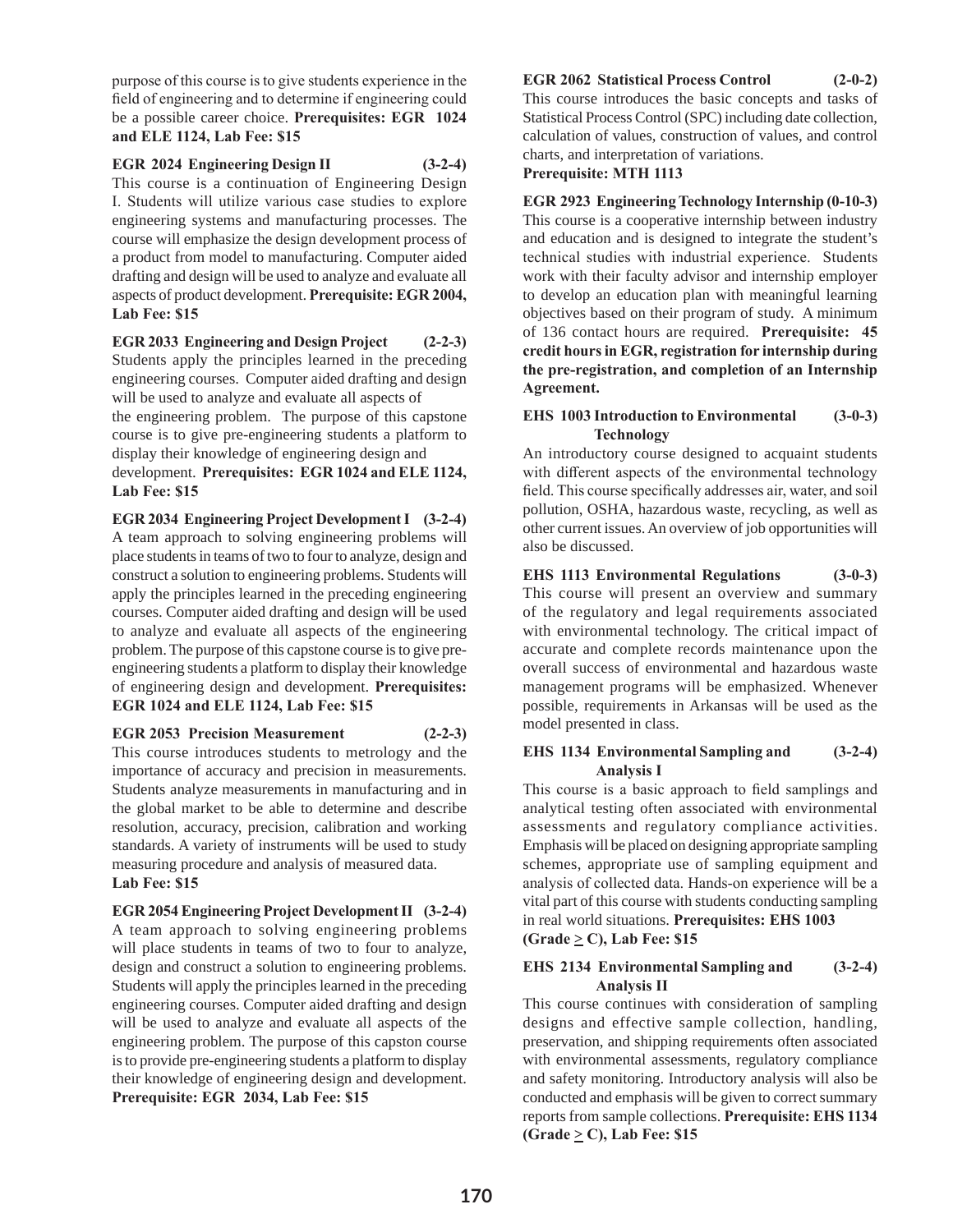purpose of this course is to give students experience in the field of engineering and to determine if engineering could be a possible career choice. **Prerequisites: EGR 1024 and ELE 1124, Lab Fee: $15**

**EGR 2024 Engineering Design II (3-2-4)**
This course is a continuation of Engineering Design I. Students will utilize various case studies to explore engineering systems and manufacturing processes. The course will emphasize the design development process of a product from model to manufacturing. Computer aided drafting and design will be used to analyze and evaluate all aspects of product development. **Prerequisite: EGR 2004, Lab Fee: $15**

**EGR 2033 Engineering and Design Project (2-2-3)**
Students apply the principles learned in the preceding engineering courses. Computer aided drafting and design will be used to analyze and evaluate all aspects of the engineering problem. The purpose of this capstone course is to give pre-engineering students a platform to display their knowledge of engineering design and development. **Prerequisites: EGR 1024 and ELE 1124, Lab Fee: $15**

**EGR 2034 Engineering Project Development I (3-2-4)**
A team approach to solving engineering problems will place students in teams of two to four to analyze, design and construct a solution to engineering problems. Students will apply the principles learned in the preceding engineering courses. Computer aided drafting and design will be used to analyze and evaluate all aspects of the engineering problem. The purpose of this capstone course is to give pre-engineering students a platform to display their knowledge of engineering design and development. **Prerequisites: EGR 1024 and ELE 1124, Lab Fee: $15**

**EGR 2053 Precision Measurement (2-2-3)**
This course introduces students to metrology and the importance of accuracy and precision in measurements. Students analyze measurements in manufacturing and in the global market to be able to determine and describe resolution, accuracy, precision, calibration and working standards. A variety of instruments will be used to study measuring procedure and analysis of measured data. **Lab Fee: $15**

**EGR 2054 Engineering Project Development II (3-2-4)**
A team approach to solving engineering problems will place students in teams of two to four to analyze, design and construct a solution to engineering problems. Students will apply the principles learned in the preceding engineering courses. Computer aided drafting and design will be used to analyze and evaluate all aspects of the engineering problem. The purpose of this capston course is to provide pre-engineering students a platform to display their knowledge of engineering design and development. **Prerequisite: EGR 2034, Lab Fee: $15**

**EGR 2062 Statistical Process Control (2-0-2)**
This course introduces the basic concepts and tasks of Statistical Process Control (SPC) including date collection, calculation of values, construction of values, and control charts, and interpretation of variations.
**Prerequisite: MTH 1113**

**EGR 2923 Engineering Technology Internship (0-10-3)**
This course is a cooperative internship between industry and education and is designed to integrate the student's technical studies with industrial experience. Students work with their faculty advisor and internship employer to develop an education plan with meaningful learning objectives based on their program of study. A minimum of 136 contact hours are required. **Prerequisite: 45 credit hours in EGR, registration for internship during the pre-registration, and completion of an Internship Agreement.**

**EHS 1003 Introduction to Environmental Technology (3-0-3)**
An introductory course designed to acquaint students with different aspects of the environmental technology field. This course specifically addresses air, water, and soil pollution, OSHA, hazardous waste, recycling, as well as other current issues. An overview of job opportunities will also be discussed.

**EHS 1113 Environmental Regulations (3-0-3)**
This course will present an overview and summary of the regulatory and legal requirements associated with environmental technology. The critical impact of accurate and complete records maintenance upon the overall success of environmental and hazardous waste management programs will be emphasized. Whenever possible, requirements in Arkansas will be used as the model presented in class.

**EHS 1134 Environmental Sampling and Analysis I (3-2-4)**
This course is a basic approach to field samplings and analytical testing often associated with environmental assessments and regulatory compliance activities. Emphasis will be placed on designing appropriate sampling schemes, appropriate use of sampling equipment and analysis of collected data. Hands-on experience will be a vital part of this course with students conducting sampling in real world situations. **Prerequisites: EHS 1003 (Grade ≥ C), Lab Fee: $15**

**EHS 2134 Environmental Sampling and Analysis II (3-2-4)**
This course continues with consideration of sampling designs and effective sample collection, handling, preservation, and shipping requirements often associated with environmental assessments, regulatory compliance and safety monitoring. Introductory analysis will also be conducted and emphasis will be given to correct summary reports from sample collections. **Prerequisite: EHS 1134 (Grade ≥ C), Lab Fee: $15**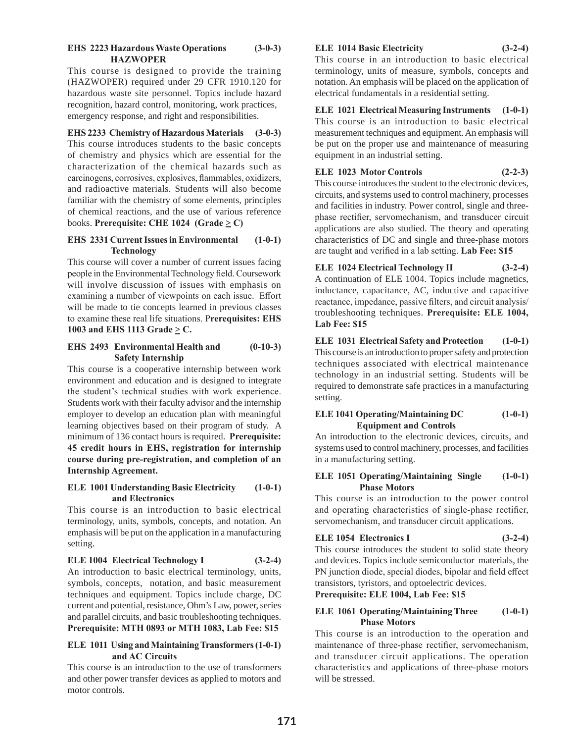**EHS 2223 Hazardous Waste Operations HAZWOPER (3-0-3)**

This course is designed to provide the training (HAZWOPER) required under 29 CFR 1910.120 for hazardous waste site personnel. Topics include hazard recognition, hazard control, monitoring, work practices, emergency response, and right and responsibilities.

**EHS 2233 Chemistry of Hazardous Materials (3-0-3)**

This course introduces students to the basic concepts of chemistry and physics which are essential for the characterization of the chemical hazards such as carcinogens, corrosives, explosives, flammables, oxidizers, and radioactive materials. Students will also become familiar with the chemistry of some elements, principles of chemical reactions, and the use of various reference books. **Prerequisite: CHE 1024 (Grade ≥ C)**

**EHS 2331 Current Issues in Environmental Technology (1-0-1)**

This course will cover a number of current issues facing people in the Environmental Technology field. Coursework will involve discussion of issues with emphasis on examining a number of viewpoints on each issue. Effort will be made to tie concepts learned in previous classes to examine these real life situations. P**rerequisites: EHS 1003 and EHS 1113 Grade ≥ C.**

**EHS 2493 Environmental Health and Safety Internship (0-10-3)**

This course is a cooperative internship between work environment and education and is designed to integrate the student's technical studies with work experience. Students work with their faculty advisor and the internship employer to develop an education plan with meaningful learning objectives based on their program of study. A minimum of 136 contact hours is required. **Prerequisite: 45 credit hours in EHS, registration for internship course during pre-registration, and completion of an Internship Agreement.**

**ELE 1001 Understanding Basic Electricity and Electronics (1-0-1)**

This course is an introduction to basic electrical terminology, units, symbols, concepts, and notation. An emphasis will be put on the application in a manufacturing setting.

**ELE 1004 Electrical Technology I (3-2-4)**

An introduction to basic electrical terminology, units, symbols, concepts, notation, and basic measurement techniques and equipment. Topics include charge, DC current and potential, resistance, Ohm's Law, power, series and parallel circuits, and basic troubleshooting techniques. **Prerequisite: MTH 0893 or MTH 1083, Lab Fee: $15**

**ELE 1011 Using and Maintaining Transformers and AC Circuits (1-0-1)**

This course is an introduction to the use of transformers and other power transfer devices as applied to motors and motor controls.

**ELE 1014 Basic Electricity (3-2-4)**

This course in an introduction to basic electrical terminology, units of measure, symbols, concepts and notation. An emphasis will be placed on the application of electrical fundamentals in a residential setting.

**ELE 1021 Electrical Measuring Instruments (1-0-1)**

This course is an introduction to basic electrical measurement techniques and equipment. An emphasis will be put on the proper use and maintenance of measuring equipment in an industrial setting.

**ELE 1023 Motor Controls (2-2-3)**

This course introduces the student to the electronic devices, circuits, and systems used to control machinery, processes and facilities in industry. Power control, single and three-phase rectifier, servomechanism, and transducer circuit applications are also studied. The theory and operating characteristics of DC and single and three-phase motors are taught and verified in a lab setting. **Lab Fee: $15**

**ELE 1024 Electrical Technology II (3-2-4)**

A continuation of ELE 1004. Topics include magnetics, inductance, capacitance, AC, inductive and capacitive reactance, impedance, passive filters, and circuit analysis/troubleshooting techniques. **Prerequisite: ELE 1004, Lab Fee: $15**

**ELE 1031 Electrical Safety and Protection (1-0-1)**

This course is an introduction to proper safety and protection techniques associated with electrical maintenance technology in an industrial setting. Students will be required to demonstrate safe practices in a manufacturing setting.

**ELE 1041 Operating/Maintaining DC Equipment and Controls (1-0-1)**

An introduction to the electronic devices, circuits, and systems used to control machinery, processes, and facilities in a manufacturing setting.

**ELE 1051 Operating/Maintaining Single Phase Motors (1-0-1)**

This course is an introduction to the power control and operating characteristics of single-phase rectifier, servomechanism, and transducer circuit applications.

**ELE 1054 Electronics I (3-2-4)**

This course introduces the student to solid state theory and devices. Topics include semiconductor materials, the PN junction diode, special diodes, bipolar and field effect transistors, tyristors, and optoelectric devices.
**Prerequisite: ELE 1004, Lab Fee: $15**

**ELE 1061 Operating/Maintaining Three Phase Motors (1-0-1)**

This course is an introduction to the operation and maintenance of three-phase rectifier, servomechanism, and transducer circuit applications. The operation characteristics and applications of three-phase motors will be stressed.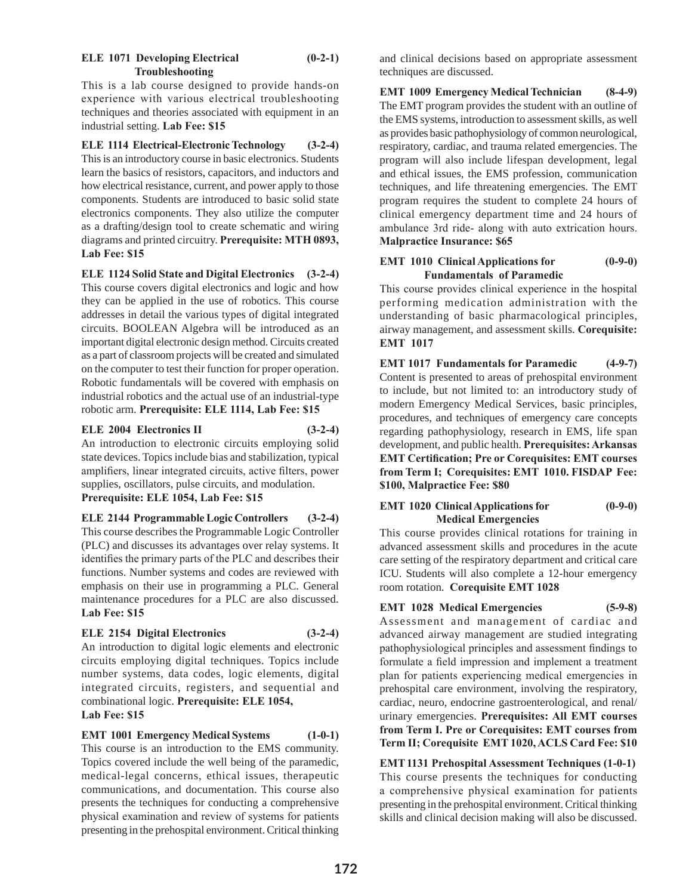**ELE 1071 Developing Electrical Troubleshooting (0-2-1)**

This is a lab course designed to provide hands-on experience with various electrical troubleshooting techniques and theories associated with equipment in an industrial setting. **Lab Fee: $15**

**ELE 1114 Electrical-Electronic Technology (3-2-4)**

This is an introductory course in basic electronics. Students learn the basics of resistors, capacitors, and inductors and how electrical resistance, current, and power apply to those components. Students are introduced to basic solid state electronics components. They also utilize the computer as a drafting/design tool to create schematic and wiring diagrams and printed circuitry. **Prerequisite: MTH 0893, Lab Fee: $15**

**ELE 1124 Solid State and Digital Electronics (3-2-4)**

This course covers digital electronics and logic and how they can be applied in the use of robotics. This course addresses in detail the various types of digital integrated circuits. BOOLEAN Algebra will be introduced as an important digital electronic design method. Circuits created as a part of classroom projects will be created and simulated on the computer to test their function for proper operation. Robotic fundamentals will be covered with emphasis on industrial robotics and the actual use of an industrial-type robotic arm. **Prerequisite: ELE 1114, Lab Fee: $15**

**ELE 2004 Electronics II (3-2-4)**

An introduction to electronic circuits employing solid state devices. Topics include bias and stabilization, typical amplifiers, linear integrated circuits, active filters, power supplies, oscillators, pulse circuits, and modulation. **Prerequisite: ELE 1054, Lab Fee: $15**

**ELE 2144 Programmable Logic Controllers (3-2-4)**

This course describes the Programmable Logic Controller (PLC) and discusses its advantages over relay systems. It identifies the primary parts of the PLC and describes their functions. Number systems and codes are reviewed with emphasis on their use in programming a PLC. General maintenance procedures for a PLC are also discussed. **Lab Fee: $15**

**ELE 2154 Digital Electronics (3-2-4)**

An introduction to digital logic elements and electronic circuits employing digital techniques. Topics include number systems, data codes, logic elements, digital integrated circuits, registers, and sequential and combinational logic. **Prerequisite: ELE 1054, Lab Fee: $15**

**EMT 1001 Emergency Medical Systems (1-0-1)**

This course is an introduction to the EMS community. Topics covered include the well being of the paramedic, medical-legal concerns, ethical issues, therapeutic communications, and documentation. This course also presents the techniques for conducting a comprehensive physical examination and review of systems for patients presenting in the prehospital environment. Critical thinking and clinical decisions based on appropriate assessment techniques are discussed.

**EMT 1009 Emergency Medical Technician (8-4-9)**

The EMT program provides the student with an outline of the EMS systems, introduction to assessment skills, as well as provides basic pathophysiology of common neurological, respiratory, cardiac, and trauma related emergencies. The program will also include lifespan development, legal and ethical issues, the EMS profession, communication techniques, and life threatening emergencies. The EMT program requires the student to complete 24 hours of clinical emergency department time and 24 hours of ambulance 3rd ride- along with auto extrication hours. **Malpractice Insurance: $65**

**EMT 1010 Clinical Applications for Fundamentals of Paramedic (0-9-0)**

This course provides clinical experience in the hospital performing medication administration with the understanding of basic pharmacological principles, airway management, and assessment skills. **Corequisite: EMT 1017**

**EMT 1017 Fundamentals for Paramedic (4-9-7)**

Content is presented to areas of prehospital environment to include, but not limited to: an introductory study of modern Emergency Medical Services, basic principles, procedures, and techniques of emergency care concepts regarding pathophysiology, research in EMS, life span development, and public health. **Prerequisites: Arkansas EMT Certification; Pre or Corequisites: EMT courses from Term I; Corequisites: EMT 1010. FISDAP Fee: $100, Malpractice Fee: $80**

**EMT 1020 Clinical Applications for Medical Emergencies (0-9-0)**

This course provides clinical rotations for training in advanced assessment skills and procedures in the acute care setting of the respiratory department and critical care ICU. Students will also complete a 12-hour emergency room rotation. **Corequisite EMT 1028**

**EMT 1028 Medical Emergencies (5-9-8)**

Assessment and management of cardiac and advanced airway management are studied integrating pathophysiological principles and assessment findings to formulate a field impression and implement a treatment plan for patients experiencing medical emergencies in prehospital care environment, involving the respiratory, cardiac, neuro, endocrine gastroenterological, and renal/urinary emergencies. **Prerequisites: All EMT courses from Term I. Pre or Corequisites: EMT courses from Term II; Corequisite EMT 1020, ACLS Card Fee: $10**

**EMT 1131 Prehospital Assessment Techniques (1-0-1)**

This course presents the techniques for conducting a comprehensive physical examination for patients presenting in the prehospital environment. Critical thinking skills and clinical decision making will also be discussed.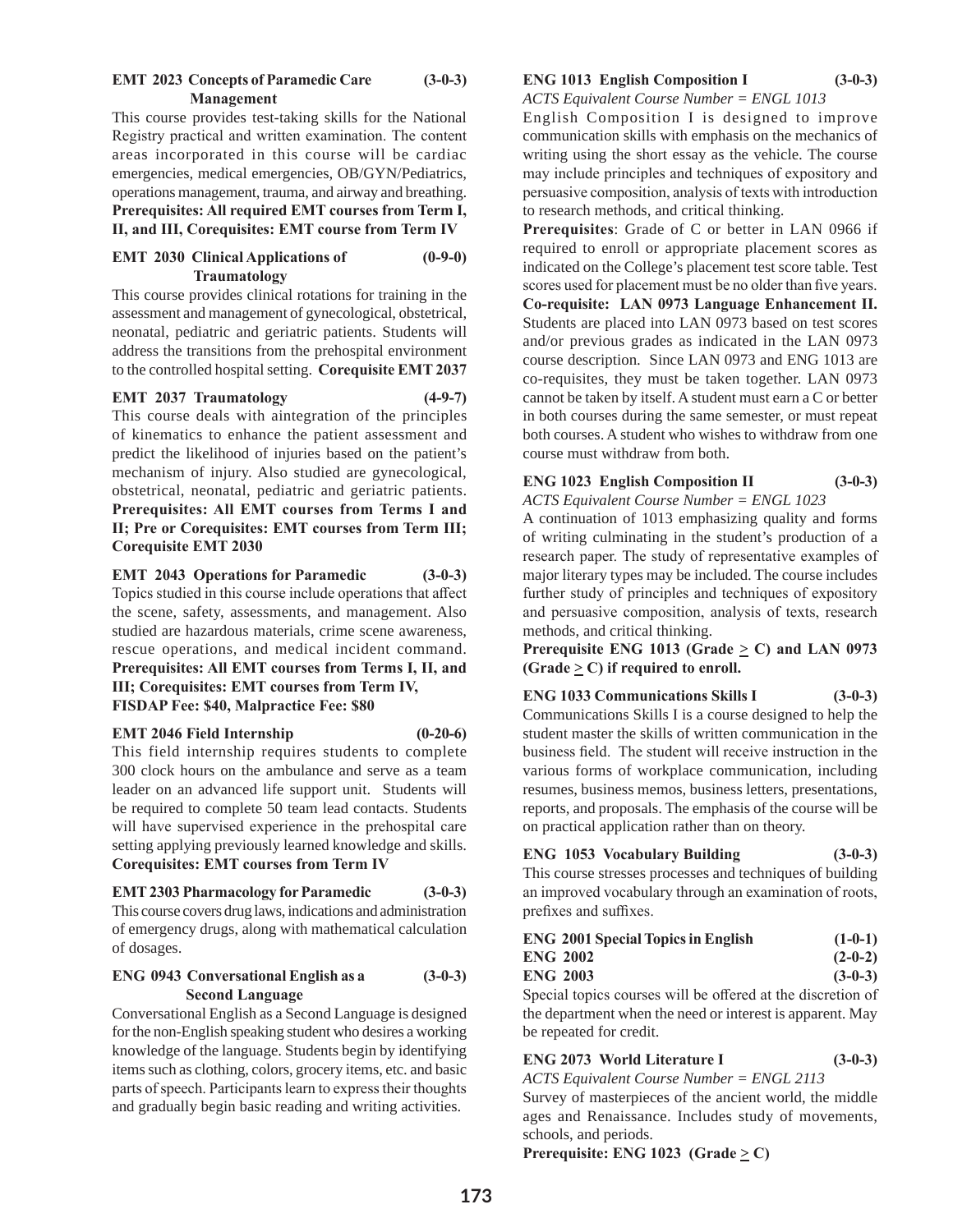**EMT 2023 Concepts of Paramedic Care Management (3-0-3)**

This course provides test-taking skills for the National Registry practical and written examination. The content areas incorporated in this course will be cardiac emergencies, medical emergencies, OB/GYN/Pediatrics, operations management, trauma, and airway and breathing. **Prerequisites: All required EMT courses from Term I, II, and III, Corequisites: EMT course from Term IV**

**EMT 2030 Clinical Applications of Traumatology (0-9-0)**

This course provides clinical rotations for training in the assessment and management of gynecological, obstetrical, neonatal, pediatric and geriatric patients. Students will address the transitions from the prehospital environment to the controlled hospital setting. **Corequisite EMT 2037**

**EMT 2037 Traumatology (4-9-7)**

This course deals with aintegration of the principles of kinematics to enhance the patient assessment and predict the likelihood of injuries based on the patient's mechanism of injury. Also studied are gynecological, obstetrical, neonatal, pediatric and geriatric patients. **Prerequisites: All EMT courses from Terms I and II; Pre or Corequisites: EMT courses from Term III; Corequisite EMT 2030**

**EMT 2043 Operations for Paramedic (3-0-3)**

Topics studied in this course include operations that affect the scene, safety, assessments, and management. Also studied are hazardous materials, crime scene awareness, rescue operations, and medical incident command. **Prerequisites: All EMT courses from Terms I, II, and III; Corequisites: EMT courses from Term IV, FISDAP Fee: $40, Malpractice Fee: $80**

**EMT 2046 Field Internship (0-20-6)**

This field internship requires students to complete 300 clock hours on the ambulance and serve as a team leader on an advanced life support unit. Students will be required to complete 50 team lead contacts. Students will have supervised experience in the prehospital care setting applying previously learned knowledge and skills. **Corequisites: EMT courses from Term IV**

**EMT 2303 Pharmacology for Paramedic (3-0-3)**

This course covers drug laws, indications and administration of emergency drugs, along with mathematical calculation of dosages.

**ENG 0943 Conversational English as a Second Language (3-0-3)**

Conversational English as a Second Language is designed for the non-English speaking student who desires a working knowledge of the language. Students begin by identifying items such as clothing, colors, grocery items, etc. and basic parts of speech. Participants learn to express their thoughts and gradually begin basic reading and writing activities.

**ENG 1013 English Composition I (3-0-3)**

*ACTS Equivalent Course Number = ENGL 1013*

English Composition I is designed to improve communication skills with emphasis on the mechanics of writing using the short essay as the vehicle. The course may include principles and techniques of expository and persuasive composition, analysis of texts with introduction to research methods, and critical thinking.

**Prerequisites**: Grade of C or better in LAN 0966 if required to enroll or appropriate placement scores as indicated on the College's placement test score table. Test scores used for placement must be no older than five years. **Co-requisite: LAN 0973 Language Enhancement II.** Students are placed into LAN 0973 based on test scores and/or previous grades as indicated in the LAN 0973 course description. Since LAN 0973 and ENG 1013 are co-requisites, they must be taken together. LAN 0973 cannot be taken by itself. A student must earn a C or better in both courses during the same semester, or must repeat both courses. A student who wishes to withdraw from one course must withdraw from both.

**ENG 1023 English Composition II (3-0-3)**

*ACTS Equivalent Course Number = ENGL 1023*

A continuation of 1013 emphasizing quality and forms of writing culminating in the student's production of a research paper. The study of representative examples of major literary types may be included. The course includes further study of principles and techniques of expository and persuasive composition, analysis of texts, research methods, and critical thinking.

**Prerequisite ENG 1013 (Grade ≥ C) and LAN 0973 (Grade ≥ C) if required to enroll.**

**ENG 1033 Communications Skills I (3-0-3)**

Communications Skills I is a course designed to help the student master the skills of written communication in the business field. The student will receive instruction in the various forms of workplace communication, including resumes, business memos, business letters, presentations, reports, and proposals. The emphasis of the course will be on practical application rather than on theory.

**ENG 1053 Vocabulary Building (3-0-3)**

This course stresses processes and techniques of building an improved vocabulary through an examination of roots, prefixes and suffixes.

**ENG 2001 Special Topics in English (1-0-1)**
**ENG 2002 (2-0-2)**
**ENG 2003 (3-0-3)**

Special topics courses will be offered at the discretion of the department when the need or interest is apparent. May be repeated for credit.

**ENG 2073 World Literature I (3-0-3)**

*ACTS Equivalent Course Number = ENGL 2113*

Survey of masterpieces of the ancient world, the middle ages and Renaissance. Includes study of movements, schools, and periods.

**Prerequisite: ENG 1023 (Grade ≥ C)**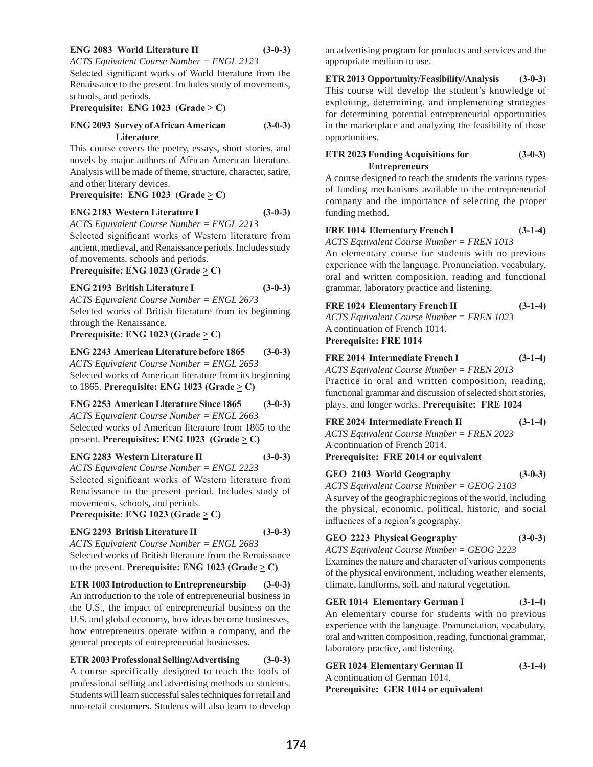**ENG 2083 World Literature II (3-0-3)**
*ACTS Equivalent Course Number = ENGL 2123*
Selected significant works of World literature from the Renaissance to the present. Includes study of movements, schools, and periods.
**Prerequisite: ENG 1023 (Grade ≥ C)**

**ENG 2093 Survey of African American Literature (3-0-3)**
This course covers the poetry, essays, short stories, and novels by major authors of African American literature. Analysis will be made of theme, structure, character, satire, and other literary devices.
**Prerequisite: ENG 1023 (Grade ≥ C)**

**ENG 2183 Western Literature I (3-0-3)**
*ACTS Equivalent Course Number = ENGL 2213*
Selected significant works of Western literature from ancient, medieval, and Renaissance periods. Includes study of movements, schools and periods.
**Prerequisite: ENG 1023 (Grade ≥ C)**

**ENG 2193 British Literature I (3-0-3)**
*ACTS Equivalent Course Number = ENGL 2673*
Selected works of British literature from its beginning through the Renaissance.
**Prerequisite: ENG 1023 (Grade ≥ C)**

**ENG 2243 American Literature before 1865 (3-0-3)**
*ACTS Equivalent Course Number = ENGL 2653*
Selected works of American literature from its beginning to 1865. **Prerequisite: ENG 1023 (Grade ≥ C)**

**ENG 2253 American Literature Since 1865 (3-0-3)**
*ACTS Equivalent Course Number = ENGL 2663*
Selected works of American literature from 1865 to the present. **Prerequisites: ENG 1023 (Grade ≥ C)**

**ENG 2283 Western Literature II (3-0-3)**
*ACTS Equivalent Course Number = ENGL 2223*
Selected significant works of Western literature from Renaissance to the present period. Includes study of movements, schools, and periods.
**Prerequisite: ENG 1023 (Grade ≥ C)**

**ENG 2293 British Literature II (3-0-3)**
*ACTS Equivalent Course Number = ENGL 2683*
Selected works of British literature from the Renaissance to the present. **Prerequisite: ENG 1023 (Grade ≥ C)**

**ETR 1003 Introduction to Entrepreneurship (3-0-3)**
An introduction to the role of entrepreneurial business in the U.S., the impact of entrepreneurial business on the U.S. and global economy, how ideas become businesses, how entrepreneurs operate within a company, and the general precepts of entrepreneurial businesses.

**ETR 2003 Professional Selling/Advertising (3-0-3)**
A course specifically designed to teach the tools of professional selling and advertising methods to students. Students will learn successful sales techniques for retail and non-retail customers. Students will also learn to develop an advertising program for products and services and the appropriate medium to use.

**ETR 2013 Opportunity/Feasibility/Analysis (3-0-3)**
This course will develop the student's knowledge of exploiting, determining, and implementing strategies for determining potential entrepreneurial opportunities in the marketplace and analyzing the feasibility of those opportunities.

**ETR 2023 Funding Acquisitions for Entrepreneurs (3-0-3)**
A course designed to teach the students the various types of funding mechanisms available to the entrepreneurial company and the importance of selecting the proper funding method.

**FRE 1014 Elementary French I (3-1-4)**
*ACTS Equivalent Course Number = FREN 1013*
An elementary course for students with no previous experience with the language. Pronunciation, vocabulary, oral and written composition, reading and functional grammar, laboratory practice and listening.

**FRE 1024 Elementary French II (3-1-4)**
*ACTS Equivalent Course Number = FREN 1023*
A continuation of French 1014.
**Prerequisite: FRE 1014**

**FRE 2014 Intermediate French I (3-1-4)**
*ACTS Equivalent Course Number = FREN 2013*
Practice in oral and written composition, reading, functional grammar and discussion of selected short stories, plays, and longer works. **Prerequisite: FRE 1024**

**FRE 2024 Intermediate French II (3-1-4)**
*ACTS Equivalent Course Number = FREN 2023*
A continuation of French 2014.
**Prerequisite: FRE 2014 or equivalent**

**GEO 2103 World Geography (3-0-3)**
*ACTS Equivalent Course Number = GEOG 2103*
A survey of the geographic regions of the world, including the physical, economic, political, historic, and social influences of a region's geography.

**GEO 2223 Physical Geography (3-0-3)**
*ACTS Equivalent Course Number = GEOG 2223*
Examines the nature and character of various components of the physical environment, including weather elements, climate, landforms, soil, and natural vegetation.

**GER 1014 Elementary German I (3-1-4)**
An elementary course for students with no previous experience with the language. Pronunciation, vocabulary, oral and written composition, reading, functional grammar, laboratory practice, and listening.

**GER 1024 Elementary German II (3-1-4)**
A continuation of German 1014.
**Prerequisite: GER 1014 or equivalent**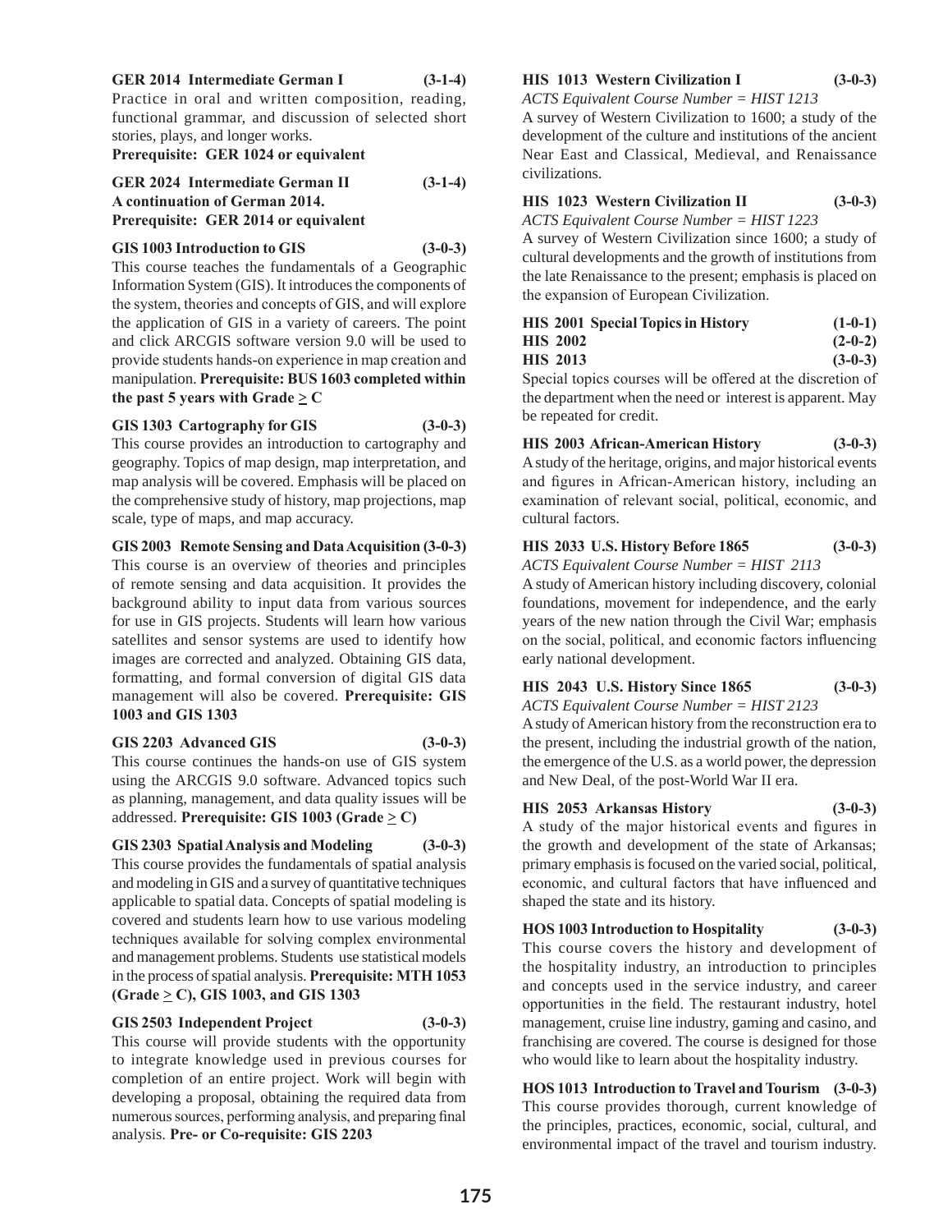**GER 2014 Intermediate German I (3-1-4)**

Practice in oral and written composition, reading, functional grammar, and discussion of selected short stories, plays, and longer works.

**Prerequisite: GER 1024 or equivalent**

**GER 2024 Intermediate German II (3-1-4)**

**A continuation of German 2014.**

**Prerequisite: GER 2014 or equivalent**

**GIS 1003 Introduction to GIS (3-0-3)**

This course teaches the fundamentals of a Geographic Information System (GIS). It introduces the components of the system, theories and concepts of GIS, and will explore the application of GIS in a variety of careers. The point and click ARCGIS software version 9.0 will be used to provide students hands-on experience in map creation and manipulation. **Prerequisite: BUS 1603 completed within the past 5 years with Grade ≥ C**

**GIS 1303 Cartography for GIS (3-0-3)**

This course provides an introduction to cartography and geography. Topics of map design, map interpretation, and map analysis will be covered. Emphasis will be placed on the comprehensive study of history, map projections, map scale, type of maps, and map accuracy.

**GIS 2003 Remote Sensing and Data Acquisition (3-0-3)**

This course is an overview of theories and principles of remote sensing and data acquisition. It provides the background ability to input data from various sources for use in GIS projects. Students will learn how various satellites and sensor systems are used to identify how images are corrected and analyzed. Obtaining GIS data, formatting, and formal conversion of digital GIS data management will also be covered. **Prerequisite: GIS 1003 and GIS 1303**

**GIS 2203 Advanced GIS (3-0-3)**

This course continues the hands-on use of GIS system using the ARCGIS 9.0 software. Advanced topics such as planning, management, and data quality issues will be addressed. **Prerequisite: GIS 1003 (Grade ≥ C)**

**GIS 2303 Spatial Analysis and Modeling (3-0-3)**

This course provides the fundamentals of spatial analysis and modeling in GIS and a survey of quantitative techniques applicable to spatial data. Concepts of spatial modeling is covered and students learn how to use various modeling techniques available for solving complex environmental and management problems. Students use statistical models in the process of spatial analysis. **Prerequisite: MTH 1053 (Grade ≥ C), GIS 1003, and GIS 1303**

**GIS 2503 Independent Project (3-0-3)**

This course will provide students with the opportunity to integrate knowledge used in previous courses for completion of an entire project. Work will begin with developing a proposal, obtaining the required data from numerous sources, performing analysis, and preparing final analysis. **Pre- or Co-requisite: GIS 2203**

**HIS 1013 Western Civilization I (3-0-3)**

*ACTS Equivalent Course Number = HIST 1213*

A survey of Western Civilization to 1600; a study of the development of the culture and institutions of the ancient Near East and Classical, Medieval, and Renaissance civilizations.

**HIS 1023 Western Civilization II (3-0-3)**

*ACTS Equivalent Course Number = HIST 1223*

A survey of Western Civilization since 1600; a study of cultural developments and the growth of institutions from the late Renaissance to the present; emphasis is placed on the expansion of European Civilization.

**HIS 2001 Special Topics in History (1-0-1)**
**HIS 2002 (2-0-2)**
**HIS 2013 (3-0-3)**

Special topics courses will be offered at the discretion of the department when the need or interest is apparent. May be repeated for credit.

**HIS 2003 African-American History (3-0-3)**

A study of the heritage, origins, and major historical events and figures in African-American history, including an examination of relevant social, political, economic, and cultural factors.

**HIS 2033 U.S. History Before 1865 (3-0-3)**

*ACTS Equivalent Course Number = HIST 2113*

A study of American history including discovery, colonial foundations, movement for independence, and the early years of the new nation through the Civil War; emphasis on the social, political, and economic factors influencing early national development.

**HIS 2043 U.S. History Since 1865 (3-0-3)**

*ACTS Equivalent Course Number = HIST 2123*

A study of American history from the reconstruction era to the present, including the industrial growth of the nation, the emergence of the U.S. as a world power, the depression and New Deal, of the post-World War II era.

**HIS 2053 Arkansas History (3-0-3)**

A study of the major historical events and figures in the growth and development of the state of Arkansas; primary emphasis is focused on the varied social, political, economic, and cultural factors that have influenced and shaped the state and its history.

**HOS 1003 Introduction to Hospitality (3-0-3)**

This course covers the history and development of the hospitality industry, an introduction to principles and concepts used in the service industry, and career opportunities in the field. The restaurant industry, hotel management, cruise line industry, gaming and casino, and franchising are covered. The course is designed for those who would like to learn about the hospitality industry.

**HOS 1013 Introduction to Travel and Tourism (3-0-3)**

This course provides thorough, current knowledge of the principles, practices, economic, social, cultural, and environmental impact of the travel and tourism industry.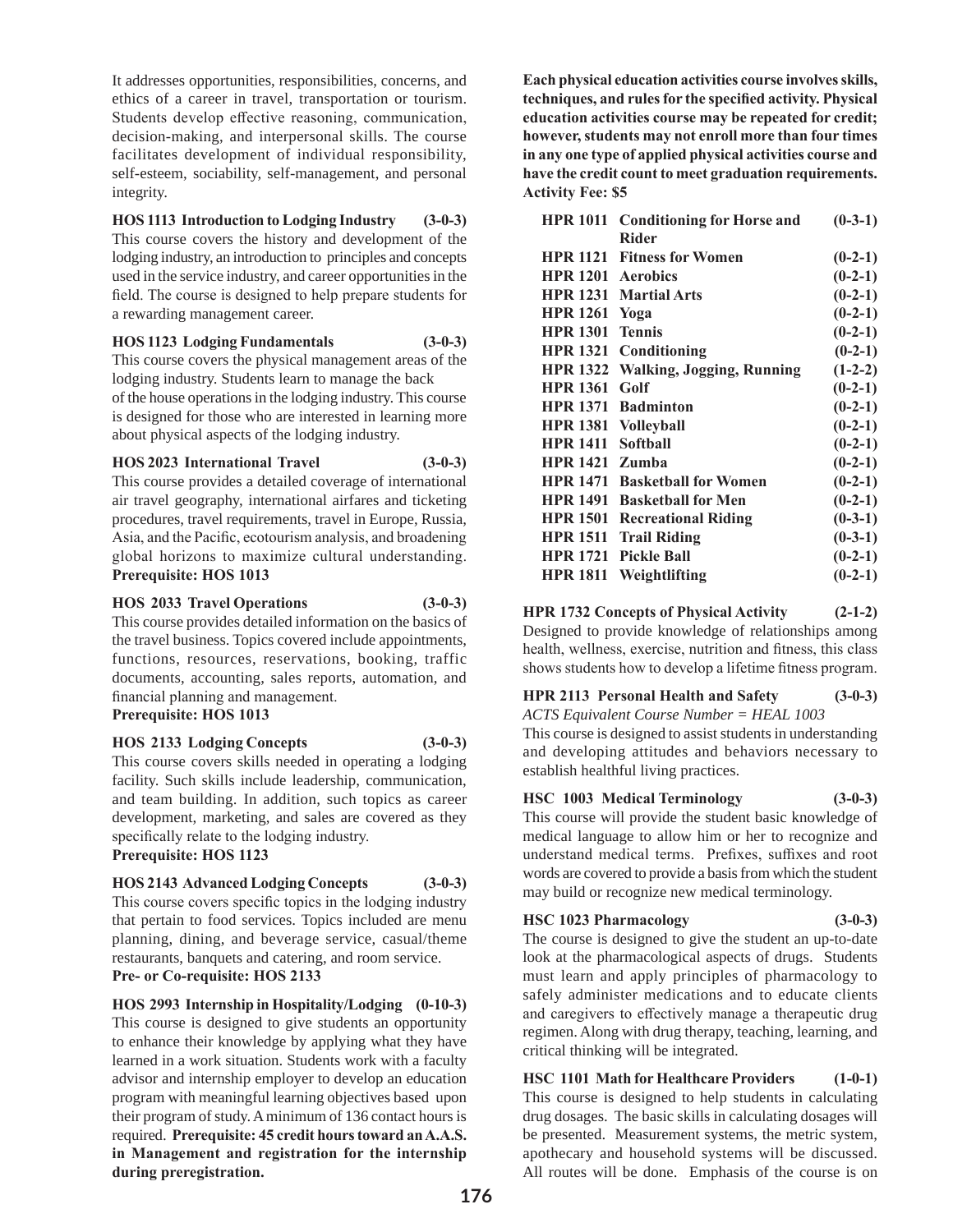It addresses opportunities, responsibilities, concerns, and ethics of a career in travel, transportation or tourism. Students develop effective reasoning, communication, decision-making, and interpersonal skills. The course facilitates development of individual responsibility, self-esteem, sociability, self-management, and personal integrity.

**HOS 1113 Introduction to Lodging Industry (3-0-3)**
This course covers the history and development of the lodging industry, an introduction to principles and concepts used in the service industry, and career opportunities in the field. The course is designed to help prepare students for a rewarding management career.

**HOS 1123 Lodging Fundamentals (3-0-3)**
This course covers the physical management areas of the lodging industry. Students learn to manage the back of the house operations in the lodging industry. This course is designed for those who are interested in learning more about physical aspects of the lodging industry.

**HOS 2023 International Travel (3-0-3)**
This course provides a detailed coverage of international air travel geography, international airfares and ticketing procedures, travel requirements, travel in Europe, Russia, Asia, and the Pacific, ecotourism analysis, and broadening global horizons to maximize cultural understanding.
**Prerequisite: HOS 1013**

**HOS 2033 Travel Operations (3-0-3)**
This course provides detailed information on the basics of the travel business. Topics covered include appointments, functions, resources, reservations, booking, traffic documents, accounting, sales reports, automation, and financial planning and management.
**Prerequisite: HOS 1013**

**HOS 2133 Lodging Concepts (3-0-3)**
This course covers skills needed in operating a lodging facility. Such skills include leadership, communication, and team building. In addition, such topics as career development, marketing, and sales are covered as they specifically relate to the lodging industry.
**Prerequisite: HOS 1123**

**HOS 2143 Advanced Lodging Concepts (3-0-3)**
This course covers specific topics in the lodging industry that pertain to food services. Topics included are menu planning, dining, and beverage service, casual/theme restaurants, banquets and catering, and room service.
**Pre- or Co-requisite: HOS 2133**

**HOS 2993 Internship in Hospitality/Lodging (0-10-3)**
This course is designed to give students an opportunity to enhance their knowledge by applying what they have learned in a work situation. Students work with a faculty advisor and internship employer to develop an education program with meaningful learning objectives based upon their program of study. A minimum of 136 contact hours is required. **Prerequisite: 45 credit hours toward an A.A.S. in Management and registration for the internship during preregistration.**

**Each physical education activities course involves skills, techniques, and rules for the specified activity. Physical education activities course may be repeated for credit; however, students may not enroll more than four times in any one type of applied physical activities course and have the credit count to meet graduation requirements. Activity Fee: $5**

| | | |
|---|---|---|
| **HPR 1011** | **Conditioning for Horse and Rider** | **(0-3-1)** |
| **HPR 1121** | **Fitness for Women** | **(0-2-1)** |
| **HPR 1201** | **Aerobics** | **(0-2-1)** |
| **HPR 1231** | **Martial Arts** | **(0-2-1)** |
| **HPR 1261** | **Yoga** | **(0-2-1)** |
| **HPR 1301** | **Tennis** | **(0-2-1)** |
| **HPR 1321** | **Conditioning** | **(0-2-1)** |
| **HPR 1322** | **Walking, Jogging, Running** | **(1-2-2)** |
| **HPR 1361** | **Golf** | **(0-2-1)** |
| **HPR 1371** | **Badminton** | **(0-2-1)** |
| **HPR 1381** | **Volleyball** | **(0-2-1)** |
| **HPR 1411** | **Softball** | **(0-2-1)** |
| **HPR 1421** | **Zumba** | **(0-2-1)** |
| **HPR 1471** | **Basketball for Women** | **(0-2-1)** |
| **HPR 1491** | **Basketball for Men** | **(0-2-1)** |
| **HPR 1501** | **Recreational Riding** | **(0-3-1)** |
| **HPR 1511** | **Trail Riding** | **(0-3-1)** |
| **HPR 1721** | **Pickle Ball** | **(0-2-1)** |
| **HPR 1811** | **Weightlifting** | **(0-2-1)** |

**HPR 1732 Concepts of Physical Activity (2-1-2)**
Designed to provide knowledge of relationships among health, wellness, exercise, nutrition and fitness, this class shows students how to develop a lifetime fitness program.

**HPR 2113 Personal Health and Safety (3-0-3)**
*ACTS Equivalent Course Number = HEAL 1003*
This course is designed to assist students in understanding and developing attitudes and behaviors necessary to establish healthful living practices.

**HSC 1003 Medical Terminology (3-0-3)**
This course will provide the student basic knowledge of medical language to allow him or her to recognize and understand medical terms. Prefixes, suffixes and root words are covered to provide a basis from which the student may build or recognize new medical terminology.

**HSC 1023 Pharmacology (3-0-3)**
The course is designed to give the student an up-to-date look at the pharmacological aspects of drugs. Students must learn and apply principles of pharmacology to safely administer medications and to educate clients and caregivers to effectively manage a therapeutic drug regimen. Along with drug therapy, teaching, learning, and critical thinking will be integrated.

**HSC 1101 Math for Healthcare Providers (1-0-1)**
This course is designed to help students in calculating drug dosages. The basic skills in calculating dosages will be presented. Measurement systems, the metric system, apothecary and household systems will be discussed. All routes will be done. Emphasis of the course is on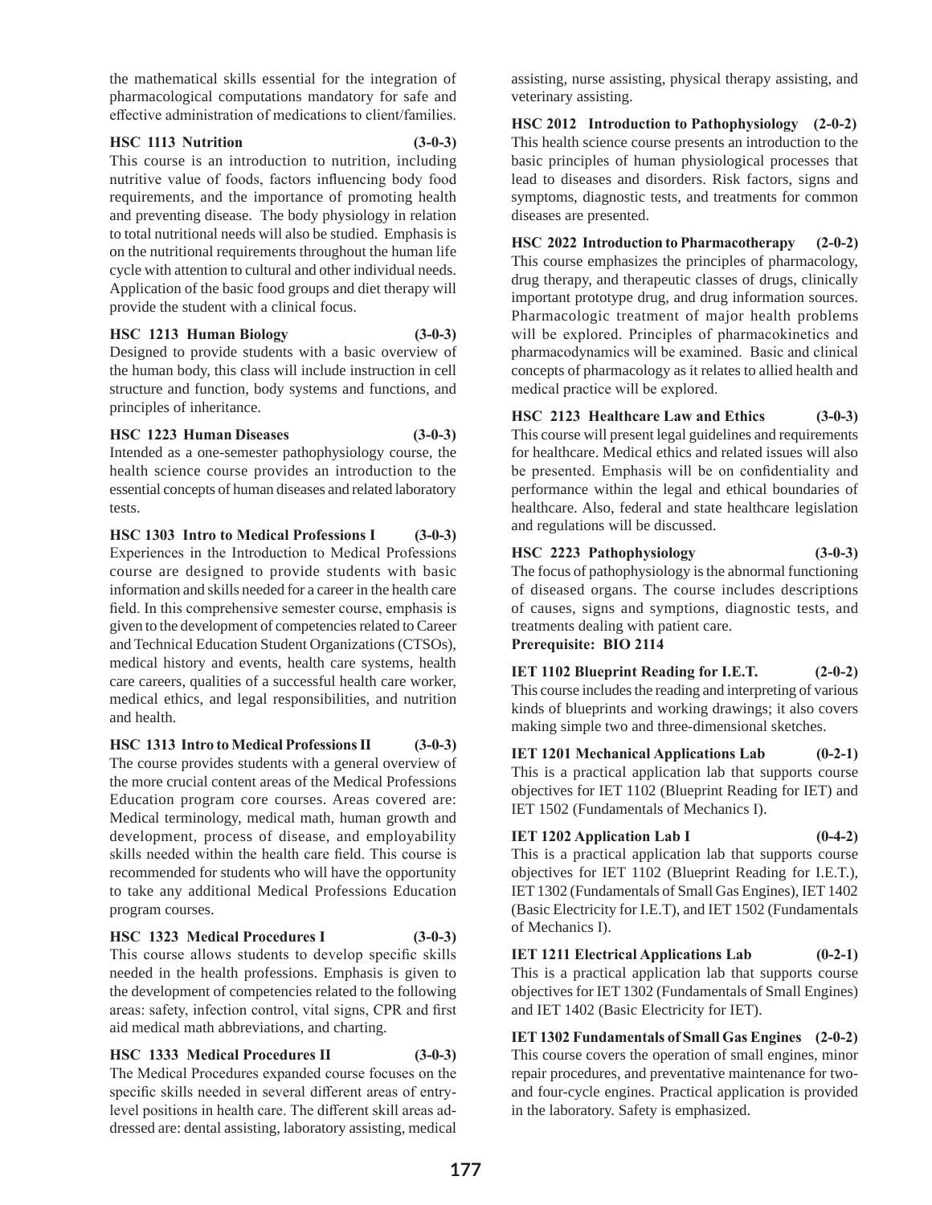the mathematical skills essential for the integration of pharmacological computations mandatory for safe and effective administration of medications to client/families.

**HSC 1113 Nutrition (3-0-3)**
This course is an introduction to nutrition, including nutritive value of foods, factors influencing body food requirements, and the importance of promoting health and preventing disease. The body physiology in relation to total nutritional needs will also be studied. Emphasis is on the nutritional requirements throughout the human life cycle with attention to cultural and other individual needs. Application of the basic food groups and diet therapy will provide the student with a clinical focus.

**HSC 1213 Human Biology (3-0-3)**
Designed to provide students with a basic overview of the human body, this class will include instruction in cell structure and function, body systems and functions, and principles of inheritance.

**HSC 1223 Human Diseases (3-0-3)**
Intended as a one-semester pathophysiology course, the health science course provides an introduction to the essential concepts of human diseases and related laboratory tests.

**HSC 1303 Intro to Medical Professions I (3-0-3)**
Experiences in the Introduction to Medical Professions course are designed to provide students with basic information and skills needed for a career in the health care field. In this comprehensive semester course, emphasis is given to the development of competencies related to Career and Technical Education Student Organizations (CTSOs), medical history and events, health care systems, health care careers, qualities of a successful health care worker, medical ethics, and legal responsibilities, and nutrition and health.

**HSC 1313 Intro to Medical Professions II (3-0-3)**
The course provides students with a general overview of the more crucial content areas of the Medical Professions Education program core courses. Areas covered are: Medical terminology, medical math, human growth and development, process of disease, and employability skills needed within the health care field. This course is recommended for students who will have the opportunity to take any additional Medical Professions Education program courses.

**HSC 1323 Medical Procedures I (3-0-3)**
This course allows students to develop specific skills needed in the health professions. Emphasis is given to the development of competencies related to the following areas: safety, infection control, vital signs, CPR and first aid medical math abbreviations, and charting.

**HSC 1333 Medical Procedures II (3-0-3)**
The Medical Procedures expanded course focuses on the specific skills needed in several different areas of entry-level positions in health care. The different skill areas addressed are: dental assisting, laboratory assisting, medical assisting, nurse assisting, physical therapy assisting, and veterinary assisting.

**HSC 2012 Introduction to Pathophysiology (2-0-2)**
This health science course presents an introduction to the basic principles of human physiological processes that lead to diseases and disorders. Risk factors, signs and symptoms, diagnostic tests, and treatments for common diseases are presented.

**HSC 2022 Introduction to Pharmacotherapy (2-0-2)**
This course emphasizes the principles of pharmacology, drug therapy, and therapeutic classes of drugs, clinically important prototype drug, and drug information sources. Pharmacologic treatment of major health problems will be explored. Principles of pharmacokinetics and pharmacodynamics will be examined. Basic and clinical concepts of pharmacology as it relates to allied health and medical practice will be explored.

**HSC 2123 Healthcare Law and Ethics (3-0-3)**
This course will present legal guidelines and requirements for healthcare. Medical ethics and related issues will also be presented. Emphasis will be on confidentiality and performance within the legal and ethical boundaries of healthcare. Also, federal and state healthcare legislation and regulations will be discussed.

**HSC 2223 Pathophysiology (3-0-3)**
The focus of pathophysiology is the abnormal functioning of diseased organs. The course includes descriptions of causes, signs and symptions, diagnostic tests, and treatments dealing with patient care.
**Prerequisite: BIO 2114**

**IET 1102 Blueprint Reading for I.E.T. (2-0-2)**
This course includes the reading and interpreting of various kinds of blueprints and working drawings; it also covers making simple two and three-dimensional sketches.

**IET 1201 Mechanical Applications Lab (0-2-1)**
This is a practical application lab that supports course objectives for IET 1102 (Blueprint Reading for IET) and IET 1502 (Fundamentals of Mechanics I).

**IET 1202 Application Lab I (0-4-2)**
This is a practical application lab that supports course objectives for IET 1102 (Blueprint Reading for I.E.T.), IET 1302 (Fundamentals of Small Gas Engines), IET 1402 (Basic Electricity for I.E.T), and IET 1502 (Fundamentals of Mechanics I).

**IET 1211 Electrical Applications Lab (0-2-1)**
This is a practical application lab that supports course objectives for IET 1302 (Fundamentals of Small Engines) and IET 1402 (Basic Electricity for IET).

**IET 1302 Fundamentals of Small Gas Engines (2-0-2)**
This course covers the operation of small engines, minor repair procedures, and preventative maintenance for two- and four-cycle engines. Practical application is provided in the laboratory. Safety is emphasized.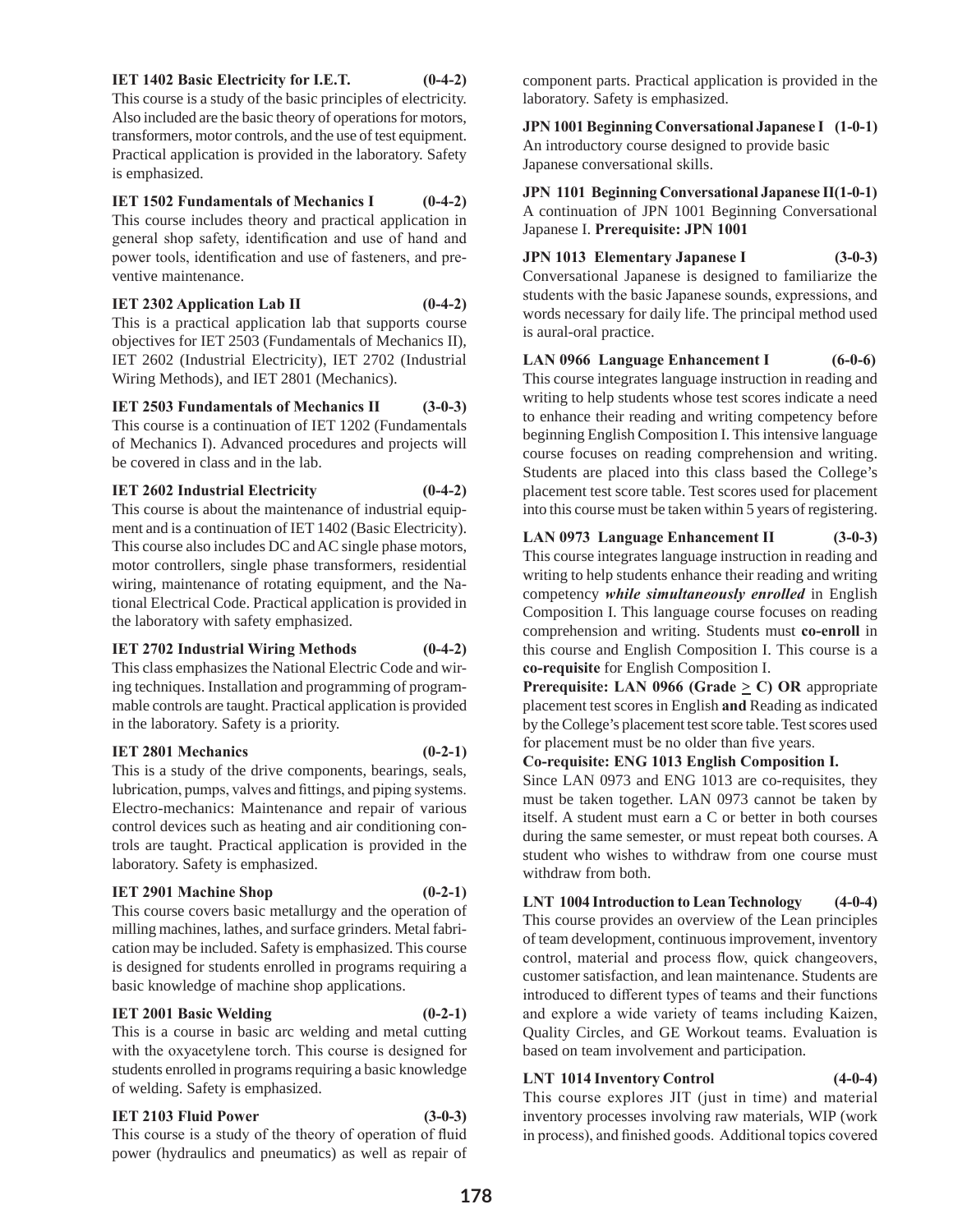**IET 1402 Basic Electricity for I.E.T. (0-4-2)**
This course is a study of the basic principles of electricity. Also included are the basic theory of operations for motors, transformers, motor controls, and the use of test equipment. Practical application is provided in the laboratory. Safety is emphasized.

**IET 1502 Fundamentals of Mechanics I (0-4-2)**
This course includes theory and practical application in general shop safety, identification and use of hand and power tools, identification and use of fasteners, and preventive maintenance.

**IET 2302 Application Lab II (0-4-2)**
This is a practical application lab that supports course objectives for IET 2503 (Fundamentals of Mechanics II), IET 2602 (Industrial Electricity), IET 2702 (Industrial Wiring Methods), and IET 2801 (Mechanics).

**IET 2503 Fundamentals of Mechanics II (3-0-3)**
This course is a continuation of IET 1202 (Fundamentals of Mechanics I). Advanced procedures and projects will be covered in class and in the lab.

**IET 2602 Industrial Electricity (0-4-2)**
This course is about the maintenance of industrial equipment and is a continuation of IET 1402 (Basic Electricity). This course also includes DC and AC single phase motors, motor controllers, single phase transformers, residential wiring, maintenance of rotating equipment, and the National Electrical Code. Practical application is provided in the laboratory with safety emphasized.

**IET 2702 Industrial Wiring Methods (0-4-2)**
This class emphasizes the National Electric Code and wiring techniques. Installation and programming of programmable controls are taught. Practical application is provided in the laboratory. Safety is a priority.

**IET 2801 Mechanics (0-2-1)**
This is a study of the drive components, bearings, seals, lubrication, pumps, valves and fittings, and piping systems. Electro-mechanics: Maintenance and repair of various control devices such as heating and air conditioning controls are taught. Practical application is provided in the laboratory. Safety is emphasized.

**IET 2901 Machine Shop (0-2-1)**
This course covers basic metallurgy and the operation of milling machines, lathes, and surface grinders. Metal fabrication may be included. Safety is emphasized. This course is designed for students enrolled in programs requiring a basic knowledge of machine shop applications.

**IET 2001 Basic Welding (0-2-1)**
This is a course in basic arc welding and metal cutting with the oxyacetylene torch. This course is designed for students enrolled in programs requiring a basic knowledge of welding. Safety is emphasized.

**IET 2103 Fluid Power (3-0-3)**
This course is a study of the theory of operation of fluid power (hydraulics and pneumatics) as well as repair of component parts. Practical application is provided in the laboratory. Safety is emphasized.

**JPN 1001 Beginning Conversational Japanese I (1-0-1)**
An introductory course designed to provide basic Japanese conversational skills.

**JPN 1101 Beginning Conversational Japanese II (1-0-1)**
A continuation of JPN 1001 Beginning Conversational Japanese I. **Prerequisite: JPN 1001**

**JPN 1013 Elementary Japanese I (3-0-3)**
Conversational Japanese is designed to familiarize the students with the basic Japanese sounds, expressions, and words necessary for daily life. The principal method used is aural-oral practice.

**LAN 0966 Language Enhancement I (6-0-6)**
This course integrates language instruction in reading and writing to help students whose test scores indicate a need to enhance their reading and writing competency before beginning English Composition I. This intensive language course focuses on reading comprehension and writing. Students are placed into this class based the College's placement test score table. Test scores used for placement into this course must be taken within 5 years of registering.

**LAN 0973 Language Enhancement II (3-0-3)**
This course integrates language instruction in reading and writing to help students enhance their reading and writing competency ***while simultaneously enrolled*** in English Composition I. This language course focuses on reading comprehension and writing. Students must **co-enroll** in this course and English Composition I. This course is a **co-requisite** for English Composition I.
**Prerequisite: LAN 0966 (Grade ≥ C) OR** appropriate placement test scores in English **and** Reading as indicated by the College's placement test score table. Test scores used for placement must be no older than five years.
**Co-requisite: ENG 1013 English Composition I.**
Since LAN 0973 and ENG 1013 are co-requisites, they must be taken together. LAN 0973 cannot be taken by itself. A student must earn a C or better in both courses during the same semester, or must repeat both courses. A student who wishes to withdraw from one course must withdraw from both.

**LNT 1004 Introduction to Lean Technology (4-0-4)**
This course provides an overview of the Lean principles of team development, continuous improvement, inventory control, material and process flow, quick changeovers, customer satisfaction, and lean maintenance. Students are introduced to different types of teams and their functions and explore a wide variety of teams including Kaizen, Quality Circles, and GE Workout teams. Evaluation is based on team involvement and participation.

**LNT 1014 Inventory Control (4-0-4)**
This course explores JIT (just in time) and material inventory processes involving raw materials, WIP (work in process), and finished goods. Additional topics covered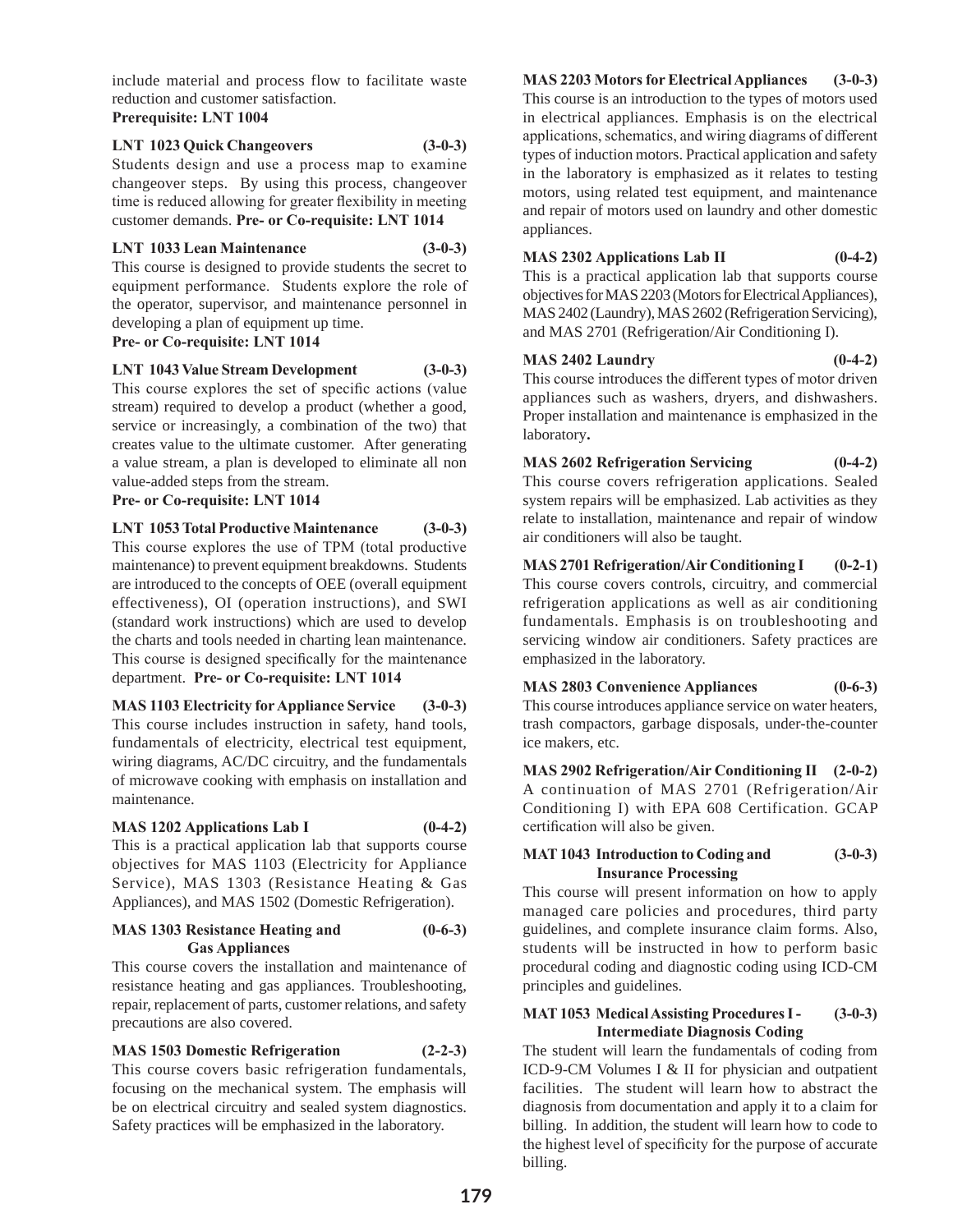include material and process flow to facilitate waste reduction and customer satisfaction.
**Prerequisite: LNT 1004**

**LNT 1023 Quick Changeovers (3-0-3)**
Students design and use a process map to examine changeover steps. By using this process, changeover time is reduced allowing for greater flexibility in meeting customer demands. **Pre- or Co-requisite: LNT 1014**

**LNT 1033 Lean Maintenance (3-0-3)**
This course is designed to provide students the secret to equipment performance. Students explore the role of the operator, supervisor, and maintenance personnel in developing a plan of equipment up time.
**Pre- or Co-requisite: LNT 1014**

**LNT 1043 Value Stream Development (3-0-3)**
This course explores the set of specific actions (value stream) required to develop a product (whether a good, service or increasingly, a combination of the two) that creates value to the ultimate customer. After generating a value stream, a plan is developed to eliminate all non value-added steps from the stream.
**Pre- or Co-requisite: LNT 1014**

**LNT 1053 Total Productive Maintenance (3-0-3)**
This course explores the use of TPM (total productive maintenance) to prevent equipment breakdowns. Students are introduced to the concepts of OEE (overall equipment effectiveness), OI (operation instructions), and SWI (standard work instructions) which are used to develop the charts and tools needed in charting lean maintenance. This course is designed specifically for the maintenance department. **Pre- or Co-requisite: LNT 1014**

**MAS 1103 Electricity for Appliance Service (3-0-3)**
This course includes instruction in safety, hand tools, fundamentals of electricity, electrical test equipment, wiring diagrams, AC/DC circuitry, and the fundamentals of microwave cooking with emphasis on installation and maintenance.

**MAS 1202 Applications Lab I (0-4-2)**
This is a practical application lab that supports course objectives for MAS 1103 (Electricity for Appliance Service), MAS 1303 (Resistance Heating & Gas Appliances), and MAS 1502 (Domestic Refrigeration).

**MAS 1303 Resistance Heating and Gas Appliances (0-6-3)**
This course covers the installation and maintenance of resistance heating and gas appliances. Troubleshooting, repair, replacement of parts, customer relations, and safety precautions are also covered.

**MAS 1503 Domestic Refrigeration (2-2-3)**
This course covers basic refrigeration fundamentals, focusing on the mechanical system. The emphasis will be on electrical circuitry and sealed system diagnostics. Safety practices will be emphasized in the laboratory.

**MAS 2203 Motors for Electrical Appliances (3-0-3)**
This course is an introduction to the types of motors used in electrical appliances. Emphasis is on the electrical applications, schematics, and wiring diagrams of different types of induction motors. Practical application and safety in the laboratory is emphasized as it relates to testing motors, using related test equipment, and maintenance and repair of motors used on laundry and other domestic appliances.

**MAS 2302 Applications Lab II (0-4-2)**
This is a practical application lab that supports course objectives for MAS 2203 (Motors for Electrical Appliances), MAS 2402 (Laundry), MAS 2602 (Refrigeration Servicing), and MAS 2701 (Refrigeration/Air Conditioning I).

**MAS 2402 Laundry (0-4-2)**
This course introduces the different types of motor driven appliances such as washers, dryers, and dishwashers. Proper installation and maintenance is emphasized in the laboratory.

**MAS 2602 Refrigeration Servicing (0-4-2)**
This course covers refrigeration applications. Sealed system repairs will be emphasized. Lab activities as they relate to installation, maintenance and repair of window air conditioners will also be taught.

**MAS 2701 Refrigeration/Air Conditioning I (0-2-1)**
This course covers controls, circuitry, and commercial refrigeration applications as well as air conditioning fundamentals. Emphasis is on troubleshooting and servicing window air conditioners. Safety practices are emphasized in the laboratory.

**MAS 2803 Convenience Appliances (0-6-3)**
This course introduces appliance service on water heaters, trash compactors, garbage disposals, under-the-counter ice makers, etc.

**MAS 2902 Refrigeration/Air Conditioning II (2-0-2)**
A continuation of MAS 2701 (Refrigeration/Air Conditioning I) with EPA 608 Certification. GCAP certification will also be given.

**MAT 1043 Introduction to Coding and Insurance Processing (3-0-3)**
This course will present information on how to apply managed care policies and procedures, third party guidelines, and complete insurance claim forms. Also, students will be instructed in how to perform basic procedural coding and diagnostic coding using ICD-CM principles and guidelines.

**MAT 1053 Medical Assisting Procedures I - Intermediate Diagnosis Coding (3-0-3)**
The student will learn the fundamentals of coding from ICD-9-CM Volumes I & II for physician and outpatient facilities. The student will learn how to abstract the diagnosis from documentation and apply it to a claim for billing. In addition, the student will learn how to code to the highest level of specificity for the purpose of accurate billing.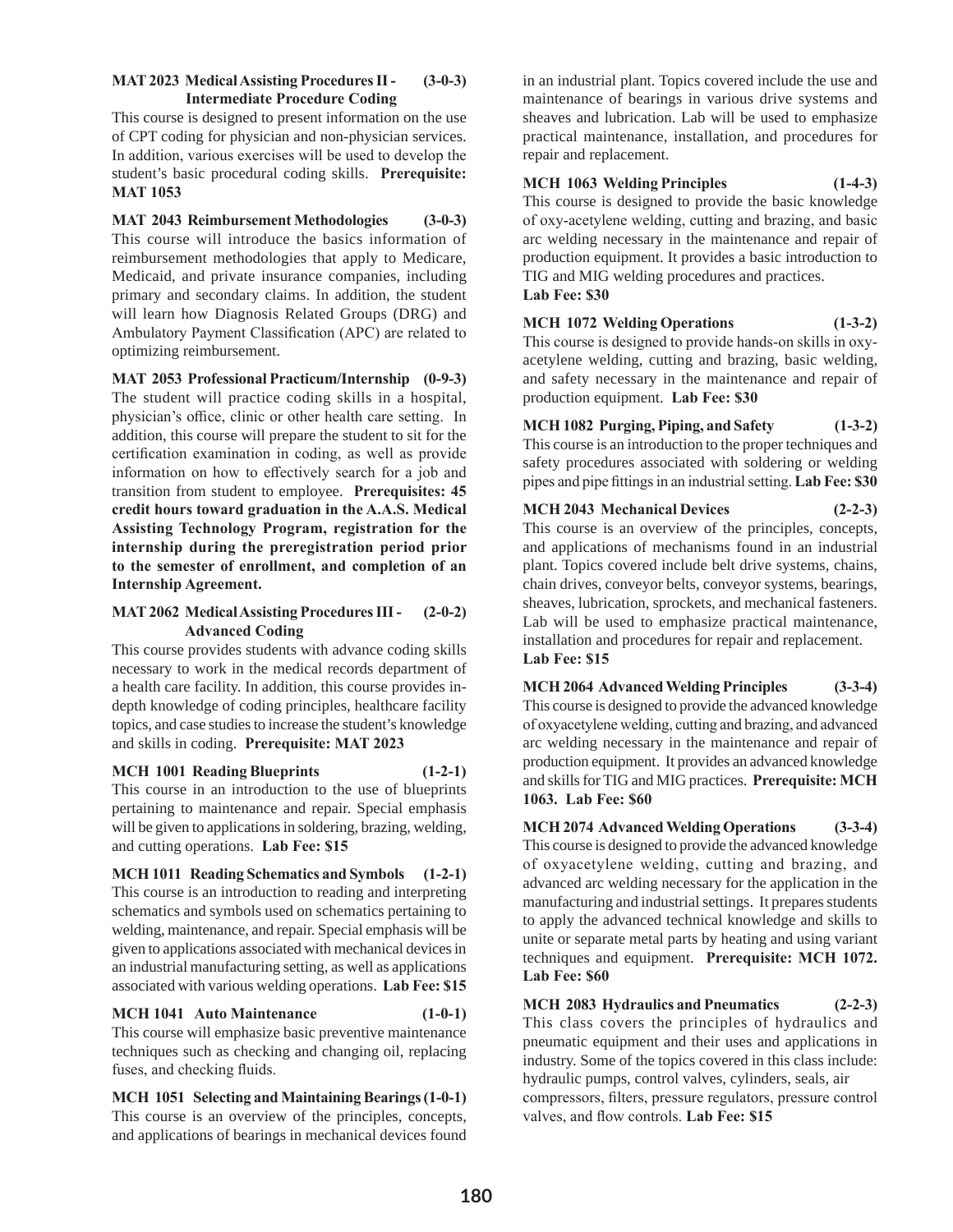**MAT 2023 Medical Assisting Procedures II - Intermediate Procedure Coding (3-0-3)**
This course is designed to present information on the use of CPT coding for physician and non-physician services. In addition, various exercises will be used to develop the student's basic procedural coding skills. **Prerequisite: MAT 1053**

**MAT 2043 Reimbursement Methodologies (3-0-3)**
This course will introduce the basics information of reimbursement methodologies that apply to Medicare, Medicaid, and private insurance companies, including primary and secondary claims. In addition, the student will learn how Diagnosis Related Groups (DRG) and Ambulatory Payment Classification (APC) are related to optimizing reimbursement.

**MAT 2053 Professional Practicum/Internship (0-9-3)**
The student will practice coding skills in a hospital, physician's office, clinic or other health care setting. In addition, this course will prepare the student to sit for the certification examination in coding, as well as provide information on how to effectively search for a job and transition from student to employee. **Prerequisites: 45 credit hours toward graduation in the A.A.S. Medical Assisting Technology Program, registration for the internship during the preregistration period prior to the semester of enrollment, and completion of an Internship Agreement.**

**MAT 2062 Medical Assisting Procedures III - Advanced Coding (2-0-2)**
This course provides students with advance coding skills necessary to work in the medical records department of a health care facility. In addition, this course provides in-depth knowledge of coding principles, healthcare facility topics, and case studies to increase the student's knowledge and skills in coding. **Prerequisite: MAT 2023**

**MCH 1001 Reading Blueprints (1-2-1)**
This course in an introduction to the use of blueprints pertaining to maintenance and repair. Special emphasis will be given to applications in soldering, brazing, welding, and cutting operations. **Lab Fee: $15**

**MCH 1011 Reading Schematics and Symbols (1-2-1)**
This course is an introduction to reading and interpreting schematics and symbols used on schematics pertaining to welding, maintenance, and repair. Special emphasis will be given to applications associated with mechanical devices in an industrial manufacturing setting, as well as applications associated with various welding operations. **Lab Fee: $15**

**MCH 1041 Auto Maintenance (1-0-1)**
This course will emphasize basic preventive maintenance techniques such as checking and changing oil, replacing fuses, and checking fluids.

**MCH 1051 Selecting and Maintaining Bearings (1-0-1)**
This course is an overview of the principles, concepts, and applications of bearings in mechanical devices found in an industrial plant. Topics covered include the use and maintenance of bearings in various drive systems and sheaves and lubrication. Lab will be used to emphasize practical maintenance, installation, and procedures for repair and replacement.

**MCH 1063 Welding Principles (1-4-3)**
This course is designed to provide the basic knowledge of oxy-acetylene welding, cutting and brazing, and basic arc welding necessary in the maintenance and repair of production equipment. It provides a basic introduction to TIG and MIG welding procedures and practices.
**Lab Fee: $30**

**MCH 1072 Welding Operations (1-3-2)**
This course is designed to provide hands-on skills in oxy-acetylene welding, cutting and brazing, basic welding, and safety necessary in the maintenance and repair of production equipment. **Lab Fee: $30**

**MCH 1082 Purging, Piping, and Safety (1-3-2)**
This course is an introduction to the proper techniques and safety procedures associated with soldering or welding pipes and pipe fittings in an industrial setting. **Lab Fee: $30**

**MCH 2043 Mechanical Devices (2-2-3)**
This course is an overview of the principles, concepts, and applications of mechanisms found in an industrial plant. Topics covered include belt drive systems, chains, chain drives, conveyor belts, conveyor systems, bearings, sheaves, lubrication, sprockets, and mechanical fasteners. Lab will be used to emphasize practical maintenance, installation and procedures for repair and replacement.
**Lab Fee: $15**

**MCH 2064 Advanced Welding Principles (3-3-4)**
This course is designed to provide the advanced knowledge of oxyacetylene welding, cutting and brazing, and advanced arc welding necessary in the maintenance and repair of production equipment. It provides an advanced knowledge and skills for TIG and MIG practices. **Prerequisite: MCH 1063. Lab Fee: $60**

**MCH 2074 Advanced Welding Operations (3-3-4)**
This course is designed to provide the advanced knowledge of oxyacetylene welding, cutting and brazing, and advanced arc welding necessary for the application in the manufacturing and industrial settings. It prepares students to apply the advanced technical knowledge and skills to unite or separate metal parts by heating and using variant techniques and equipment. **Prerequisite: MCH 1072. Lab Fee: $60**

**MCH 2083 Hydraulics and Pneumatics (2-2-3)**
This class covers the principles of hydraulics and pneumatic equipment and their uses and applications in industry. Some of the topics covered in this class include: hydraulic pumps, control valves, cylinders, seals, air compressors, filters, pressure regulators, pressure control valves, and flow controls. **Lab Fee: $15**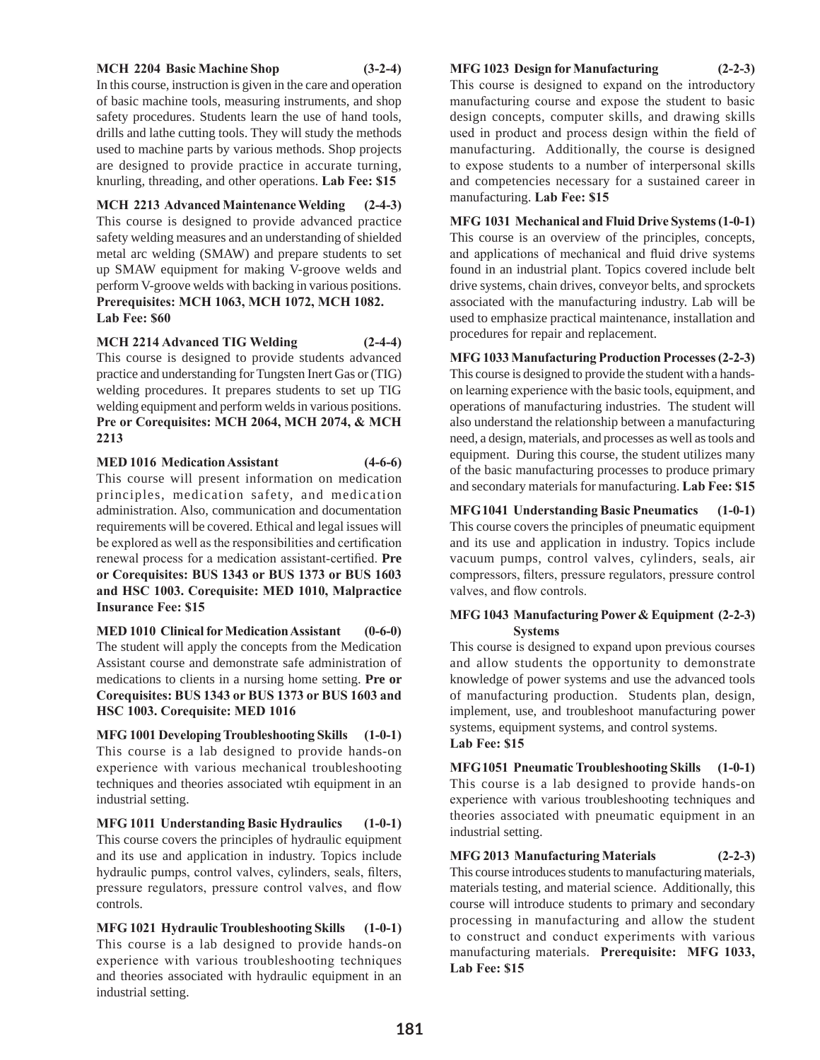**MCH 2204 Basic Machine Shop (3-2-4)**
In this course, instruction is given in the care and operation of basic machine tools, measuring instruments, and shop safety procedures. Students learn the use of hand tools, drills and lathe cutting tools. They will study the methods used to machine parts by various methods. Shop projects are designed to provide practice in accurate turning, knurling, threading, and other operations. **Lab Fee: $15**

**MCH 2213 Advanced Maintenance Welding (2-4-3)**
This course is designed to provide advanced practice safety welding measures and an understanding of shielded metal arc welding (SMAW) and prepare students to set up SMAW equipment for making V-groove welds and perform V-groove welds with backing in various positions. **Prerequisites: MCH 1063, MCH 1072, MCH 1082. Lab Fee: $60**

**MCH 2214 Advanced TIG Welding (2-4-4)**
This course is designed to provide students advanced practice and understanding for Tungsten Inert Gas or (TIG) welding procedures. It prepares students to set up TIG welding equipment and perform welds in various positions. **Pre or Corequisites: MCH 2064, MCH 2074, & MCH 2213**

**MED 1016 Medication Assistant (4-6-6)**
This course will present information on medication principles, medication safety, and medication administration. Also, communication and documentation requirements will be covered. Ethical and legal issues will be explored as well as the responsibilities and certification renewal process for a medication assistant-certified. **Pre or Corequisites: BUS 1343 or BUS 1373 or BUS 1603 and HSC 1003. Corequisite: MED 1010, Malpractice Insurance Fee: $15**

**MED 1010 Clinical for Medication Assistant (0-6-0)**
The student will apply the concepts from the Medication Assistant course and demonstrate safe administration of medications to clients in a nursing home setting. **Pre or Corequisites: BUS 1343 or BUS 1373 or BUS 1603 and HSC 1003. Corequisite: MED 1016**

**MFG 1001 Developing Troubleshooting Skills (1-0-1)**
This course is a lab designed to provide hands-on experience with various mechanical troubleshooting techniques and theories associated wtih equipment in an industrial setting.

**MFG 1011 Understanding Basic Hydraulics (1-0-1)**
This course covers the principles of hydraulic equipment and its use and application in industry. Topics include hydraulic pumps, control valves, cylinders, seals, filters, pressure regulators, pressure control valves, and flow controls.

**MFG 1021 Hydraulic Troubleshooting Skills (1-0-1)**
This course is a lab designed to provide hands-on experience with various troubleshooting techniques and theories associated with hydraulic equipment in an industrial setting.

**MFG 1023 Design for Manufacturing (2-2-3)**
This course is designed to expand on the introductory manufacturing course and expose the student to basic design concepts, computer skills, and drawing skills used in product and process design within the field of manufacturing. Additionally, the course is designed to expose students to a number of interpersonal skills and competencies necessary for a sustained career in manufacturing. **Lab Fee: $15**

**MFG 1031 Mechanical and Fluid Drive Systems (1-0-1)**
This course is an overview of the principles, concepts, and applications of mechanical and fluid drive systems found in an industrial plant. Topics covered include belt drive systems, chain drives, conveyor belts, and sprockets associated with the manufacturing industry. Lab will be used to emphasize practical maintenance, installation and procedures for repair and replacement.

**MFG 1033 Manufacturing Production Processes (2-2-3)**
This course is designed to provide the student with a hands-on learning experience with the basic tools, equipment, and operations of manufacturing industries. The student will also understand the relationship between a manufacturing need, a design, materials, and processes as well as tools and equipment. During this course, the student utilizes many of the basic manufacturing processes to produce primary and secondary materials for manufacturing. **Lab Fee: $15**

**MFG 1041 Understanding Basic Pneumatics (1-0-1)**
This course covers the principles of pneumatic equipment and its use and application in industry. Topics include vacuum pumps, control valves, cylinders, seals, air compressors, filters, pressure regulators, pressure control valves, and flow controls.

**MFG 1043 Manufacturing Power & Equipment Systems (2-2-3)**
This course is designed to expand upon previous courses and allow students the opportunity to demonstrate knowledge of power systems and use the advanced tools of manufacturing production. Students plan, design, implement, use, and troubleshoot manufacturing power systems, equipment systems, and control systems.
**Lab Fee: $15**

**MFG 1051 Pneumatic Troubleshooting Skills (1-0-1)**
This course is a lab designed to provide hands-on experience with various troubleshooting techniques and theories associated with pneumatic equipment in an industrial setting.

**MFG 2013 Manufacturing Materials (2-2-3)**
This course introduces students to manufacturing materials, materials testing, and material science. Additionally, this course will introduce students to primary and secondary processing in manufacturing and allow the student to construct and conduct experiments with various manufacturing materials. **Prerequisite: MFG 1033, Lab Fee: $15**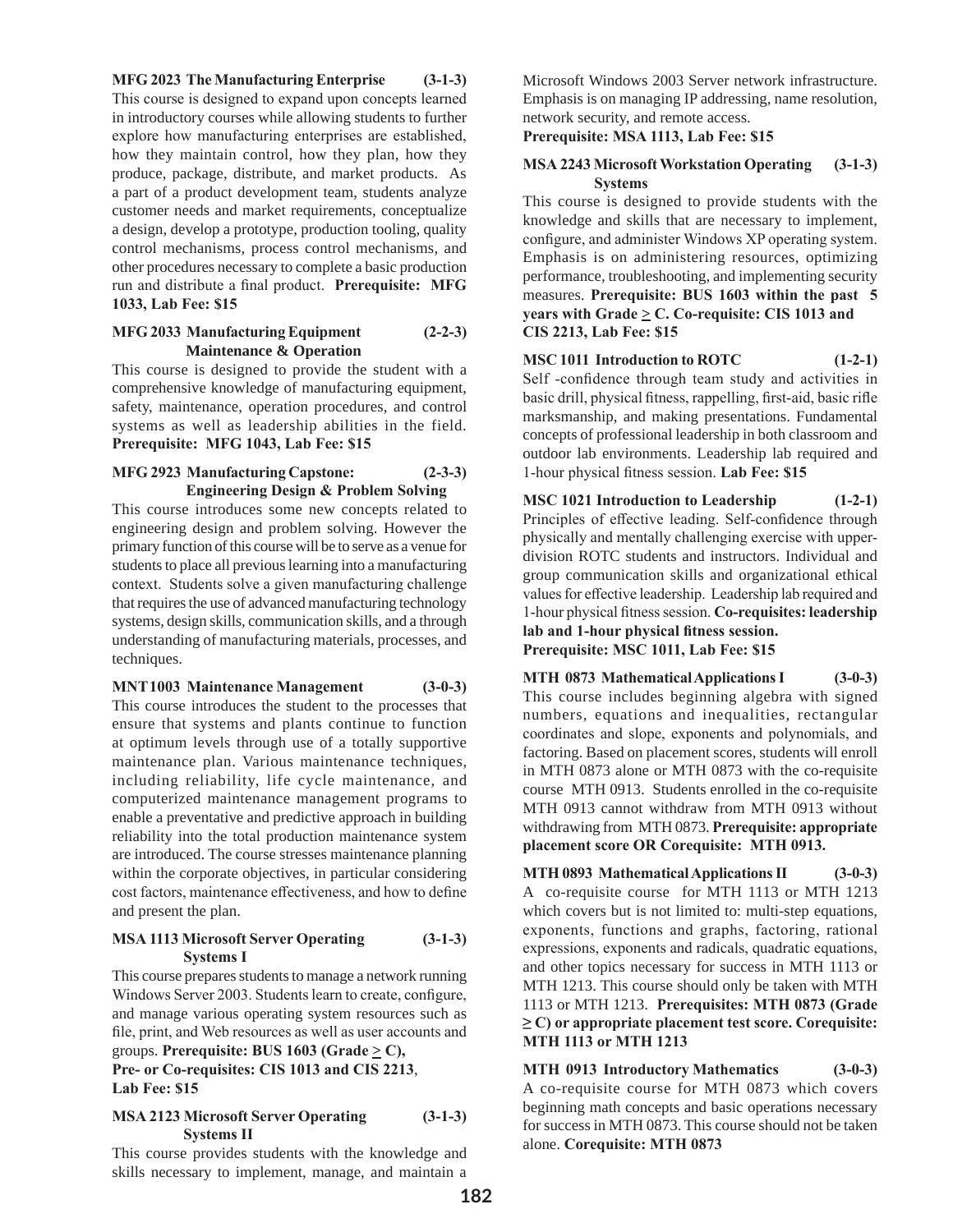**MFG 2023 The Manufacturing Enterprise (3-1-3)**
This course is designed to expand upon concepts learned in introductory courses while allowing students to further explore how manufacturing enterprises are established, how they maintain control, how they plan, how they produce, package, distribute, and market products. As a part of a product development team, students analyze customer needs and market requirements, conceptualize a design, develop a prototype, production tooling, quality control mechanisms, process control mechanisms, and other procedures necessary to complete a basic production run and distribute a final product. **Prerequisite: MFG 1033, Lab Fee: $15**

**MFG 2033 Manufacturing Equipment Maintenance & Operation (2-2-3)**
This course is designed to provide the student with a comprehensive knowledge of manufacturing equipment, safety, maintenance, operation procedures, and control systems as well as leadership abilities in the field. **Prerequisite: MFG 1043, Lab Fee: $15**

**MFG 2923 Manufacturing Capstone: Engineering Design & Problem Solving (2-3-3)**
This course introduces some new concepts related to engineering design and problem solving. However the primary function of this course will be to serve as a venue for students to place all previous learning into a manufacturing context. Students solve a given manufacturing challenge that requires the use of advanced manufacturing technology systems, design skills, communication skills, and a through understanding of manufacturing materials, processes, and techniques.

**MNT 1003 Maintenance Management (3-0-3)**
This course introduces the student to the processes that ensure that systems and plants continue to function at optimum levels through use of a totally supportive maintenance plan. Various maintenance techniques, including reliability, life cycle maintenance, and computerized maintenance management programs to enable a preventative and predictive approach in building reliability into the total production maintenance system are introduced. The course stresses maintenance planning within the corporate objectives, in particular considering cost factors, maintenance effectiveness, and how to define and present the plan.

**MSA 1113 Microsoft Server Operating Systems I (3-1-3)**
This course prepares students to manage a network running Windows Server 2003. Students learn to create, configure, and manage various operating system resources such as file, print, and Web resources as well as user accounts and groups. **Prerequisite: BUS 1603 (Grade ≥ C), Pre- or Co-requisites: CIS 1013 and CIS 2213**, **Lab Fee: $15**

**MSA 2123 Microsoft Server Operating Systems II (3-1-3)**
This course provides students with the knowledge and skills necessary to implement, manage, and maintain a Microsoft Windows 2003 Server network infrastructure. Emphasis is on managing IP addressing, name resolution, network security, and remote access.
**Prerequisite: MSA 1113, Lab Fee: $15**

**MSA 2243 Microsoft Workstation Operating Systems (3-1-3)**
This course is designed to provide students with the knowledge and skills that are necessary to implement, configure, and administer Windows XP operating system. Emphasis is on administering resources, optimizing performance, troubleshooting, and implementing security measures. **Prerequisite: BUS 1603 within the past 5 years with Grade ≥ C. Co-requisite: CIS 1013 and CIS 2213, Lab Fee: $15**

**MSC 1011 Introduction to ROTC (1-2-1)**
Self -confidence through team study and activities in basic drill, physical fitness, rappelling, first-aid, basic rifle marksmanship, and making presentations. Fundamental concepts of professional leadership in both classroom and outdoor lab environments. Leadership lab required and 1-hour physical fitness session. **Lab Fee: $15**

**MSC 1021 Introduction to Leadership (1-2-1)**
Principles of effective leading. Self-confidence through physically and mentally challenging exercise with upper-division ROTC students and instructors. Individual and group communication skills and organizational ethical values for effective leadership. Leadership lab required and 1-hour physical fitness session. **Co-requisites: leadership lab and 1-hour physical fitness session.**
**Prerequisite: MSC 1011, Lab Fee: $15**

**MTH 0873 Mathematical Applications I (3-0-3)**
This course includes beginning algebra with signed numbers, equations and inequalities, rectangular coordinates and slope, exponents and polynomials, and factoring. Based on placement scores, students will enroll in MTH 0873 alone or MTH 0873 with the co-requisite course MTH 0913. Students enrolled in the co-requisite MTH 0913 cannot withdraw from MTH 0913 without withdrawing from MTH 0873. **Prerequisite: appropriate placement score OR Corequisite: MTH 0913.**

**MTH 0893 Mathematical Applications II (3-0-3)**
A co-requisite course for MTH 1113 or MTH 1213 which covers but is not limited to: multi-step equations, exponents, functions and graphs, factoring, rational expressions, exponents and radicals, quadratic equations, and other topics necessary for success in MTH 1113 or MTH 1213. This course should only be taken with MTH 1113 or MTH 1213. **Prerequisites: MTH 0873 (Grade ≥ C) or appropriate placement test score. Corequisite: MTH 1113 or MTH 1213**

**MTH 0913 Introductory Mathematics (3-0-3)**
A co-requisite course for MTH 0873 which covers beginning math concepts and basic operations necessary for success in MTH 0873. This course should not be taken alone. **Corequisite: MTH 0873**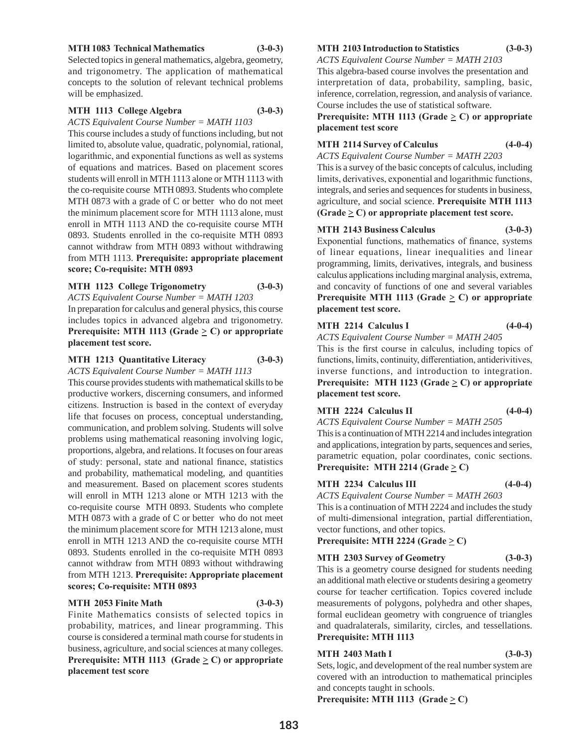**MTH 1083 Technical Mathematics (3-0-3)**

Selected topics in general mathematics, algebra, geometry, and trigonometry. The application of mathematical concepts to the solution of relevant technical problems will be emphasized.

**MTH 1113 College Algebra (3-0-3)**

*ACTS Equivalent Course Number = MATH 1103*

This course includes a study of functions including, but not limited to, absolute value, quadratic, polynomial, rational, logarithmic, and exponential functions as well as systems of equations and matrices. Based on placement scores students will enroll in MTH 1113 alone or MTH 1113 with the co-requisite course MTH 0893. Students who complete MTH 0873 with a grade of C or better who do not meet the minimum placement score for MTH 1113 alone, must enroll in MTH 1113 AND the co-requisite course MTH 0893. Students enrolled in the co-requisite MTH 0893 cannot withdraw from MTH 0893 without withdrawing from MTH 1113. **Prerequisite: appropriate placement score; Co-requisite: MTH 0893**

**MTH 1123 College Trigonometry (3-0-3)**

*ACTS Equivalent Course Number = MATH 1203*

In preparation for calculus and general physics, this course includes topics in advanced algebra and trigonometry. **Prerequisite: MTH 1113 (Grade ≥ C) or appropriate placement test score.**

**MTH 1213 Quantitative Literacy (3-0-3)**

*ACTS Equivalent Course Number = MATH 1113*

This course provides students with mathematical skills to be productive workers, discerning consumers, and informed citizens. Instruction is based in the context of everyday life that focuses on process, conceptual understanding, communication, and problem solving. Students will solve problems using mathematical reasoning involving logic, proportions, algebra, and relations. It focuses on four areas of study: personal, state and national finance, statistics and probability, mathematical modeling, and quantities and measurement. Based on placement scores students will enroll in MTH 1213 alone or MTH 1213 with the co-requisite course MTH 0893. Students who complete MTH 0873 with a grade of C or better who do not meet the minimum placement score for MTH 1213 alone, must enroll in MTH 1213 AND the co-requisite course MTH 0893. Students enrolled in the co-requisite MTH 0893 cannot withdraw from MTH 0893 without withdrawing from MTH 1213. **Prerequisite: Appropriate placement scores; Co-requisite: MTH 0893**

**MTH 2053 Finite Math (3-0-3)**

Finite Mathematics consists of selected topics in probability, matrices, and linear programming. This course is considered a terminal math course for students in business, agriculture, and social sciences at many colleges. **Prerequisite: MTH 1113 (Grade ≥ C) or appropriate placement test score**

**MTH 2103 Introduction to Statistics (3-0-3)**

*ACTS Equivalent Course Number = MATH 2103*

This algebra-based course involves the presentation and interpretation of data, probability, sampling, basic, inference, correlation, regression, and analysis of variance. Course includes the use of statistical software. **Prerequisite: MTH 1113 (Grade ≥ C) or appropriate placement test score**

**MTH 2114 Survey of Calculus (4-0-4)**

*ACTS Equivalent Course Number = MATH 2203*

This is a survey of the basic concepts of calculus, including limits, derivatives, exponential and logarithmic functions, integrals, and series and sequences for students in business, agriculture, and social science. **Prerequisite MTH 1113 (Grade ≥ C) or appropriate placement test score.**

**MTH 2143 Business Calculus (3-0-3)**

Exponential functions, mathematics of finance, systems of linear equations, linear inequalities and linear programming, limits, derivatives, integrals, and business calculus applications including marginal analysis, extrema, and concavity of functions of one and several variables **Prerequisite MTH 1113 (Grade ≥ C) or appropriate placement score.**

**MTH 2214 Calculus I (4-0-4)**

*ACTS Equivalent Course Number = MATH 2405*

This is the first course in calculus, including topics of functions, limits, continuity, differentiation, antiderivitives, inverse functions, and introduction to integration. **Prerequisite: MTH 1123 (Grade ≥ C) or appropriate placement test score.**

**MTH 2224 Calculus II (4-0-4)**

*ACTS Equivalent Course Number = MATH 2505*

This is a continuation of MTH 2214 and includes integration and applications, integration by parts, sequences and series, parametric equation, polar coordinates, conic sections. **Prerequisite: MTH 2214 (Grade ≥ C)**

**MTH 2234 Calculus III (4-0-4)**

*ACTS Equivalent Course Number = MATH 2603*

This is a continuation of MTH 2224 and includes the study of multi-dimensional integration, partial differentiation, vector functions, and other topics.

**Prerequisite: MTH 2224 (Grade ≥ C)**

**MTH 2303 Survey of Geometry (3-0-3)**

This is a geometry course designed for students needing an additional math elective or students desiring a geometry course for teacher certification. Topics covered include measurements of polygons, polyhedra and other shapes, formal euclidean geometry with congruence of triangles and quadralaterals, similarity, circles, and tessellations. **Prerequisite: MTH 1113**

**MTH 2403 Math I (3-0-3)**

Sets, logic, and development of the real number system are covered with an introduction to mathematical principles and concepts taught in schools.

**Prerequisite: MTH 1113 (Grade ≥ C)**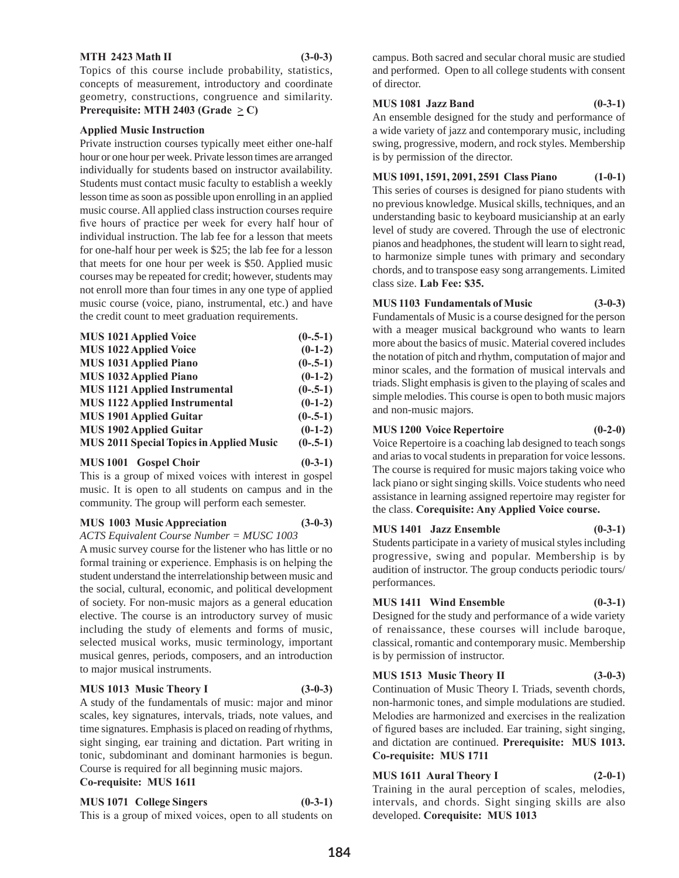**MTH 2423 Math II (3-0-3)**
Topics of this course include probability, statistics, concepts of measurement, introductory and coordinate geometry, constructions, congruence and similarity. **Prerequisite: MTH 2403 (Grade $\geq$ C)**

**Applied Music Instruction**
Private instruction courses typically meet either one-half hour or one hour per week. Private lesson times are arranged individually for students based on instructor availability. Students must contact music faculty to establish a weekly lesson time as soon as possible upon enrolling in an applied music course. All applied class instruction courses require five hours of practice per week for every half hour of individual instruction. The lab fee for a lesson that meets for one-half hour per week is $25; the lab fee for a lesson that meets for one hour per week is $50. Applied music courses may be repeated for credit; however, students may not enroll more than four times in any one type of applied music course (voice, piano, instrumental, etc.) and have the credit count to meet graduation requirements.

**MUS 1021 Applied Voice (0-.5-1)**
**MUS 1022 Applied Voice (0-1-2)**
**MUS 1031 Applied Piano (0-.5-1)**
**MUS 1032 Applied Piano (0-1-2)**
**MUS 1121 Applied Instrumental (0-.5-1)**
**MUS 1122 Applied Instrumental (0-1-2)**
**MUS 1901 Applied Guitar (0-.5-1)**
**MUS 1902 Applied Guitar (0-1-2)**
**MUS 2011 Special Topics in Applied Music (0-.5-1)**

**MUS 1001 Gospel Choir (0-3-1)**
This is a group of mixed voices with interest in gospel music. It is open to all students on campus and in the community. The group will perform each semester.

**MUS 1003 Music Appreciation (3-0-3)**
*ACTS Equivalent Course Number = MUSC 1003*
A music survey course for the listener who has little or no formal training or experience. Emphasis is on helping the student understand the interrelationship between music and the social, cultural, economic, and political development of society. For non-music majors as a general education elective. The course is an introductory survey of music including the study of elements and forms of music, selected musical works, music terminology, important musical genres, periods, composers, and an introduction to major musical instruments.

**MUS 1013 Music Theory I (3-0-3)**
A study of the fundamentals of music: major and minor scales, key signatures, intervals, triads, note values, and time signatures. Emphasis is placed on reading of rhythms, sight singing, ear training and dictation. Part writing in tonic, subdominant and dominant harmonies is begun. Course is required for all beginning music majors.
**Co-requisite: MUS 1611**

**MUS 1071 College Singers (0-3-1)**
This is a group of mixed voices, open to all students on campus. Both sacred and secular choral music are studied and performed. Open to all college students with consent of director.

**MUS 1081 Jazz Band (0-3-1)**
An ensemble designed for the study and performance of a wide variety of jazz and contemporary music, including swing, progressive, modern, and rock styles. Membership is by permission of the director.

**MUS 1091, 1591, 2091, 2591 Class Piano (1-0-1)**
This series of courses is designed for piano students with no previous knowledge. Musical skills, techniques, and an understanding basic to keyboard musicianship at an early level of study are covered. Through the use of electronic pianos and headphones, the student will learn to sight read, to harmonize simple tunes with primary and secondary chords, and to transpose easy song arrangements. Limited class size. **Lab Fee: $35.**

**MUS 1103 Fundamentals of Music (3-0-3)**
Fundamentals of Music is a course designed for the person with a meager musical background who wants to learn more about the basics of music. Material covered includes the notation of pitch and rhythm, computation of major and minor scales, and the formation of musical intervals and triads. Slight emphasis is given to the playing of scales and simple melodies. This course is open to both music majors and non-music majors.

**MUS 1200 Voice Repertoire (0-2-0)**
Voice Repertoire is a coaching lab designed to teach songs and arias to vocal students in preparation for voice lessons. The course is required for music majors taking voice who lack piano or sight singing skills. Voice students who need assistance in learning assigned repertoire may register for the class. **Corequisite: Any Applied Voice course.**

**MUS 1401 Jazz Ensemble (0-3-1)**
Students participate in a variety of musical styles including progressive, swing and popular. Membership is by audition of instructor. The group conducts periodic tours/performances.

**MUS 1411 Wind Ensemble (0-3-1)**
Designed for the study and performance of a wide variety of renaissance, these courses will include baroque, classical, romantic and contemporary music. Membership is by permission of instructor.

**MUS 1513 Music Theory II (3-0-3)**
Continuation of Music Theory I. Triads, seventh chords, non-harmonic tones, and simple modulations are studied. Melodies are harmonized and exercises in the realization of figured bases are included. Ear training, sight singing, and dictation are continued. **Prerequisite: MUS 1013. Co-requisite: MUS 1711**

**MUS 1611 Aural Theory I (2-0-1)**
Training in the aural perception of scales, melodies, intervals, and chords. Sight singing skills are also developed. **Corequisite: MUS 1013**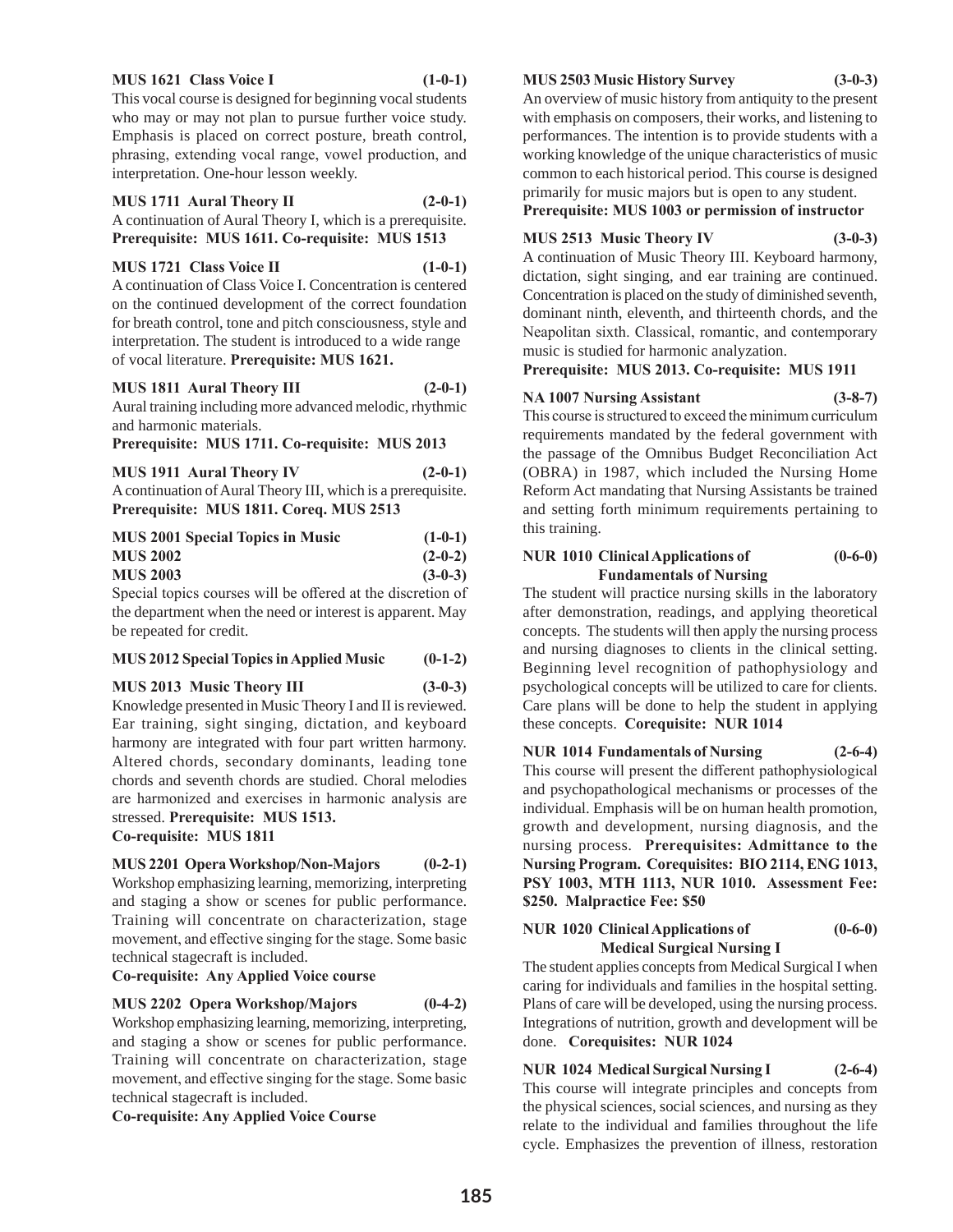**MUS 1621 Class Voice I (1-0-1)**
This vocal course is designed for beginning vocal students who may or may not plan to pursue further voice study. Emphasis is placed on correct posture, breath control, phrasing, extending vocal range, vowel production, and interpretation. One-hour lesson weekly.

**MUS 1711 Aural Theory II (2-0-1)**
A continuation of Aural Theory I, which is a prerequisite. **Prerequisite: MUS 1611. Co-requisite: MUS 1513**

**MUS 1721 Class Voice II (1-0-1)**
A continuation of Class Voice I. Concentration is centered on the continued development of the correct foundation for breath control, tone and pitch consciousness, style and interpretation. The student is introduced to a wide range of vocal literature. **Prerequisite: MUS 1621.**

**MUS 1811 Aural Theory III (2-0-1)**
Aural training including more advanced melodic, rhythmic and harmonic materials.
**Prerequisite: MUS 1711. Co-requisite: MUS 2013**

**MUS 1911 Aural Theory IV (2-0-1)**
A continuation of Aural Theory III, which is a prerequisite. **Prerequisite: MUS 1811. Coreq. MUS 2513**

**MUS 2001 Special Topics in Music (1-0-1)**
**MUS 2002 (2-0-2)**
**MUS 2003 (3-0-3)**
Special topics courses will be offered at the discretion of the department when the need or interest is apparent. May be repeated for credit.

**MUS 2012 Special Topics in Applied Music (0-1-2)**

**MUS 2013 Music Theory III (3-0-3)**
Knowledge presented in Music Theory I and II is reviewed. Ear training, sight singing, dictation, and keyboard harmony are integrated with four part written harmony. Altered chords, secondary dominants, leading tone chords and seventh chords are studied. Choral melodies are harmonized and exercises in harmonic analysis are stressed. **Prerequisite: MUS 1513.**
**Co-requisite: MUS 1811**

**MUS 2201 Opera Workshop/Non-Majors (0-2-1)**
Workshop emphasizing learning, memorizing, interpreting and staging a show or scenes for public performance. Training will concentrate on characterization, stage movement, and effective singing for the stage. Some basic technical stagecraft is included.
**Co-requisite: Any Applied Voice course**

**MUS 2202 Opera Workshop/Majors (0-4-2)**
Workshop emphasizing learning, memorizing, interpreting, and staging a show or scenes for public performance. Training will concentrate on characterization, stage movement, and effective singing for the stage. Some basic technical stagecraft is included.
**Co-requisite: Any Applied Voice Course**

**MUS 2503 Music History Survey (3-0-3)**
An overview of music history from antiquity to the present with emphasis on composers, their works, and listening to performances. The intention is to provide students with a working knowledge of the unique characteristics of music common to each historical period. This course is designed primarily for music majors but is open to any student.
**Prerequisite: MUS 1003 or permission of instructor**

**MUS 2513 Music Theory IV (3-0-3)**
A continuation of Music Theory III. Keyboard harmony, dictation, sight singing, and ear training are continued. Concentration is placed on the study of diminished seventh, dominant ninth, eleventh, and thirteenth chords, and the Neapolitan sixth. Classical, romantic, and contemporary music is studied for harmonic analyzation.
**Prerequisite: MUS 2013. Co-requisite: MUS 1911**

**NA 1007 Nursing Assistant (3-8-7)**
This course is structured to exceed the minimum curriculum requirements mandated by the federal government with the passage of the Omnibus Budget Reconciliation Act (OBRA) in 1987, which included the Nursing Home Reform Act mandating that Nursing Assistants be trained and setting forth minimum requirements pertaining to this training.

**NUR 1010 Clinical Applications of Fundamentals of Nursing (0-6-0)**
The student will practice nursing skills in the laboratory after demonstration, readings, and applying theoretical concepts. The students will then apply the nursing process and nursing diagnoses to clients in the clinical setting. Beginning level recognition of pathophysiology and psychological concepts will be utilized to care for clients. Care plans will be done to help the student in applying these concepts. **Corequisite: NUR 1014**

**NUR 1014 Fundamentals of Nursing (2-6-4)**
This course will present the different pathophysiological and psychopathological mechanisms or processes of the individual. Emphasis will be on human health promotion, growth and development, nursing diagnosis, and the nursing process. **Prerequisites: Admittance to the Nursing Program. Corequisites: BIO 2114, ENG 1013, PSY 1003, MTH 1113, NUR 1010. Assessment Fee: $250. Malpractice Fee: $50**

**NUR 1020 Clinical Applications of Medical Surgical Nursing I (0-6-0)**
The student applies concepts from Medical Surgical I when caring for individuals and families in the hospital setting. Plans of care will be developed, using the nursing process. Integrations of nutrition, growth and development will be done. **Corequisites: NUR 1024**

**NUR 1024 Medical Surgical Nursing I (2-6-4)**
This course will integrate principles and concepts from the physical sciences, social sciences, and nursing as they relate to the individual and families throughout the life cycle. Emphasizes the prevention of illness, restoration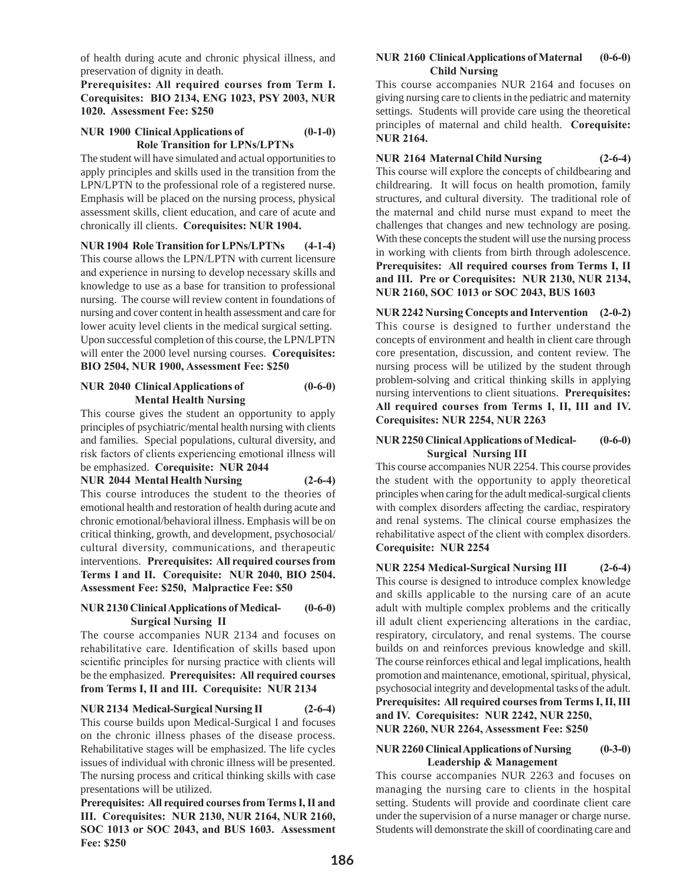of health during acute and chronic physical illness, and preservation of dignity in death.
**Prerequisites: All required courses from Term I. Corequisites: BIO 2134, ENG 1023, PSY 2003, NUR 1020. Assessment Fee: $250**

**NUR 1900 Clinical Applications of Role Transition for LPNs/LPTNs (0-1-0)**

The student will have simulated and actual opportunities to apply principles and skills used in the transition from the LPN/LPTN to the professional role of a registered nurse. Emphasis will be placed on the nursing process, physical assessment skills, client education, and care of acute and chronically ill clients. **Corequisites: NUR 1904.**

**NUR 1904 Role Transition for LPNs/LPTNs (4-1-4)**

This course allows the LPN/LPTN with current licensure and experience in nursing to develop necessary skills and knowledge to use as a base for transition to professional nursing. The course will review content in foundations of nursing and cover content in health assessment and care for lower acuity level clients in the medical surgical setting. Upon successful completion of this course, the LPN/LPTN will enter the 2000 level nursing courses. **Corequisites: BIO 2504, NUR 1900, Assessment Fee: $250**

**NUR 2040 Clinical Applications of Mental Health Nursing (0-6-0)**

This course gives the student an opportunity to apply principles of psychiatric/mental health nursing with clients and families. Special populations, cultural diversity, and risk factors of clients experiencing emotional illness will be emphasized. **Corequisite: NUR 2044**

**NUR 2044 Mental Health Nursing (2-6-4)**

This course introduces the student to the theories of emotional health and restoration of health during acute and chronic emotional/behavioral illness. Emphasis will be on critical thinking, growth, and development, psychosocial/cultural diversity, communications, and therapeutic interventions. **Prerequisites: All required courses from Terms I and II. Corequisite: NUR 2040, BIO 2504. Assessment Fee: $250, Malpractice Fee: $50**

**NUR 2130 Clinical Applications of Medical-Surgical Nursing II (0-6-0)**

The course accompanies NUR 2134 and focuses on rehabilitative care. Identification of skills based upon scientific principles for nursing practice with clients will be the emphasized. **Prerequisites: All required courses from Terms I, II and III. Corequisite: NUR 2134**

**NUR 2134 Medical-Surgical Nursing II (2-6-4)**

This course builds upon Medical-Surgical I and focuses on the chronic illness phases of the disease process. Rehabilitative stages will be emphasized. The life cycles issues of individual with chronic illness will be presented. The nursing process and critical thinking skills with case presentations will be utilized.
**Prerequisites: All required courses from Terms I, II and III. Corequisites: NUR 2130, NUR 2164, NUR 2160, SOC 1013 or SOC 2043, and BUS 1603. Assessment Fee: $250**

**NUR 2160 Clinical Applications of Maternal Child Nursing (0-6-0)**

This course accompanies NUR 2164 and focuses on giving nursing care to clients in the pediatric and maternity settings. Students will provide care using the theoretical principles of maternal and child health. **Corequisite: NUR 2164.**

**NUR 2164 Maternal Child Nursing (2-6-4)**

This course will explore the concepts of childbearing and childrearing. It will focus on health promotion, family structures, and cultural diversity. The traditional role of the maternal and child nurse must expand to meet the challenges that changes and new technology are posing. With these concepts the student will use the nursing process in working with clients from birth through adolescence. **Prerequisites: All required courses from Terms I, II and III. Pre or Corequisites: NUR 2130, NUR 2134, NUR 2160, SOC 1013 or SOC 2043, BUS 1603**

**NUR 2242 Nursing Concepts and Intervention (2-0-2)**

This course is designed to further understand the concepts of environment and health in client care through core presentation, discussion, and content review. The nursing process will be utilized by the student through problem-solving and critical thinking skills in applying nursing interventions to client situations. **Prerequisites: All required courses from Terms I, II, III and IV. Corequisites: NUR 2254, NUR 2263**

**NUR 2250 Clinical Applications of Medical-Surgical Nursing III (0-6-0)**

This course accompanies NUR 2254. This course provides the student with the opportunity to apply theoretical principles when caring for the adult medical-surgical clients with complex disorders affecting the cardiac, respiratory and renal systems. The clinical course emphasizes the rehabilitative aspect of the client with complex disorders. **Corequisite: NUR 2254**

**NUR 2254 Medical-Surgical Nursing III (2-6-4)**

This course is designed to introduce complex knowledge and skills applicable to the nursing care of an acute adult with multiple complex problems and the critically ill adult client experiencing alterations in the cardiac, respiratory, circulatory, and renal systems. The course builds on and reinforces previous knowledge and skill. The course reinforces ethical and legal implications, health promotion and maintenance, emotional, spiritual, physical, psychosocial integrity and developmental tasks of the adult. **Prerequisites: All required courses from Terms I, II, III and IV. Corequisites: NUR 2242, NUR 2250, NUR 2260, NUR 2264, Assessment Fee: $250**

**NUR 2260 Clinical Applications of Nursing Leadership & Management (0-3-0)**

This course accompanies NUR 2263 and focuses on managing the nursing care to clients in the hospital setting. Students will provide and coordinate client care under the supervision of a nurse manager or charge nurse. Students will demonstrate the skill of coordinating care and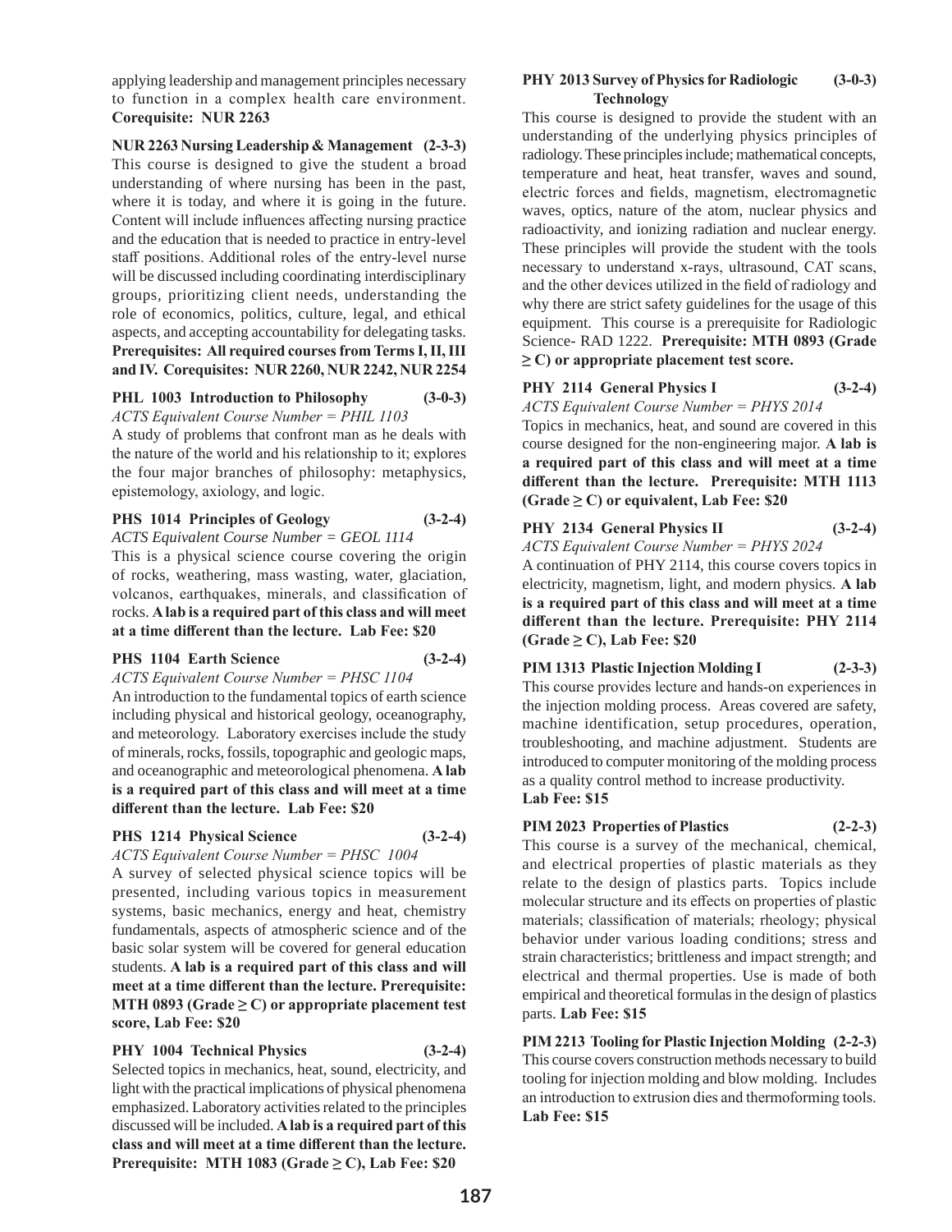applying leadership and management principles necessary to function in a complex health care environment. **Corequisite: NUR 2263**

**NUR 2263 Nursing Leadership & Management (2-3-3)**
This course is designed to give the student a broad understanding of where nursing has been in the past, where it is today, and where it is going in the future. Content will include influences affecting nursing practice and the education that is needed to practice in entry-level staff positions. Additional roles of the entry-level nurse will be discussed including coordinating interdisciplinary groups, prioritizing client needs, understanding the role of economics, politics, culture, legal, and ethical aspects, and accepting accountability for delegating tasks. **Prerequisites: All required courses from Terms I, II, III and IV. Corequisites: NUR 2260, NUR 2242, NUR 2254**

**PHL 1003 Introduction to Philosophy (3-0-3)**
*ACTS Equivalent Course Number = PHIL 1103*
A study of problems that confront man as he deals with the nature of the world and his relationship to it; explores the four major branches of philosophy: metaphysics, epistemology, axiology, and logic.

**PHS 1014 Principles of Geology (3-2-4)**
*ACTS Equivalent Course Number = GEOL 1114*
This is a physical science course covering the origin of rocks, weathering, mass wasting, water, glaciation, volcanos, earthquakes, minerals, and classification of rocks. **A lab is a required part of this class and will meet at a time different than the lecture. Lab Fee: $20**

**PHS 1104 Earth Science (3-2-4)**
*ACTS Equivalent Course Number = PHSC 1104*
An introduction to the fundamental topics of earth science including physical and historical geology, oceanography, and meteorology. Laboratory exercises include the study of minerals, rocks, fossils, topographic and geologic maps, and oceanographic and meteorological phenomena. **A lab is a required part of this class and will meet at a time different than the lecture. Lab Fee: $20**

**PHS 1214 Physical Science (3-2-4)**
*ACTS Equivalent Course Number = PHSC 1004*
A survey of selected physical science topics will be presented, including various topics in measurement systems, basic mechanics, energy and heat, chemistry fundamentals, aspects of atmospheric science and of the basic solar system will be covered for general education students. **A lab is a required part of this class and will meet at a time different than the lecture. Prerequisite: MTH 0893 (Grade ≥ C) or appropriate placement test score, Lab Fee: $20**

**PHY 1004 Technical Physics (3-2-4)**
Selected topics in mechanics, heat, sound, electricity, and light with the practical implications of physical phenomena emphasized. Laboratory activities related to the principles discussed will be included. **A lab is a required part of this class and will meet at a time different than the lecture. Prerequisite: MTH 1083 (Grade ≥ C), Lab Fee: $20**

**PHY 2013 Survey of Physics for Radiologic Technology (3-0-3)**
This course is designed to provide the student with an understanding of the underlying physics principles of radiology. These principles include; mathematical concepts, temperature and heat, heat transfer, waves and sound, electric forces and fields, magnetism, electromagnetic waves, optics, nature of the atom, nuclear physics and radioactivity, and ionizing radiation and nuclear energy. These principles will provide the student with the tools necessary to understand x-rays, ultrasound, CAT scans, and the other devices utilized in the field of radiology and why there are strict safety guidelines for the usage of this equipment. This course is a prerequisite for Radiologic Science- RAD 1222. **Prerequisite: MTH 0893 (Grade ≥ C) or appropriate placement test score.**

**PHY 2114 General Physics I (3-2-4)**
*ACTS Equivalent Course Number = PHYS 2014*
Topics in mechanics, heat, and sound are covered in this course designed for the non-engineering major. **A lab is a required part of this class and will meet at a time different than the lecture. Prerequisite: MTH 1113 (Grade ≥ C) or equivalent, Lab Fee: $20**

**PHY 2134 General Physics II (3-2-4)**
*ACTS Equivalent Course Number = PHYS 2024*
A continuation of PHY 2114, this course covers topics in electricity, magnetism, light, and modern physics. **A lab is a required part of this class and will meet at a time different than the lecture. Prerequisite: PHY 2114 (Grade ≥ C), Lab Fee: $20**

**PIM 1313 Plastic Injection Molding I (2-3-3)**
This course provides lecture and hands-on experiences in the injection molding process. Areas covered are safety, machine identification, setup procedures, operation, troubleshooting, and machine adjustment. Students are introduced to computer monitoring of the molding process as a quality control method to increase productivity.
**Lab Fee: $15**

**PIM 2023 Properties of Plastics (2-2-3)**
This course is a survey of the mechanical, chemical, and electrical properties of plastic materials as they relate to the design of plastics parts. Topics include molecular structure and its effects on properties of plastic materials; classification of materials; rheology; physical behavior under various loading conditions; stress and strain characteristics; brittleness and impact strength; and electrical and thermal properties. Use is made of both empirical and theoretical formulas in the design of plastics parts. **Lab Fee: $15**

**PIM 2213 Tooling for Plastic Injection Molding (2-2-3)**
This course covers construction methods necessary to build tooling for injection molding and blow molding. Includes an introduction to extrusion dies and thermoforming tools.
**Lab Fee: $15**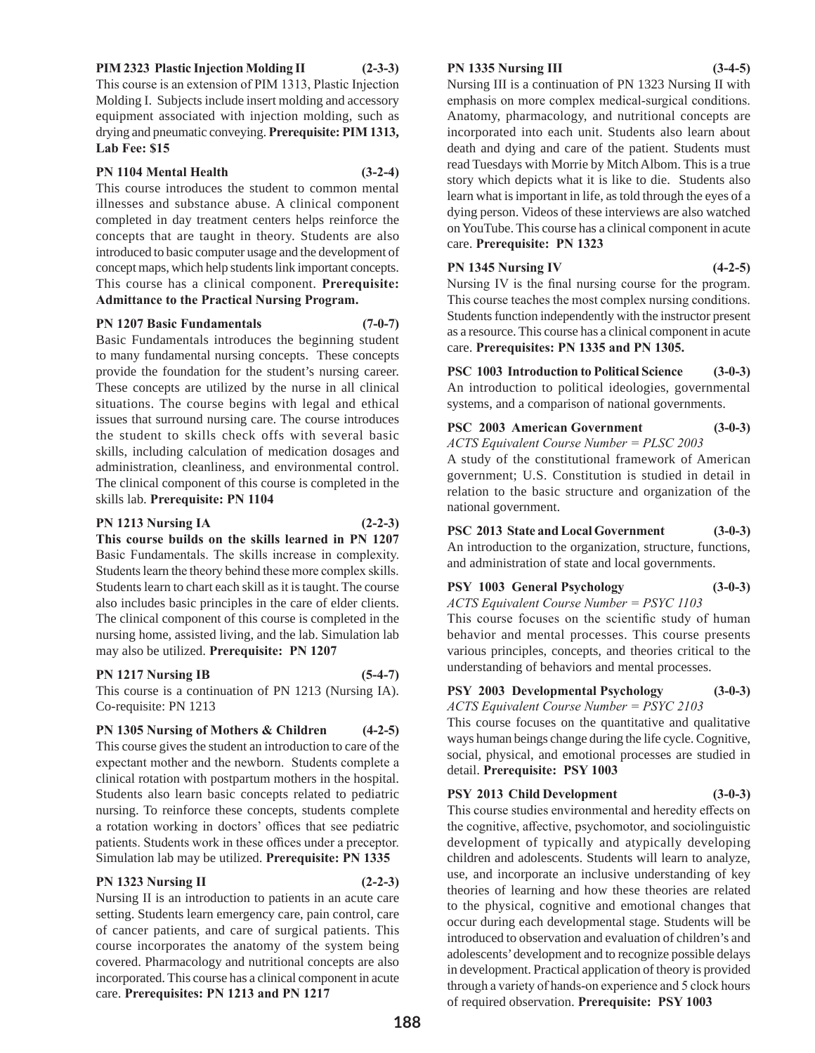**PIM 2323 Plastic Injection Molding II (2-3-3)**
This course is an extension of PIM 1313, Plastic Injection Molding I. Subjects include insert molding and accessory equipment associated with injection molding, such as drying and pneumatic conveying. **Prerequisite: PIM 1313, Lab Fee: $15**

**PN 1104 Mental Health (3-2-4)**
This course introduces the student to common mental illnesses and substance abuse. A clinical component completed in day treatment centers helps reinforce the concepts that are taught in theory. Students are also introduced to basic computer usage and the development of concept maps, which help students link important concepts. This course has a clinical component. **Prerequisite: Admittance to the Practical Nursing Program.**

**PN 1207 Basic Fundamentals (7-0-7)**
Basic Fundamentals introduces the beginning student to many fundamental nursing concepts. These concepts provide the foundation for the student's nursing career. These concepts are utilized by the nurse in all clinical situations. The course begins with legal and ethical issues that surround nursing care. The course introduces the student to skills check offs with several basic skills, including calculation of medication dosages and administration, cleanliness, and environmental control. The clinical component of this course is completed in the skills lab. **Prerequisite: PN 1104**

**PN 1213 Nursing IA (2-2-3)**
**This course builds on the skills learned in PN 1207** Basic Fundamentals. The skills increase in complexity. Students learn the theory behind these more complex skills. Students learn to chart each skill as it is taught. The course also includes basic principles in the care of elder clients. The clinical component of this course is completed in the nursing home, assisted living, and the lab. Simulation lab may also be utilized. **Prerequisite: PN 1207**

**PN 1217 Nursing IB (5-4-7)**
This course is a continuation of PN 1213 (Nursing IA). Co-requisite: PN 1213

**PN 1305 Nursing of Mothers & Children (4-2-5)**
This course gives the student an introduction to care of the expectant mother and the newborn. Students complete a clinical rotation with postpartum mothers in the hospital. Students also learn basic concepts related to pediatric nursing. To reinforce these concepts, students complete a rotation working in doctors' offices that see pediatric patients. Students work in these offices under a preceptor. Simulation lab may be utilized. **Prerequisite: PN 1335**

**PN 1323 Nursing II (2-2-3)**
Nursing II is an introduction to patients in an acute care setting. Students learn emergency care, pain control, care of cancer patients, and care of surgical patients. This course incorporates the anatomy of the system being covered. Pharmacology and nutritional concepts are also incorporated. This course has a clinical component in acute care. **Prerequisites: PN 1213 and PN 1217**

**PN 1335 Nursing III (3-4-5)**
Nursing III is a continuation of PN 1323 Nursing II with emphasis on more complex medical-surgical conditions. Anatomy, pharmacology, and nutritional concepts are incorporated into each unit. Students also learn about death and dying and care of the patient. Students must read Tuesdays with Morrie by Mitch Albom. This is a true story which depicts what it is like to die. Students also learn what is important in life, as told through the eyes of a dying person. Videos of these interviews are also watched on YouTube. This course has a clinical component in acute care. **Prerequisite: PN 1323**

**PN 1345 Nursing IV (4-2-5)**
Nursing IV is the final nursing course for the program. This course teaches the most complex nursing conditions. Students function independently with the instructor present as a resource. This course has a clinical component in acute care. **Prerequisites: PN 1335 and PN 1305.**

**PSC 1003 Introduction to Political Science (3-0-3)**
An introduction to political ideologies, governmental systems, and a comparison of national governments.

**PSC 2003 American Government (3-0-3)**
*ACTS Equivalent Course Number = PLSC 2003*
A study of the constitutional framework of American government; U.S. Constitution is studied in detail in relation to the basic structure and organization of the national government.

**PSC 2013 State and Local Government (3-0-3)**
An introduction to the organization, structure, functions, and administration of state and local governments.

**PSY 1003 General Psychology (3-0-3)**
*ACTS Equivalent Course Number = PSYC 1103*
This course focuses on the scientific study of human behavior and mental processes. This course presents various principles, concepts, and theories critical to the understanding of behaviors and mental processes.

**PSY 2003 Developmental Psychology (3-0-3)**
*ACTS Equivalent Course Number = PSYC 2103*
This course focuses on the quantitative and qualitative ways human beings change during the life cycle. Cognitive, social, physical, and emotional processes are studied in detail. **Prerequisite: PSY 1003**

**PSY 2013 Child Development (3-0-3)**
This course studies environmental and heredity effects on the cognitive, affective, psychomotor, and sociolinguistic development of typically and atypically developing children and adolescents. Students will learn to analyze, use, and incorporate an inclusive understanding of key theories of learning and how these theories are related to the physical, cognitive and emotional changes that occur during each developmental stage. Students will be introduced to observation and evaluation of children's and adolescents' development and to recognize possible delays in development. Practical application of theory is provided through a variety of hands-on experience and 5 clock hours of required observation. **Prerequisite: PSY 1003**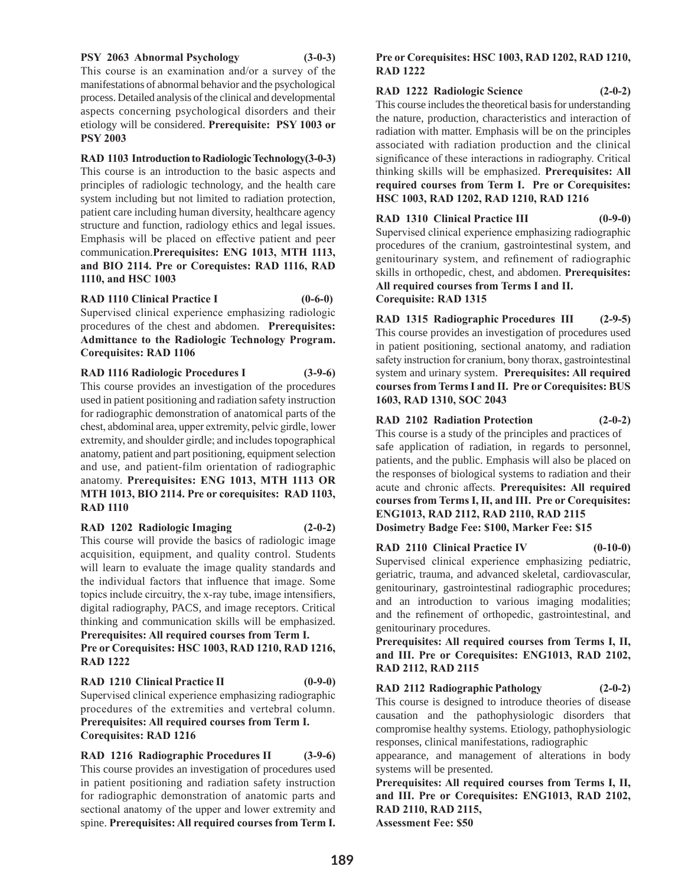**PSY 2063 Abnormal Psychology (3-0-3)**
This course is an examination and/or a survey of the manifestations of abnormal behavior and the psychological process. Detailed analysis of the clinical and developmental aspects concerning psychological disorders and their etiology will be considered. **Prerequisite: PSY 1003 or PSY 2003**

**RAD 1103 Introduction to Radiologic Technology(3-0-3)**
This course is an introduction to the basic aspects and principles of radiologic technology, and the health care system including but not limited to radiation protection, patient care including human diversity, healthcare agency structure and function, radiology ethics and legal issues. Emphasis will be placed on effective patient and peer communication.**Prerequisites: ENG 1013, MTH 1113, and BIO 2114. Pre or Corequistes: RAD 1116, RAD 1110, and HSC 1003**

**RAD 1110 Clinical Practice I (0-6-0)**
Supervised clinical experience emphasizing radiologic procedures of the chest and abdomen. **Prerequisites: Admittance to the Radiologic Technology Program. Corequisites: RAD 1106**

**RAD 1116 Radiologic Procedures I (3-9-6)**
This course provides an investigation of the procedures used in patient positioning and radiation safety instruction for radiographic demonstration of anatomical parts of the chest, abdominal area, upper extremity, pelvic girdle, lower extremity, and shoulder girdle; and includes topographical anatomy, patient and part positioning, equipment selection and use, and patient-film orientation of radiographic anatomy. **Prerequisites: ENG 1013, MTH 1113 OR MTH 1013, BIO 2114. Pre or corequisites: RAD 1103, RAD 1110**

**RAD 1202 Radiologic Imaging (2-0-2)**
This course will provide the basics of radiologic image acquisition, equipment, and quality control. Students will learn to evaluate the image quality standards and the individual factors that influence that image. Some topics include circuitry, the x-ray tube, image intensifiers, digital radiography, PACS, and image receptors. Critical thinking and communication skills will be emphasized. **Prerequisites: All required courses from Term I. Pre or Corequisites: HSC 1003, RAD 1210, RAD 1216, RAD 1222**

**RAD 1210 Clinical Practice II (0-9-0)**
Supervised clinical experience emphasizing radiographic procedures of the extremities and vertebral column. **Prerequisites: All required courses from Term I. Corequisites: RAD 1216**

**RAD 1216 Radiographic Procedures II (3-9-6)**
This course provides an investigation of procedures used in patient positioning and radiation safety instruction for radiographic demonstration of anatomic parts and sectional anatomy of the upper and lower extremity and spine. **Prerequisites: All required courses from Term I. Pre or Corequisites: HSC 1003, RAD 1202, RAD 1210, RAD 1222**

**RAD 1222 Radiologic Science (2-0-2)**
This course includes the theoretical basis for understanding the nature, production, characteristics and interaction of radiation with matter. Emphasis will be on the principles associated with radiation production and the clinical significance of these interactions in radiography. Critical thinking skills will be emphasized. **Prerequisites: All required courses from Term I. Pre or Corequisites: HSC 1003, RAD 1202, RAD 1210, RAD 1216**

**RAD 1310 Clinical Practice III (0-9-0)**
Supervised clinical experience emphasizing radiographic procedures of the cranium, gastrointestinal system, and genitourinary system, and refinement of radiographic skills in orthopedic, chest, and abdomen. **Prerequisites: All required courses from Terms I and II. Corequisite: RAD 1315**

**RAD 1315 Radiographic Procedures III (2-9-5)**
This course provides an investigation of procedures used in patient positioning, sectional anatomy, and radiation safety instruction for cranium, bony thorax, gastrointestinal system and urinary system. **Prerequisites: All required courses from Terms I and II. Pre or Corequisites: BUS 1603, RAD 1310, SOC 2043**

**RAD 2102 Radiation Protection (2-0-2)**
This course is a study of the principles and practices of safe application of radiation, in regards to personnel, patients, and the public. Emphasis will also be placed on the responses of biological systems to radiation and their acute and chronic affects. **Prerequisites: All required courses from Terms I, II, and III. Pre or Corequisites: ENG1013, RAD 2112, RAD 2110, RAD 2115**
**Dosimetry Badge Fee: $100, Marker Fee: $15**

**RAD 2110 Clinical Practice IV (0-10-0)**
Supervised clinical experience emphasizing pediatric, geriatric, trauma, and advanced skeletal, cardiovascular, genitourinary, gastrointestinal radiographic procedures; and an introduction to various imaging modalities; and the refinement of orthopedic, gastrointestinal, and genitourinary procedures.
**Prerequisites: All required courses from Terms I, II, and III. Pre or Corequisites: ENG1013, RAD 2102, RAD 2112, RAD 2115**

**RAD 2112 Radiographic Pathology (2-0-2)**
This course is designed to introduce theories of disease causation and the pathophysiologic disorders that compromise healthy systems. Etiology, pathophysiologic responses, clinical manifestations, radiographic appearance, and management of alterations in body systems will be presented.
**Prerequisites: All required courses from Terms I, II, and III. Pre or Corequisites: ENG1013, RAD 2102, RAD 2110, RAD 2115,**
**Assessment Fee: $50**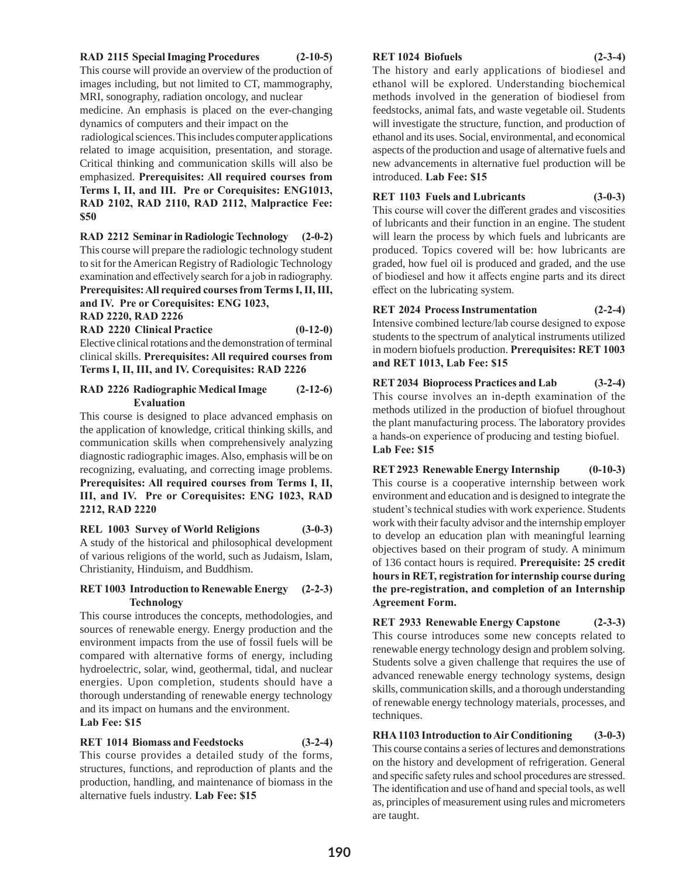**RAD 2115 Special Imaging Procedures (2-10-5)**
This course will provide an overview of the production of images including, but not limited to CT, mammography, MRI, sonography, radiation oncology, and nuclear medicine. An emphasis is placed on the ever-changing dynamics of computers and their impact on the radiological sciences. This includes computer applications related to image acquisition, presentation, and storage. Critical thinking and communication skills will also be emphasized. **Prerequisites: All required courses from Terms I, II, and III. Pre or Corequisites: ENG1013, RAD 2102, RAD 2110, RAD 2112, Malpractice Fee: $50**

**RAD 2212 Seminar in Radiologic Technology (2-0-2)**
This course will prepare the radiologic technology student to sit for the American Registry of Radiologic Technology examination and effectively search for a job in radiography. **Prerequisites: All required courses from Terms I, II, III, and IV. Pre or Corequisites: ENG 1023, RAD 2220, RAD 2226**

**RAD 2220 Clinical Practice (0-12-0)**
Elective clinical rotations and the demonstration of terminal clinical skills. **Prerequisites: All required courses from Terms I, II, III, and IV. Corequisites: RAD 2226**

**RAD 2226 Radiographic Medical Image Evaluation (2-12-6)**
This course is designed to place advanced emphasis on the application of knowledge, critical thinking skills, and communication skills when comprehensively analyzing diagnostic radiographic images. Also, emphasis will be on recognizing, evaluating, and correcting image problems. **Prerequisites: All required courses from Terms I, II, III, and IV. Pre or Corequisites: ENG 1023, RAD 2212, RAD 2220**

**REL 1003 Survey of World Religions (3-0-3)**
A study of the historical and philosophical development of various religions of the world, such as Judaism, Islam, Christianity, Hinduism, and Buddhism.

**RET 1003 Introduction to Renewable Energy Technology (2-2-3)**
This course introduces the concepts, methodologies, and sources of renewable energy. Energy production and the environment impacts from the use of fossil fuels will be compared with alternative forms of energy, including hydroelectric, solar, wind, geothermal, tidal, and nuclear energies. Upon completion, students should have a thorough understanding of renewable energy technology and its impact on humans and the environment.
**Lab Fee: $15**

**RET 1014 Biomass and Feedstocks (3-2-4)**
This course provides a detailed study of the forms, structures, functions, and reproduction of plants and the production, handling, and maintenance of biomass in the alternative fuels industry. **Lab Fee: $15**

**RET 1024 Biofuels (2-3-4)**
The history and early applications of biodiesel and ethanol will be explored. Understanding biochemical methods involved in the generation of biodiesel from feedstocks, animal fats, and waste vegetable oil. Students will investigate the structure, function, and production of ethanol and its uses. Social, environmental, and economical aspects of the production and usage of alternative fuels and new advancements in alternative fuel production will be introduced. **Lab Fee: $15**

**RET 1103 Fuels and Lubricants (3-0-3)**
This course will cover the different grades and viscosities of lubricants and their function in an engine. The student will learn the process by which fuels and lubricants are produced. Topics covered will be: how lubricants are graded, how fuel oil is produced and graded, and the use of biodiesel and how it affects engine parts and its direct effect on the lubricating system.

**RET 2024 Process Instrumentation (2-2-4)**
Intensive combined lecture/lab course designed to expose students to the spectrum of analytical instruments utilized in modern biofuels production. **Prerequisites: RET 1003 and RET 1013, Lab Fee: $15**

**RET 2034 Bioprocess Practices and Lab (3-2-4)**
This course involves an in-depth examination of the methods utilized in the production of biofuel throughout the plant manufacturing process. The laboratory provides a hands-on experience of producing and testing biofuel.
**Lab Fee: $15**

**RET 2923 Renewable Energy Internship (0-10-3)**
This course is a cooperative internship between work environment and education and is designed to integrate the student's technical studies with work experience. Students work with their faculty advisor and the internship employer to develop an education plan with meaningful learning objectives based on their program of study. A minimum of 136 contact hours is required. **Prerequisite: 25 credit hours in RET, registration for internship course during the pre-registration, and completion of an Internship Agreement Form.**

**RET 2933 Renewable Energy Capstone (2-3-3)**
This course introduces some new concepts related to renewable energy technology design and problem solving. Students solve a given challenge that requires the use of advanced renewable energy technology systems, design skills, communication skills, and a thorough understanding of renewable energy technology materials, processes, and techniques.

**RHA 1103 Introduction to Air Conditioning (3-0-3)**
This course contains a series of lectures and demonstrations on the history and development of refrigeration. General and specific safety rules and school procedures are stressed. The identification and use of hand and special tools, as well as, principles of measurement using rules and micrometers are taught.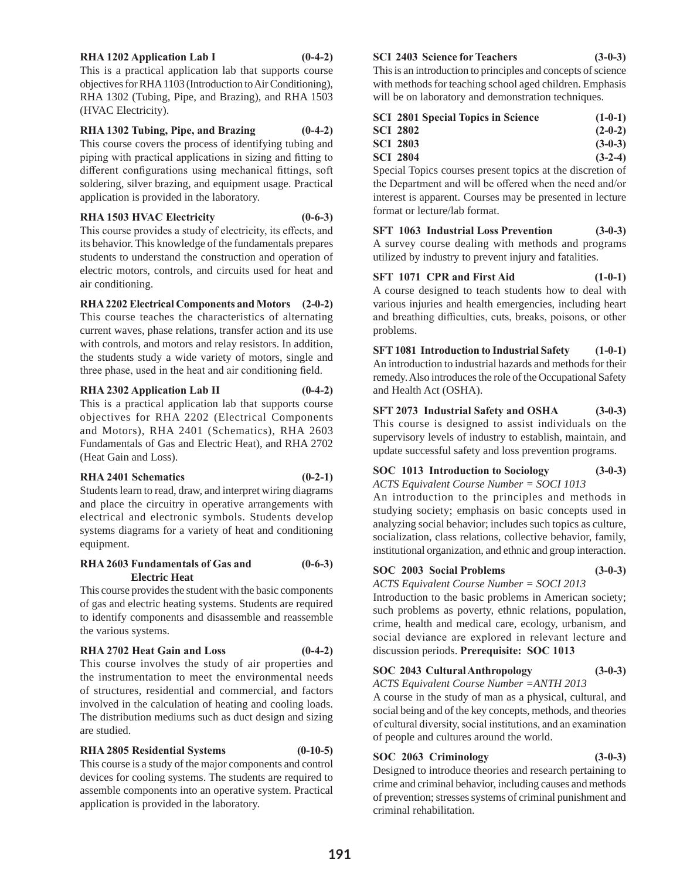**RHA 1202 Application Lab I (0-4-2)**
This is a practical application lab that supports course objectives for RHA 1103 (Introduction to Air Conditioning), RHA 1302 (Tubing, Pipe, and Brazing), and RHA 1503 (HVAC Electricity).

**RHA 1302 Tubing, Pipe, and Brazing (0-4-2)**
This course covers the process of identifying tubing and piping with practical applications in sizing and fitting to different configurations using mechanical fittings, soft soldering, silver brazing, and equipment usage. Practical application is provided in the laboratory.

**RHA 1503 HVAC Electricity (0-6-3)**
This course provides a study of electricity, its effects, and its behavior. This knowledge of the fundamentals prepares students to understand the construction and operation of electric motors, controls, and circuits used for heat and air conditioning.

**RHA 2202 Electrical Components and Motors (2-0-2)**
This course teaches the characteristics of alternating current waves, phase relations, transfer action and its use with controls, and motors and relay resistors. In addition, the students study a wide variety of motors, single and three phase, used in the heat and air conditioning field.

**RHA 2302 Application Lab II (0-4-2)**
This is a practical application lab that supports course objectives for RHA 2202 (Electrical Components and Motors), RHA 2401 (Schematics), RHA 2603 Fundamentals of Gas and Electric Heat), and RHA 2702 (Heat Gain and Loss).

**RHA 2401 Schematics (0-2-1)**
Students learn to read, draw, and interpret wiring diagrams and place the circuitry in operative arrangements with electrical and electronic symbols. Students develop systems diagrams for a variety of heat and conditioning equipment.

**RHA 2603 Fundamentals of Gas and Electric Heat (0-6-3)**
This course provides the student with the basic components of gas and electric heating systems. Students are required to identify components and disassemble and reassemble the various systems.

**RHA 2702 Heat Gain and Loss (0-4-2)**
This course involves the study of air properties and the instrumentation to meet the environmental needs of structures, residential and commercial, and factors involved in the calculation of heating and cooling loads. The distribution mediums such as duct design and sizing are studied.

**RHA 2805 Residential Systems (0-10-5)**
This course is a study of the major components and control devices for cooling systems. The students are required to assemble components into an operative system. Practical application is provided in the laboratory.

**SCI 2403 Science for Teachers (3-0-3)**
This is an introduction to principles and concepts of science with methods for teaching school aged children. Emphasis will be on laboratory and demonstration techniques.

**SCI 2801 Special Topics in Science (1-0-1)**
**SCI 2802 (2-0-2)**
**SCI 2803 (3-0-3)**
**SCI 2804 (3-2-4)**
Special Topics courses present topics at the discretion of the Department and will be offered when the need and/or interest is apparent. Courses may be presented in lecture format or lecture/lab format.

**SFT 1063 Industrial Loss Prevention (3-0-3)**
A survey course dealing with methods and programs utilized by industry to prevent injury and fatalities.

**SFT 1071 CPR and First Aid (1-0-1)**
A course designed to teach students how to deal with various injuries and health emergencies, including heart and breathing difficulties, cuts, breaks, poisons, or other problems.

**SFT 1081 Introduction to Industrial Safety (1-0-1)**
An introduction to industrial hazards and methods for their remedy. Also introduces the role of the Occupational Safety and Health Act (OSHA).

**SFT 2073 Industrial Safety and OSHA (3-0-3)**
This course is designed to assist individuals on the supervisory levels of industry to establish, maintain, and update successful safety and loss prevention programs.

**SOC 1013 Introduction to Sociology (3-0-3)**
*ACTS Equivalent Course Number = SOCI 1013*
An introduction to the principles and methods in studying society; emphasis on basic concepts used in analyzing social behavior; includes such topics as culture, socialization, class relations, collective behavior, family, institutional organization, and ethnic and group interaction.

**SOC 2003 Social Problems (3-0-3)**
*ACTS Equivalent Course Number = SOCI 2013*
Introduction to the basic problems in American society; such problems as poverty, ethnic relations, population, crime, health and medical care, ecology, urbanism, and social deviance are explored in relevant lecture and discussion periods. **Prerequisite: SOC 1013**

**SOC 2043 Cultural Anthropology (3-0-3)**
*ACTS Equivalent Course Number =ANTH 2013*
A course in the study of man as a physical, cultural, and social being and of the key concepts, methods, and theories of cultural diversity, social institutions, and an examination of people and cultures around the world.

**SOC 2063 Criminology (3-0-3)**
Designed to introduce theories and research pertaining to crime and criminal behavior, including causes and methods of prevention; stresses systems of criminal punishment and criminal rehabilitation.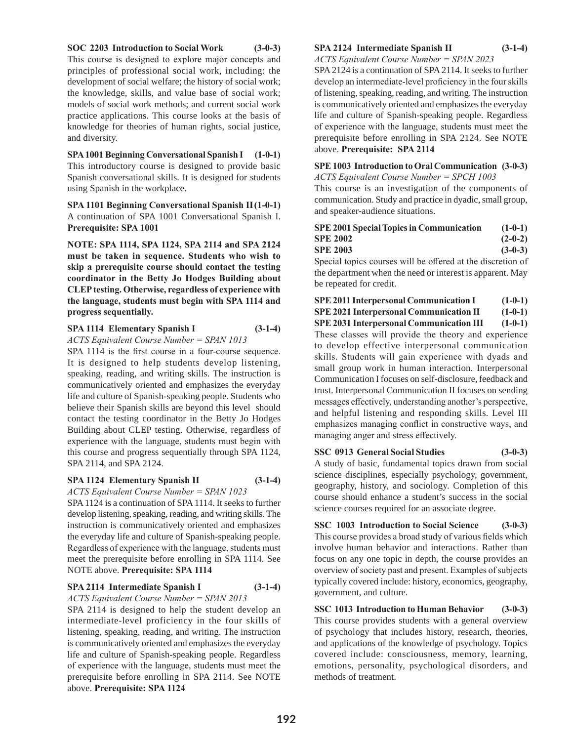**SOC 2203 Introduction to Social Work (3-0-3)**
This course is designed to explore major concepts and principles of professional social work, including: the development of social welfare; the history of social work; the knowledge, skills, and value base of social work; models of social work methods; and current social work practice applications. This course looks at the basis of knowledge for theories of human rights, social justice, and diversity.

**SPA 1001 Beginning Conversational Spanish I (1-0-1)**
This introductory course is designed to provide basic Spanish conversational skills. It is designed for students using Spanish in the workplace.

**SPA 1101 Beginning Conversational Spanish II (1-0-1)**
A continuation of SPA 1001 Conversational Spanish I. **Prerequisite: SPA 1001**

**NOTE: SPA 1114, SPA 1124, SPA 2114 and SPA 2124 must be taken in sequence. Students who wish to skip a prerequisite course should contact the testing coordinator in the Betty Jo Hodges Building about CLEP testing. Otherwise, regardless of experience with the language, students must begin with SPA 1114 and progress sequentially.**

**SPA 1114 Elementary Spanish I (3-1-4)**
*ACTS Equivalent Course Number = SPAN 1013*
SPA 1114 is the first course in a four-course sequence. It is designed to help students develop listening, speaking, reading, and writing skills. The instruction is communicatively oriented and emphasizes the everyday life and culture of Spanish-speaking people. Students who believe their Spanish skills are beyond this level should contact the testing coordinator in the Betty Jo Hodges Building about CLEP testing. Otherwise, regardless of experience with the language, students must begin with this course and progress sequentially through SPA 1124, SPA 2114, and SPA 2124.

**SPA 1124 Elementary Spanish II (3-1-4)**
*ACTS Equivalent Course Number = SPAN 1023*
SPA 1124 is a continuation of SPA 1114. It seeks to further develop listening, speaking, reading, and writing skills. The instruction is communicatively oriented and emphasizes the everyday life and culture of Spanish-speaking people. Regardless of experience with the language, students must meet the prerequisite before enrolling in SPA 1114. See NOTE above. **Prerequisite: SPA 1114**

**SPA 2114 Intermediate Spanish I (3-1-4)**
*ACTS Equivalent Course Number = SPAN 2013*
SPA 2114 is designed to help the student develop an intermediate-level proficiency in the four skills of listening, speaking, reading, and writing. The instruction is communicatively oriented and emphasizes the everyday life and culture of Spanish-speaking people. Regardless of experience with the language, students must meet the prerequisite before enrolling in SPA 2114. See NOTE above. **Prerequisite: SPA 1124**

**SPA 2124 Intermediate Spanish II (3-1-4)**
*ACTS Equivalent Course Number = SPAN 2023*
SPA 2124 is a continuation of SPA 2114. It seeks to further develop an intermediate-level proficiency in the four skills of listening, speaking, reading, and writing. The instruction is communicatively oriented and emphasizes the everyday life and culture of Spanish-speaking people. Regardless of experience with the language, students must meet the prerequisite before enrolling in SPA 2124. See NOTE above. **Prerequisite: SPA 2114**

**SPE 1003 Introduction to Oral Communication (3-0-3)**
*ACTS Equivalent Course Number = SPCH 1003*
This course is an investigation of the components of communication. Study and practice in dyadic, small group, and speaker-audience situations.

**SPE 2001 Special Topics in Communication (1-0-1)**
**SPE 2002 (2-0-2)**
**SPE 2003 (3-0-3)**
Special topics courses will be offered at the discretion of the department when the need or interest is apparent. May be repeated for credit.

**SPE 2011 Interpersonal Communication I (1-0-1)**
**SPE 2021 Interpersonal Communication II (1-0-1)**
**SPE 2031 Interpersonal Communication III (1-0-1)**
These classes will provide the theory and experience to develop effective interpersonal communication skills. Students will gain experience with dyads and small group work in human interaction. Interpersonal Communication I focuses on self-disclosure, feedback and trust. Interpersonal Communication II focuses on sending messages effectively, understanding another's perspective, and helpful listening and responding skills. Level III emphasizes managing conflict in constructive ways, and managing anger and stress effectively.

**SSC 0913 General Social Studies (3-0-3)**
A study of basic, fundamental topics drawn from social science disciplines, especially psychology, government, geography, history, and sociology. Completion of this course should enhance a student's success in the social science courses required for an associate degree.

**SSC 1003 Introduction to Social Science (3-0-3)**
This course provides a broad study of various fields which involve human behavior and interactions. Rather than focus on any one topic in depth, the course provides an overview of society past and present. Examples of subjects typically covered include: history, economics, geography, government, and culture.

**SSC 1013 Introduction to Human Behavior (3-0-3)**
This course provides students with a general overview of psychology that includes history, research, theories, and applications of the knowledge of psychology. Topics covered include: consciousness, memory, learning, emotions, personality, psychological disorders, and methods of treatment.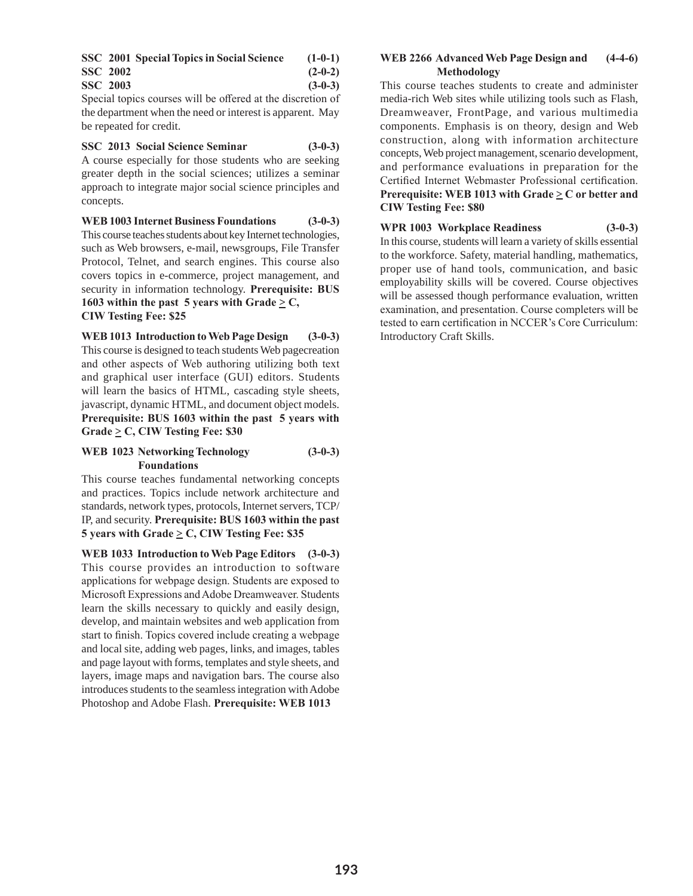**SSC 2001 Special Topics in Social Science (1-0-1)**
**SSC 2002 (2-0-2)**
**SSC 2003 (3-0-3)**

Special topics courses will be offered at the discretion of the department when the need or interest is apparent. May be repeated for credit.

**SSC 2013 Social Science Seminar (3-0-3)**

A course especially for those students who are seeking greater depth in the social sciences; utilizes a seminar approach to integrate major social science principles and concepts.

**WEB 1003 Internet Business Foundations (3-0-3)**

This course teaches students about key Internet technologies, such as Web browsers, e-mail, newsgroups, File Transfer Protocol, Telnet, and search engines. This course also covers topics in e-commerce, project management, and security in information technology. **Prerequisite: BUS 1603 within the past 5 years with Grade ≥ C, CIW Testing Fee: $25**

**WEB 1013 Introduction to Web Page Design (3-0-3)**

This course is designed to teach students Web pagecreation and other aspects of Web authoring utilizing both text and graphical user interface (GUI) editors. Students will learn the basics of HTML, cascading style sheets, javascript, dynamic HTML, and document object models. **Prerequisite: BUS 1603 within the past 5 years with Grade ≥ C, CIW Testing Fee: $30**

**WEB 1023 Networking Technology Foundations (3-0-3)**

This course teaches fundamental networking concepts and practices. Topics include network architecture and standards, network types, protocols, Internet servers, TCP/IP, and security. **Prerequisite: BUS 1603 within the past 5 years with Grade ≥ C, CIW Testing Fee: $35**

**WEB 1033 Introduction to Web Page Editors (3-0-3)**

This course provides an introduction to software applications for webpage design. Students are exposed to Microsoft Expressions and Adobe Dreamweaver. Students learn the skills necessary to quickly and easily design, develop, and maintain websites and web application from start to finish. Topics covered include creating a webpage and local site, adding web pages, links, and images, tables and page layout with forms, templates and style sheets, and layers, image maps and navigation bars. The course also introduces students to the seamless integration with Adobe Photoshop and Adobe Flash. **Prerequisite: WEB 1013**

**WEB 2266 Advanced Web Page Design and Methodology (4-4-6)**

This course teaches students to create and administer media-rich Web sites while utilizing tools such as Flash, Dreamweaver, FrontPage, and various multimedia components. Emphasis is on theory, design and Web construction, along with information architecture concepts, Web project management, scenario development, and performance evaluations in preparation for the Certified Internet Webmaster Professional certification. **Prerequisite: WEB 1013 with Grade ≥ C or better and CIW Testing Fee: $80**

**WPR 1003 Workplace Readiness (3-0-3)**

In this course, students will learn a variety of skills essential to the workforce. Safety, material handling, mathematics, proper use of hand tools, communication, and basic employability skills will be covered. Course objectives will be assessed though performance evaluation, written examination, and presentation. Course completers will be tested to earn certification in NCCER's Core Curriculum: Introductory Craft Skills.